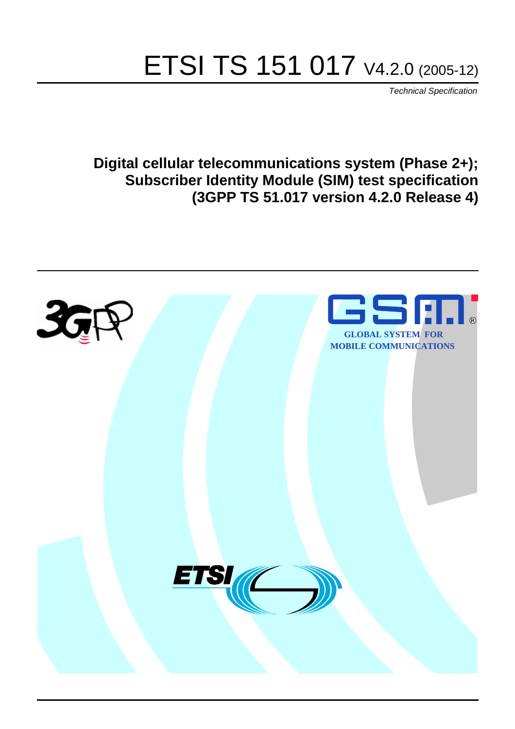# ETSI TS 151 017 V4.2.0 (2005-12)

*Technical Specification*

## Digital cellular telecommunications system (Phase 2+); Subscriber Identity Module (SIM) test specification (3GPP TS 51.017 version 4.2.0 Release 4)

GLOBAL SYSTEM FOR MOBILE COMMUNICATIONS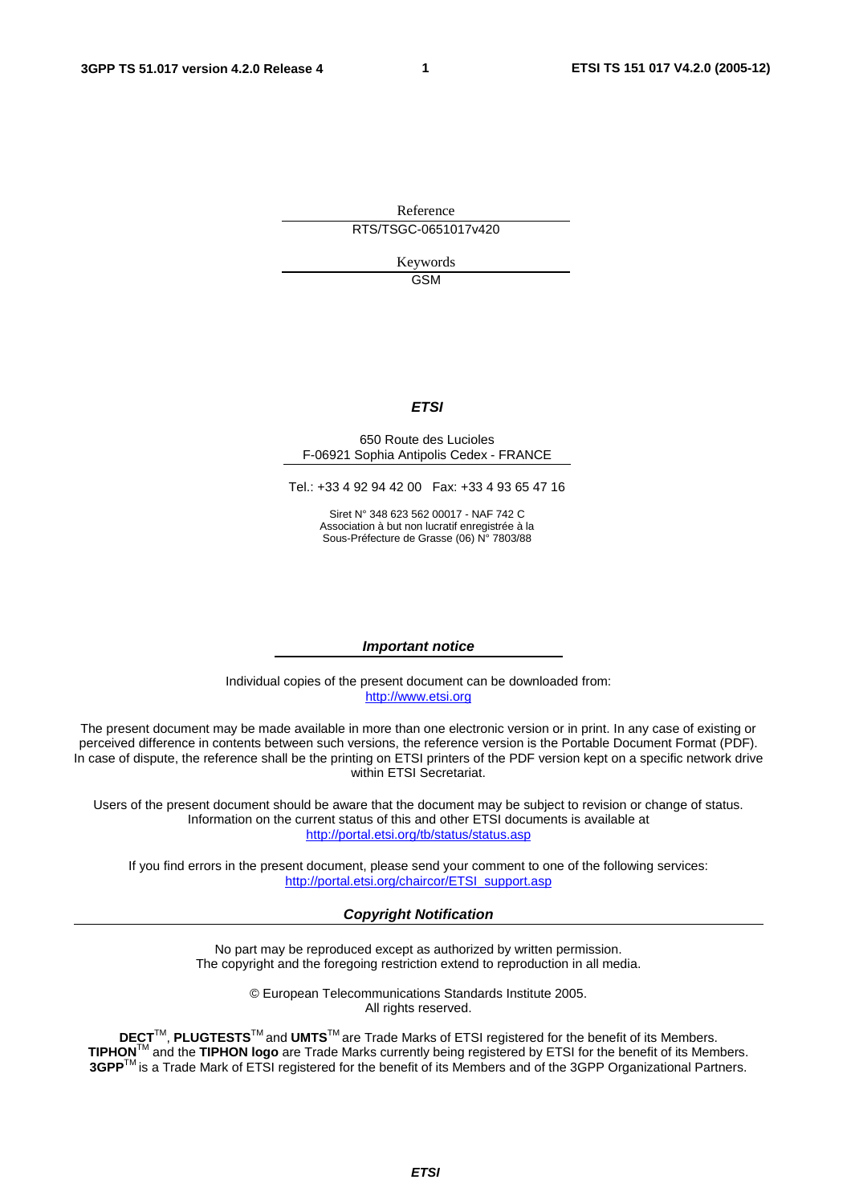Reference

RTS/TSGC-0651017v420

Keywords

GSM

***ETSI***

650 Route des Lucioles
F-06921 Sophia Antipolis Cedex - FRANCE

Tel.: +33 4 92 94 42 00 Fax: +33 4 93 65 47 16

Siret N° 348 623 562 00017 - NAF 742 C
Association à but non lucratif enregistrée à la
Sous-Préfecture de Grasse (06) N° 7803/88

***Important notice***

Individual copies of the present document can be downloaded from:
http://www.etsi.org

The present document may be made available in more than one electronic version or in print. In any case of existing or perceived difference in contents between such versions, the reference version is the Portable Document Format (PDF). In case of dispute, the reference shall be the printing on ETSI printers of the PDF version kept on a specific network drive within ETSI Secretariat.

Users of the present document should be aware that the document may be subject to revision or change of status. Information on the current status of this and other ETSI documents is available at
http://portal.etsi.org/tb/status/status.asp

If you find errors in the present document, please send your comment to one of the following services:
http://portal.etsi.org/chaircor/ETSI_support.asp

***Copyright Notification***

No part may be reproduced except as authorized by written permission.
The copyright and the foregoing restriction extend to reproduction in all media.

© European Telecommunications Standards Institute 2005.
All rights reserved.

**DECT**TM, **PLUGTESTS**TM and **UMTS**TM are Trade Marks of ETSI registered for the benefit of its Members.
**TIPHON**TM and the **TIPHON logo** are Trade Marks currently being registered by ETSI for the benefit of its Members.
**3GPP**TM is a Trade Mark of ETSI registered for the benefit of its Members and of the 3GPP Organizational Partners.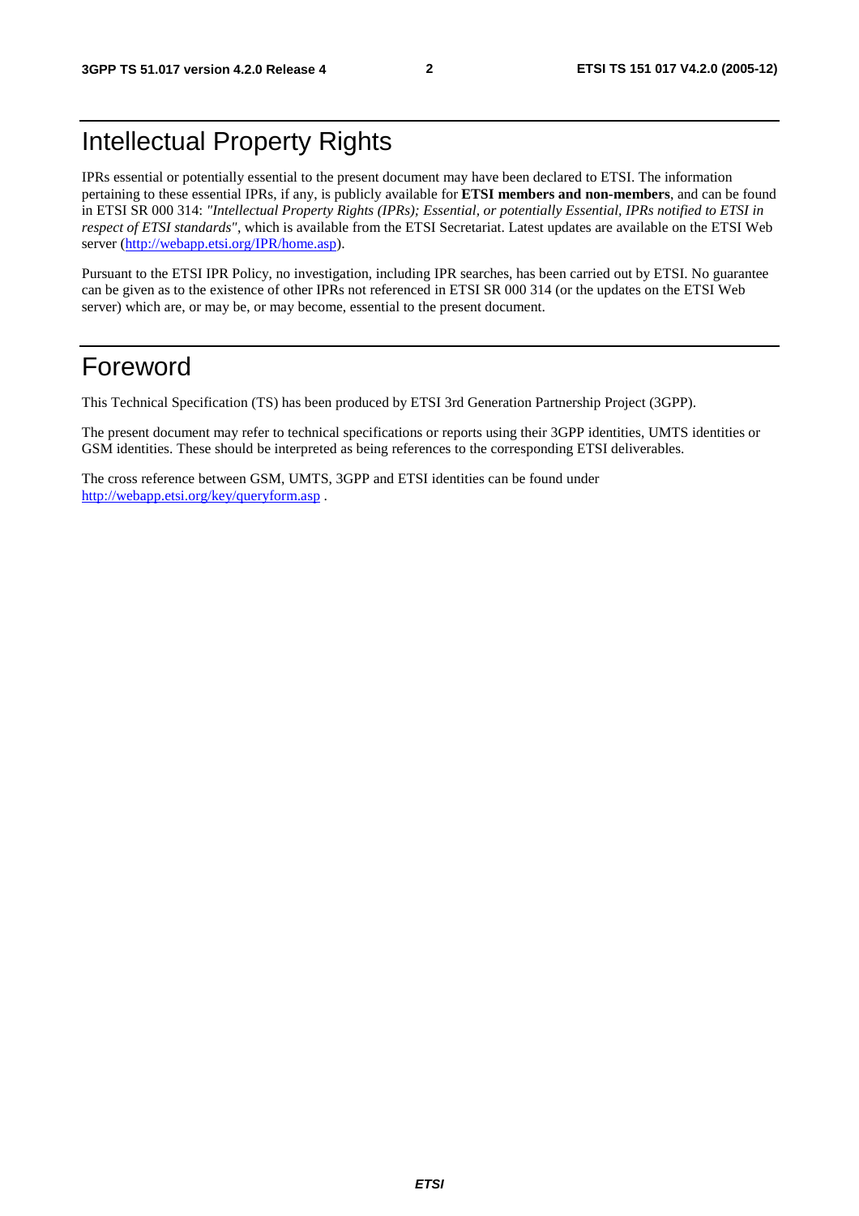# Intellectual Property Rights

IPRs essential or potentially essential to the present document may have been declared to ETSI. The information pertaining to these essential IPRs, if any, is publicly available for **ETSI members and non-members**, and can be found in ETSI SR 000 314: *"Intellectual Property Rights (IPRs); Essential, or potentially Essential, IPRs notified to ETSI in respect of ETSI standards"*, which is available from the ETSI Secretariat. Latest updates are available on the ETSI Web server (http://webapp.etsi.org/IPR/home.asp).

Pursuant to the ETSI IPR Policy, no investigation, including IPR searches, has been carried out by ETSI. No guarantee can be given as to the existence of other IPRs not referenced in ETSI SR 000 314 (or the updates on the ETSI Web server) which are, or may be, or may become, essential to the present document.

# Foreword

This Technical Specification (TS) has been produced by ETSI 3rd Generation Partnership Project (3GPP).

The present document may refer to technical specifications or reports using their 3GPP identities, UMTS identities or GSM identities. These should be interpreted as being references to the corresponding ETSI deliverables.

The cross reference between GSM, UMTS, 3GPP and ETSI identities can be found under http://webapp.etsi.org/key/queryform.asp .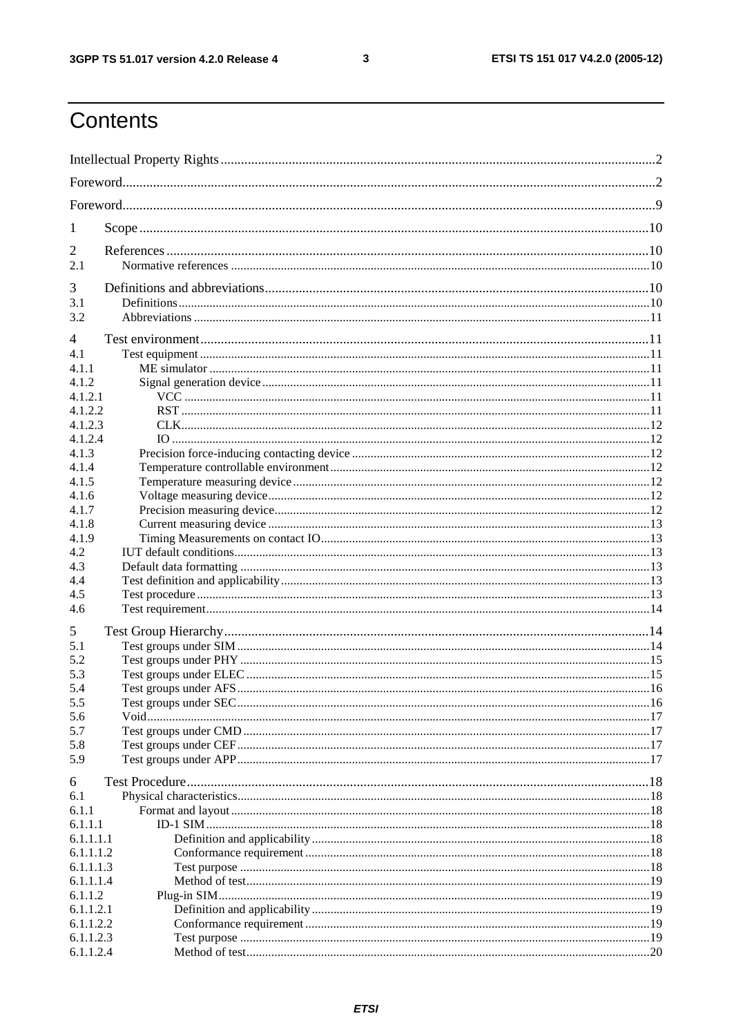# Contents

Intellectual Property Rights ..... 2
Foreword ..... 2
Foreword ..... 9
1 Scope ..... 10
2 References ..... 10
2.1 Normative references ..... 10
3 Definitions and abbreviations ..... 10
3.1 Definitions ..... 10
3.2 Abbreviations ..... 11
4 Test environment ..... 11
4.1 Test equipment ..... 11
4.1.1 ME simulator ..... 11
4.1.2 Signal generation device ..... 11
4.1.2.1 VCC ..... 11
4.1.2.2 RST ..... 11
4.1.2.3 CLK ..... 12
4.1.2.4 IO ..... 12
4.1.3 Precision force-inducing contacting device ..... 12
4.1.4 Temperature controllable environment ..... 12
4.1.5 Temperature measuring device ..... 12
4.1.6 Voltage measuring device ..... 12
4.1.7 Precision measuring device ..... 12
4.1.8 Current measuring device ..... 13
4.1.9 Timing Measurements on contact IO ..... 13
4.2 IUT default conditions ..... 13
4.3 Default data formatting ..... 13
4.4 Test definition and applicability ..... 13
4.5 Test procedure ..... 13
4.6 Test requirement ..... 14
5 Test Group Hierarchy ..... 14
5.1 Test groups under SIM ..... 14
5.2 Test groups under PHY ..... 15
5.3 Test groups under ELEC ..... 15
5.4 Test groups under AFS ..... 16
5.5 Test groups under SEC ..... 16
5.6 Void ..... 17
5.7 Test groups under CMD ..... 17
5.8 Test groups under CEF ..... 17
5.9 Test groups under APP ..... 17
6 Test Procedure ..... 18
6.1 Physical characteristics ..... 18
6.1.1 Format and layout ..... 18
6.1.1.1 ID-1 SIM ..... 18
6.1.1.1.1 Definition and applicability ..... 18
6.1.1.1.2 Conformance requirement ..... 18
6.1.1.1.3 Test purpose ..... 18
6.1.1.1.4 Method of test ..... 19
6.1.1.2 Plug-in SIM ..... 19
6.1.1.2.1 Definition and applicability ..... 19
6.1.1.2.2 Conformance requirement ..... 19
6.1.1.2.3 Test purpose ..... 19
6.1.1.2.4 Method of test ..... 20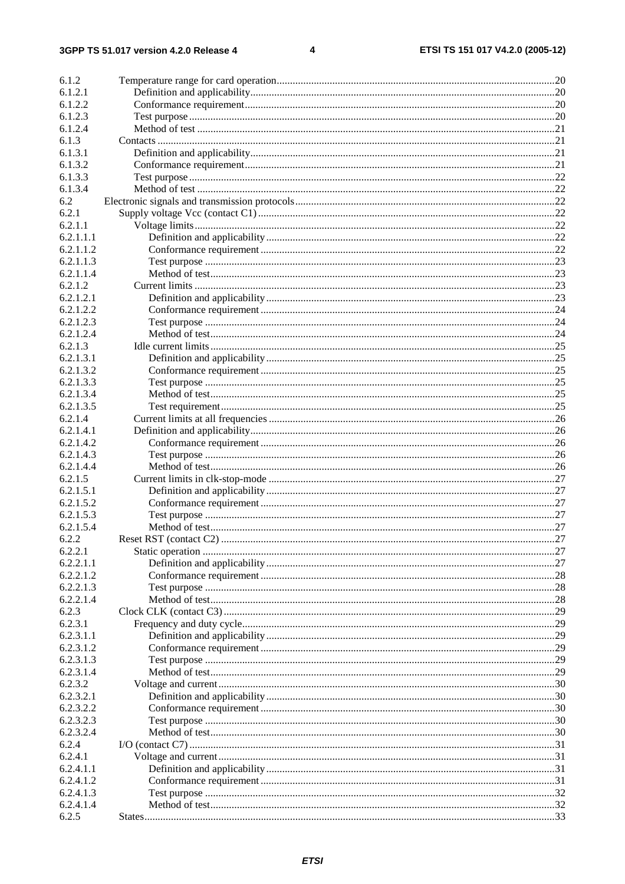6.1.2 Temperature range for card operation........................................................................................................20
6.1.2.1 Definition and applicability.................................................................................................................20
6.1.2.2 Conformance requirement...................................................................................................................20
6.1.2.3 Test purpose........................................................................................................................................20
6.1.2.4 Method of test .....................................................................................................................................21
6.1.3 Contacts ....................................................................................................................................................21
6.1.3.1 Definition and applicability.................................................................................................................21
6.1.3.2 Conformance requirement...................................................................................................................21
6.1.3.3 Test purpose........................................................................................................................................22
6.1.3.4 Method of test .....................................................................................................................................22
6.2 Electronic signals and transmission protocols.................................................................................................22
6.2.1 Supply voltage Vcc (contact C1)...............................................................................................................22
6.2.1.1 Voltage limits......................................................................................................................................22
6.2.1.1.1 Definition and applicability...........................................................................................................22
6.2.1.1.2 Conformance requirement.............................................................................................................22
6.2.1.1.3 Test purpose ..................................................................................................................................23
6.2.1.1.4 Method of test................................................................................................................................23
6.2.1.2 Current limits ......................................................................................................................................23
6.2.1.2.1 Definition and applicability...........................................................................................................23
6.2.1.2.2 Conformance requirement.............................................................................................................24
6.2.1.2.3 Test purpose ..................................................................................................................................24
6.2.1.2.4 Method of test................................................................................................................................24
6.2.1.3 Idle current limits................................................................................................................................25
6.2.1.3.1 Definition and applicability...........................................................................................................25
6.2.1.3.2 Conformance requirement.............................................................................................................25
6.2.1.3.3 Test purpose ..................................................................................................................................25
6.2.1.3.4 Method of test................................................................................................................................25
6.2.1.3.5 Test requirement............................................................................................................................25
6.2.1.4 Current limits at all frequencies..........................................................................................................26
6.2.1.4.1 Definition and applicability.................................................................................................................26
6.2.1.4.2 Conformance requirement.............................................................................................................26
6.2.1.4.3 Test purpose ..................................................................................................................................26
6.2.1.4.4 Method of test................................................................................................................................26
6.2.1.5 Current limits in clk-stop-mode ..........................................................................................................27
6.2.1.5.1 Definition and applicability...........................................................................................................27
6.2.1.5.2 Conformance requirement.............................................................................................................27
6.2.1.5.3 Test purpose ..................................................................................................................................27
6.2.1.5.4 Method of test................................................................................................................................27
6.2.2 Reset RST (contact C2) ............................................................................................................................27
6.2.2.1 Static operation ...................................................................................................................................27
6.2.2.1.1 Definition and applicability...........................................................................................................27
6.2.2.1.2 Conformance requirement.............................................................................................................28
6.2.2.1.3 Test purpose ..................................................................................................................................28
6.2.2.1.4 Method of test................................................................................................................................28
6.2.3 Clock CLK (contact C3)...........................................................................................................................29
6.2.3.1 Frequency and duty cycle....................................................................................................................29
6.2.3.1.1 Definition and applicability...........................................................................................................29
6.2.3.1.2 Conformance requirement.............................................................................................................29
6.2.3.1.3 Test purpose ..................................................................................................................................29
6.2.3.1.4 Method of test................................................................................................................................29
6.2.3.2 Voltage and current.............................................................................................................................30
6.2.3.2.1 Definition and applicability...........................................................................................................30
6.2.3.2.2 Conformance requirement.............................................................................................................30
6.2.3.2.3 Test purpose ..................................................................................................................................30
6.2.3.2.4 Method of test................................................................................................................................30
6.2.4 I/O (contact C7).......................................................................................................................................31
6.2.4.1 Voltage and current.............................................................................................................................31
6.2.4.1.1 Definition and applicability...........................................................................................................31
6.2.4.1.2 Conformance requirement.............................................................................................................31
6.2.4.1.3 Test purpose ..................................................................................................................................32
6.2.4.1.4 Method of test................................................................................................................................32
6.2.5 States........................................................................................................................................................33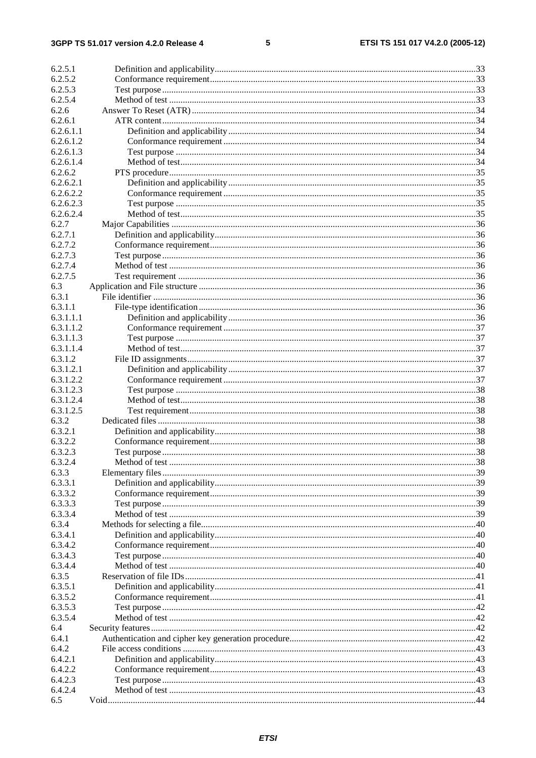6.2.5.1 Definition and applicability ........................................................................................................ 33
6.2.5.2 Conformance requirement ........................................................................................................ 33
6.2.5.3 Test purpose ........................................................................................................ 33
6.2.5.4 Method of test ........................................................................................................ 33
6.2.6 Answer To Reset (ATR) ........................................................................................................ 34
6.2.6.1 ATR content ........................................................................................................ 34
6.2.6.1.1 Definition and applicability ........................................................................................................ 34
6.2.6.1.2 Conformance requirement ........................................................................................................ 34
6.2.6.1.3 Test purpose ........................................................................................................ 34
6.2.6.1.4 Method of test ........................................................................................................ 34
6.2.6.2 PTS procedure ........................................................................................................ 35
6.2.6.2.1 Definition and applicability ........................................................................................................ 35
6.2.6.2.2 Conformance requirement ........................................................................................................ 35
6.2.6.2.3 Test purpose ........................................................................................................ 35
6.2.6.2.4 Method of test ........................................................................................................ 35
6.2.7 Major Capabilities ........................................................................................................ 36
6.2.7.1 Definition and applicability ........................................................................................................ 36
6.2.7.2 Conformance requirement ........................................................................................................ 36
6.2.7.3 Test purpose ........................................................................................................ 36
6.2.7.4 Method of test ........................................................................................................ 36
6.2.7.5 Test requirement ........................................................................................................ 36
6.3 Application and File structure ........................................................................................................ 36
6.3.1 File identifier ........................................................................................................ 36
6.3.1.1 File-type identification ........................................................................................................ 36
6.3.1.1.1 Definition and applicability ........................................................................................................ 36
6.3.1.1.2 Conformance requirement ........................................................................................................ 37
6.3.1.1.3 Test purpose ........................................................................................................ 37
6.3.1.1.4 Method of test ........................................................................................................ 37
6.3.1.2 File ID assignments ........................................................................................................ 37
6.3.1.2.1 Definition and applicability ........................................................................................................ 37
6.3.1.2.2 Conformance requirement ........................................................................................................ 37
6.3.1.2.3 Test purpose ........................................................................................................ 38
6.3.1.2.4 Method of test ........................................................................................................ 38
6.3.1.2.5 Test requirement ........................................................................................................ 38
6.3.2 Dedicated files ........................................................................................................ 38
6.3.2.1 Definition and applicability ........................................................................................................ 38
6.3.2.2 Conformance requirement ........................................................................................................ 38
6.3.2.3 Test purpose ........................................................................................................ 38
6.3.2.4 Method of test ........................................................................................................ 38
6.3.3 Elementary files ........................................................................................................ 39
6.3.3.1 Definition and applicability ........................................................................................................ 39
6.3.3.2 Conformance requirement ........................................................................................................ 39
6.3.3.3 Test purpose ........................................................................................................ 39
6.3.3.4 Method of test ........................................................................................................ 39
6.3.4 Methods for selecting a file ........................................................................................................ 40
6.3.4.1 Definition and applicability ........................................................................................................ 40
6.3.4.2 Conformance requirement ........................................................................................................ 40
6.3.4.3 Test purpose ........................................................................................................ 40
6.3.4.4 Method of test ........................................................................................................ 40
6.3.5 Reservation of file IDs ........................................................................................................ 41
6.3.5.1 Definition and applicability ........................................................................................................ 41
6.3.5.2 Conformance requirement ........................................................................................................ 41
6.3.5.3 Test purpose ........................................................................................................ 42
6.3.5.4 Method of test ........................................................................................................ 42
6.4 Security features ........................................................................................................ 42
6.4.1 Authentication and cipher key generation procedure ........................................................................................................ 42
6.4.2 File access conditions ........................................................................................................ 43
6.4.2.1 Definition and applicability ........................................................................................................ 43
6.4.2.2 Conformance requirement ........................................................................................................ 43
6.4.2.3 Test purpose ........................................................................................................ 43
6.4.2.4 Method of test ........................................................................................................ 43
6.5 Void ........................................................................................................ 44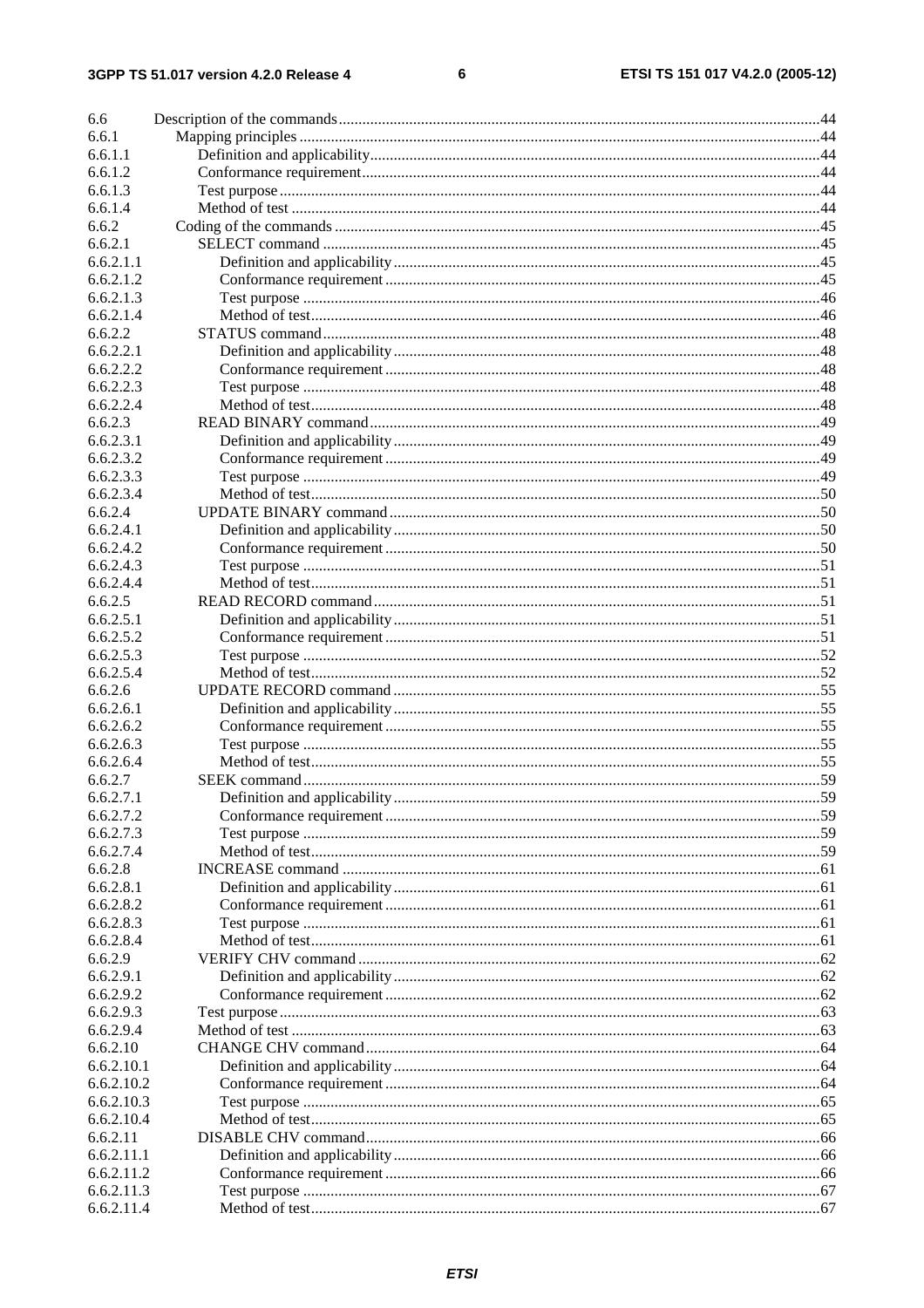6.6 Description of the commands ........................................................................................................................44
6.6.1 Mapping principles ..................................................................................................................................44
6.6.1.1 Definition and applicability.................................................................................................................44
6.6.1.2 Conformance requirement...................................................................................................................44
6.6.1.3 Test purpose.........................................................................................................................................44
6.6.1.4 Method of test......................................................................................................................................44
6.6.2 Coding of the commands ..........................................................................................................................45
6.6.2.1 SELECT command ..............................................................................................................................45
6.6.2.1.1 Definition and applicability...........................................................................................................45
6.6.2.1.2 Conformance requirement .............................................................................................................45
6.6.2.1.3 Test purpose ..................................................................................................................................46
6.6.2.1.4 Method of test................................................................................................................................46
6.6.2.2 STATUS command..............................................................................................................................48
6.6.2.2.1 Definition and applicability...........................................................................................................48
6.6.2.2.2 Conformance requirement .............................................................................................................48
6.6.2.2.3 Test purpose ..................................................................................................................................48
6.6.2.2.4 Method of test................................................................................................................................48
6.6.2.3 READ BINARY command..................................................................................................................49
6.6.2.3.1 Definition and applicability...........................................................................................................49
6.6.2.3.2 Conformance requirement .............................................................................................................49
6.6.2.3.3 Test purpose ..................................................................................................................................49
6.6.2.3.4 Method of test................................................................................................................................50
6.6.2.4 UPDATE BINARY command .............................................................................................................50
6.6.2.4.1 Definition and applicability...........................................................................................................50
6.6.2.4.2 Conformance requirement .............................................................................................................50
6.6.2.4.3 Test purpose ..................................................................................................................................51
6.6.2.4.4 Method of test................................................................................................................................51
6.6.2.5 READ RECORD command.................................................................................................................51
6.6.2.5.1 Definition and applicability...........................................................................................................51
6.6.2.5.2 Conformance requirement .............................................................................................................51
6.6.2.5.3 Test purpose ..................................................................................................................................52
6.6.2.5.4 Method of test................................................................................................................................52
6.6.2.6 UPDATE RECORD command ............................................................................................................55
6.6.2.6.1 Definition and applicability...........................................................................................................55
6.6.2.6.2 Conformance requirement .............................................................................................................55
6.6.2.6.3 Test purpose ..................................................................................................................................55
6.6.2.6.4 Method of test................................................................................................................................55
6.6.2.7 SEEK command...................................................................................................................................59
6.6.2.7.1 Definition and applicability...........................................................................................................59
6.6.2.7.2 Conformance requirement .............................................................................................................59
6.6.2.7.3 Test purpose ..................................................................................................................................59
6.6.2.7.4 Method of test................................................................................................................................59
6.6.2.8 INCREASE command .........................................................................................................................61
6.6.2.8.1 Definition and applicability...........................................................................................................61
6.6.2.8.2 Conformance requirement .............................................................................................................61
6.6.2.8.3 Test purpose ..................................................................................................................................61
6.6.2.8.4 Method of test................................................................................................................................61
6.6.2.9 VERIFY CHV command .....................................................................................................................62
6.6.2.9.1 Definition and applicability...........................................................................................................62
6.6.2.9.2 Conformance requirement .............................................................................................................62
6.6.2.9.3 Test purpose.........................................................................................................................................63
6.6.2.9.4 Method of test......................................................................................................................................63
6.6.2.10 CHANGE CHV command..................................................................................................................64
6.6.2.10.1 Definition and applicability...........................................................................................................64
6.6.2.10.2 Conformance requirement .............................................................................................................64
6.6.2.10.3 Test purpose ..................................................................................................................................65
6.6.2.10.4 Method of test................................................................................................................................65
6.6.2.11 DISABLE CHV command..................................................................................................................66
6.6.2.11.1 Definition and applicability...........................................................................................................66
6.6.2.11.2 Conformance requirement .............................................................................................................66
6.6.2.11.3 Test purpose ..................................................................................................................................67
6.6.2.11.4 Method of test................................................................................................................................67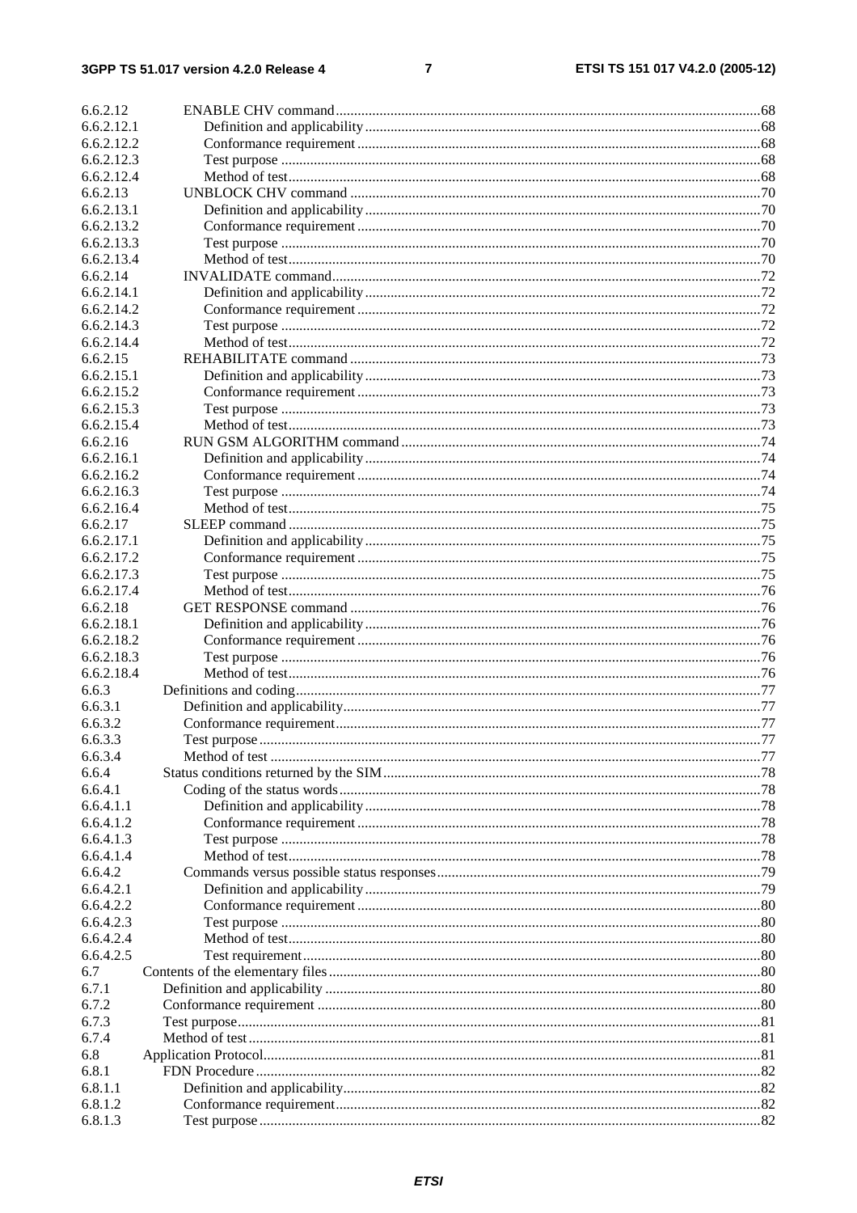6.6.2.12 ENABLE CHV command....................................................................................................................68
6.6.2.12.1 Definition and applicability ............................................................................................................68
6.6.2.12.2 Conformance requirement ..............................................................................................................68
6.6.2.12.3 Test purpose ....................................................................................................................................68
6.6.2.12.4 Method of test..................................................................................................................................68
6.6.2.13 UNBLOCK CHV command .................................................................................................................70
6.6.2.13.1 Definition and applicability ............................................................................................................70
6.6.2.13.2 Conformance requirement ..............................................................................................................70
6.6.2.13.3 Test purpose ....................................................................................................................................70
6.6.2.13.4 Method of test..................................................................................................................................70
6.6.2.14 INVALIDATE command......................................................................................................................72
6.6.2.14.1 Definition and applicability ............................................................................................................72
6.6.2.14.2 Conformance requirement ..............................................................................................................72
6.6.2.14.3 Test purpose ....................................................................................................................................72
6.6.2.14.4 Method of test..................................................................................................................................72
6.6.2.15 REHABILITATE command .................................................................................................................73
6.6.2.15.1 Definition and applicability ............................................................................................................73
6.6.2.15.2 Conformance requirement ..............................................................................................................73
6.6.2.15.3 Test purpose ....................................................................................................................................73
6.6.2.15.4 Method of test..................................................................................................................................73
6.6.2.16 RUN GSM ALGORITHM command ..................................................................................................74
6.6.2.16.1 Definition and applicability ............................................................................................................74
6.6.2.16.2 Conformance requirement ..............................................................................................................74
6.6.2.16.3 Test purpose ....................................................................................................................................74
6.6.2.16.4 Method of test..................................................................................................................................75
6.6.2.17 SLEEP command ..................................................................................................................................75
6.6.2.17.1 Definition and applicability ............................................................................................................75
6.6.2.17.2 Conformance requirement ..............................................................................................................75
6.6.2.17.3 Test purpose ....................................................................................................................................75
6.6.2.17.4 Method of test..................................................................................................................................76
6.6.2.18 GET RESPONSE command .................................................................................................................76
6.6.2.18.1 Definition and applicability ............................................................................................................76
6.6.2.18.2 Conformance requirement ..............................................................................................................76
6.6.2.18.3 Test purpose ....................................................................................................................................76
6.6.2.18.4 Method of test..................................................................................................................................76
6.6.3 Definitions and coding................................................................................................................................77
6.6.3.1 Definition and applicability...................................................................................................................77
6.6.3.2 Conformance requirement.....................................................................................................................77
6.6.3.3 Test purpose ..........................................................................................................................................77
6.6.3.4 Method of test .......................................................................................................................................77
6.6.4 Status conditions returned by the SIM........................................................................................................78
6.6.4.1 Coding of the status words ....................................................................................................................78
6.6.4.1.1 Definition and applicability ............................................................................................................78
6.6.4.1.2 Conformance requirement ..............................................................................................................78
6.6.4.1.3 Test purpose ....................................................................................................................................78
6.6.4.1.4 Method of test..................................................................................................................................78
6.6.4.2 Commands versus possible status responses.........................................................................................79
6.6.4.2.1 Definition and applicability ............................................................................................................79
6.6.4.2.2 Conformance requirement ..............................................................................................................80
6.6.4.2.3 Test purpose ....................................................................................................................................80
6.6.4.2.4 Method of test..................................................................................................................................80
6.6.4.2.5 Test requirement..............................................................................................................................80
6.7 Contents of the elementary files ......................................................................................................................80
6.7.1 Definition and applicability ........................................................................................................................80
6.7.2 Conformance requirement ..........................................................................................................................80
6.7.3 Test purpose................................................................................................................................................81
6.7.4 Method of test.............................................................................................................................................81
6.8 Application Protocol........................................................................................................................................81
6.8.1 FDN Procedure ...........................................................................................................................................82
6.8.1.1 Definition and applicability...................................................................................................................82
6.8.1.2 Conformance requirement.....................................................................................................................82
6.8.1.3 Test purpose ..........................................................................................................................................82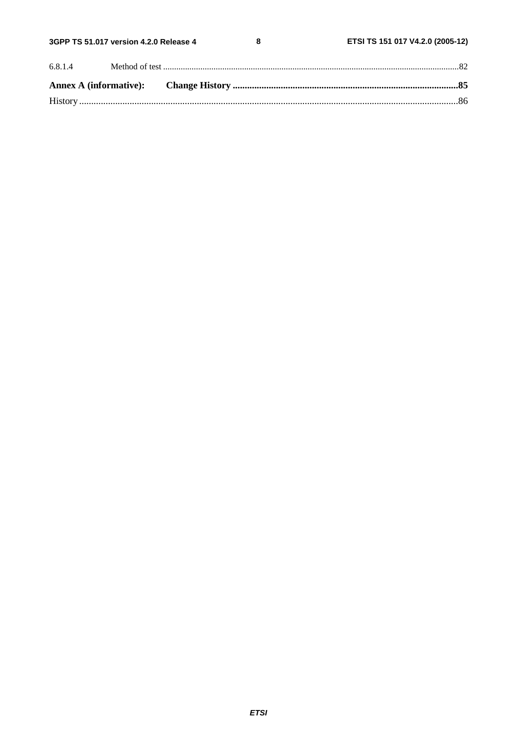6.8.1.4 Method of test .....................................................................................................................................................82

**Annex A (informative): Change History ..............................................................................................85**

History ..............................................................................................................................................................86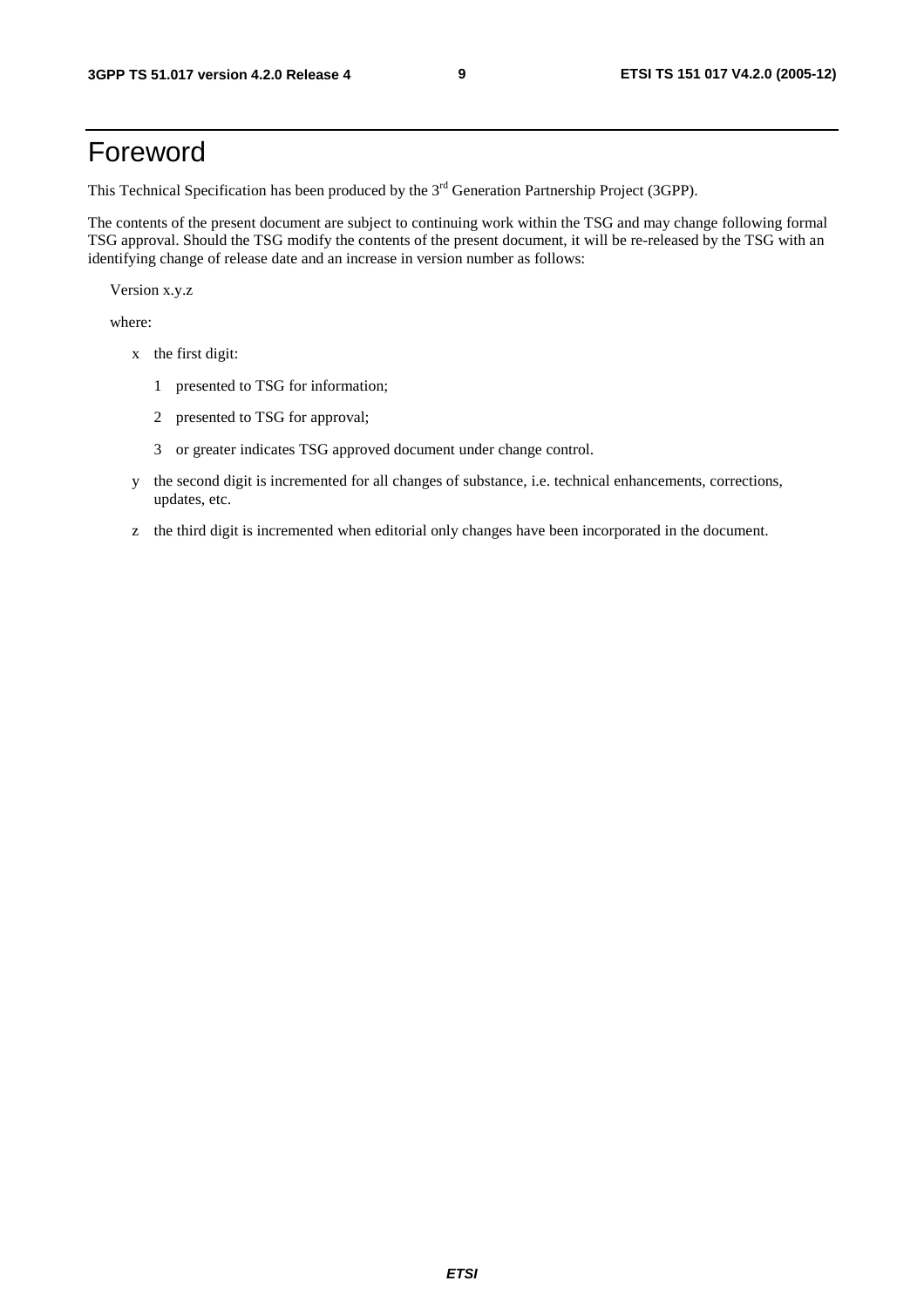# Foreword

This Technical Specification has been produced by the 3rd Generation Partnership Project (3GPP).

The contents of the present document are subject to continuing work within the TSG and may change following formal TSG approval. Should the TSG modify the contents of the present document, it will be re-released by the TSG with an identifying change of release date and an increase in version number as follows:

Version x.y.z

where:

- x the first digit:
  - 1 presented to TSG for information;
  - 2 presented to TSG for approval;
  - 3 or greater indicates TSG approved document under change control.
- y the second digit is incremented for all changes of substance, i.e. technical enhancements, corrections, updates, etc.
- z the third digit is incremented when editorial only changes have been incorporated in the document.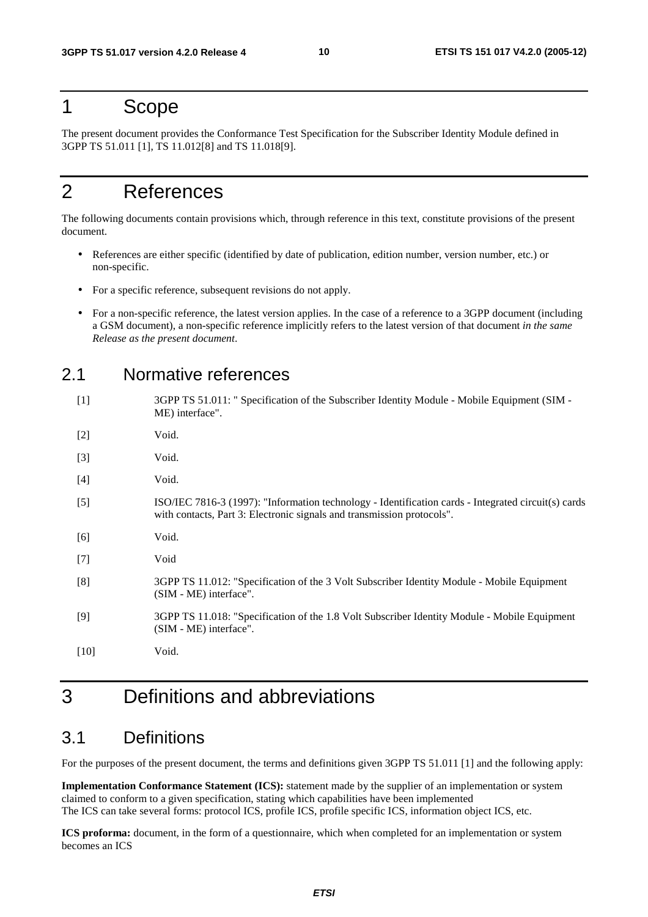# 1 Scope

The present document provides the Conformance Test Specification for the Subscriber Identity Module defined in 3GPP TS 51.011 [1], TS 11.012[8] and TS 11.018[9].

# 2 References

The following documents contain provisions which, through reference in this text, constitute provisions of the present document.

- References are either specific (identified by date of publication, edition number, version number, etc.) or non-specific.
- For a specific reference, subsequent revisions do not apply.
- For a non-specific reference, the latest version applies. In the case of a reference to a 3GPP document (including a GSM document), a non-specific reference implicitly refers to the latest version of that document *in the same Release as the present document*.

## 2.1 Normative references

[1] 3GPP TS 51.011: " Specification of the Subscriber Identity Module - Mobile Equipment (SIM - ME) interface".

[2] Void.

[3] Void.

[4] Void.

[5] ISO/IEC 7816-3 (1997): "Information technology - Identification cards - Integrated circuit(s) cards with contacts, Part 3: Electronic signals and transmission protocols".

[6] Void.

[7] Void

[8] 3GPP TS 11.012: "Specification of the 3 Volt Subscriber Identity Module - Mobile Equipment (SIM - ME) interface".

[9] 3GPP TS 11.018: "Specification of the 1.8 Volt Subscriber Identity Module - Mobile Equipment (SIM - ME) interface".

[10] Void.

# 3 Definitions and abbreviations

## 3.1 Definitions

For the purposes of the present document, the terms and definitions given 3GPP TS 51.011 [1] and the following apply:

**Implementation Conformance Statement (ICS):** statement made by the supplier of an implementation or system claimed to conform to a given specification, stating which capabilities have been implemented
The ICS can take several forms: protocol ICS, profile ICS, profile specific ICS, information object ICS, etc.

**ICS proforma:** document, in the form of a questionnaire, which when completed for an implementation or system becomes an ICS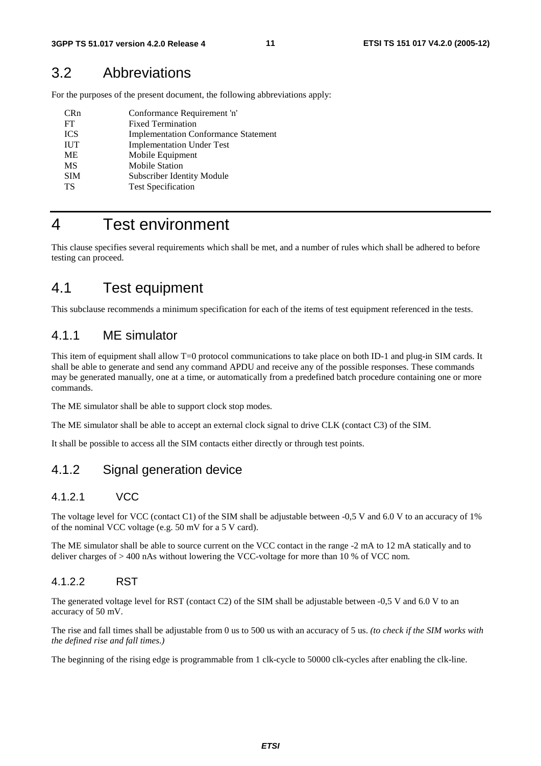## 3.2 Abbreviations

For the purposes of the present document, the following abbreviations apply:

| | |
|---|---|
| CRn | Conformance Requirement 'n' |
| FT | Fixed Termination |
| ICS | Implementation Conformance Statement |
| IUT | Implementation Under Test |
| ME | Mobile Equipment |
| MS | Mobile Station |
| SIM | Subscriber Identity Module |
| TS | Test Specification |

# 4 Test environment

This clause specifies several requirements which shall be met, and a number of rules which shall be adhered to before testing can proceed.

## 4.1 Test equipment

This subclause recommends a minimum specification for each of the items of test equipment referenced in the tests.

### 4.1.1 ME simulator

This item of equipment shall allow T=0 protocol communications to take place on both ID-1 and plug-in SIM cards. It shall be able to generate and send any command APDU and receive any of the possible responses. These commands may be generated manually, one at a time, or automatically from a predefined batch procedure containing one or more commands.

The ME simulator shall be able to support clock stop modes.

The ME simulator shall be able to accept an external clock signal to drive CLK (contact C3) of the SIM.

It shall be possible to access all the SIM contacts either directly or through test points.

### 4.1.2 Signal generation device

#### 4.1.2.1 VCC

The voltage level for VCC (contact C1) of the SIM shall be adjustable between -0,5 V and 6.0 V to an accuracy of 1% of the nominal VCC voltage (e.g. 50 mV for a 5 V card).

The ME simulator shall be able to source current on the VCC contact in the range -2 mA to 12 mA statically and to deliver charges of > 400 nAs without lowering the VCC-voltage for more than 10 % of VCC nom.

#### 4.1.2.2 RST

The generated voltage level for RST (contact C2) of the SIM shall be adjustable between -0,5 V and 6.0 V to an accuracy of 50 mV.

The rise and fall times shall be adjustable from 0 us to 500 us with an accuracy of 5 us. *(to check if the SIM works with the defined rise and fall times.)*

The beginning of the rising edge is programmable from 1 clk-cycle to 50000 clk-cycles after enabling the clk-line.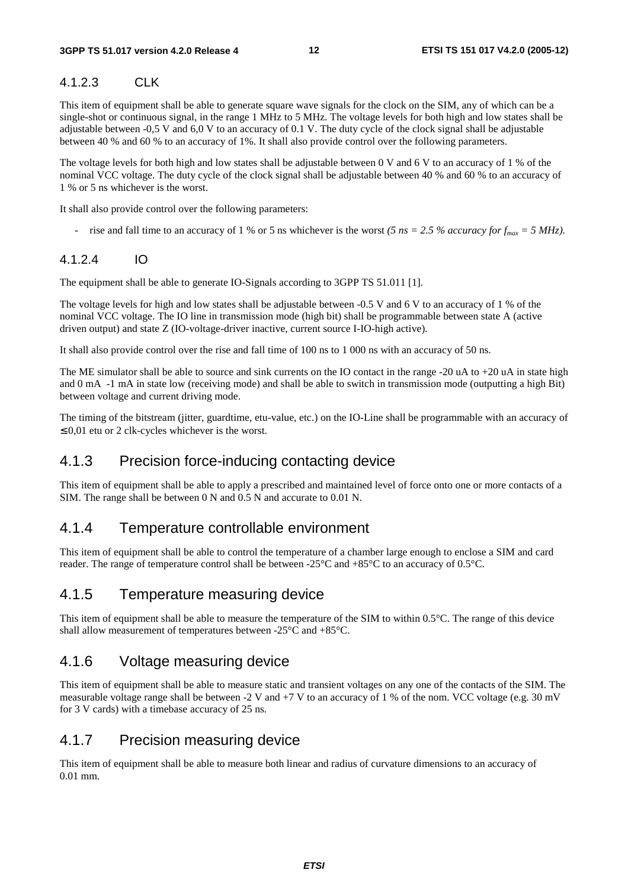#### 4.1.2.3 CLK

This item of equipment shall be able to generate square wave signals for the clock on the SIM, any of which can be a single-shot or continuous signal, in the range 1 MHz to 5 MHz. The voltage levels for both high and low states shall be adjustable between -0,5 V and 6,0 V to an accuracy of 0.1 V. The duty cycle of the clock signal shall be adjustable between 40 % and 60 % to an accuracy of 1%. It shall also provide control over the following parameters.

The voltage levels for both high and low states shall be adjustable between 0 V and 6 V to an accuracy of 1 % of the nominal VCC voltage. The duty cycle of the clock signal shall be adjustable between 40 % and 60 % to an accuracy of 1 % or 5 ns whichever is the worst.

It shall also provide control over the following parameters:

- rise and fall time to an accuracy of 1 % or 5 ns whichever is the worst *(5 ns = 2.5 % accuracy for $f_{max}$ = 5 MHz).*

#### 4.1.2.4 IO

The equipment shall be able to generate IO-Signals according to 3GPP TS 51.011 [1].

The voltage levels for high and low states shall be adjustable between -0.5 V and 6 V to an accuracy of 1 % of the nominal VCC voltage. The IO line in transmission mode (high bit) shall be programmable between state A (active driven output) and state Z (IO-voltage-driver inactive, current source I-IO-high active).

It shall also provide control over the rise and fall time of 100 ns to 1 000 ns with an accuracy of 50 ns.

The ME simulator shall be able to source and sink currents on the IO contact in the range -20 uA to +20 uA in state high and 0 mA -1 mA in state low (receiving mode) and shall be able to switch in transmission mode (outputting a high Bit) between voltage and current driving mode.

The timing of the bitstream (jitter, guardtime, etu-value, etc.) on the IO-Line shall be programmable with an accuracy of ≤ 0,01 etu or 2 clk-cycles whichever is the worst.

### 4.1.3 Precision force-inducing contacting device

This item of equipment shall be able to apply a prescribed and maintained level of force onto one or more contacts of a SIM. The range shall be between 0 N and 0.5 N and accurate to 0.01 N.

### 4.1.4 Temperature controllable environment

This item of equipment shall be able to control the temperature of a chamber large enough to enclose a SIM and card reader. The range of temperature control shall be between -25°C and +85°C to an accuracy of 0.5°C.

### 4.1.5 Temperature measuring device

This item of equipment shall be able to measure the temperature of the SIM to within 0.5°C. The range of this device shall allow measurement of temperatures between -25°C and +85°C.

### 4.1.6 Voltage measuring device

This item of equipment shall be able to measure static and transient voltages on any one of the contacts of the SIM. The measurable voltage range shall be between -2 V and +7 V to an accuracy of 1 % of the nom. VCC voltage (e.g. 30 mV for 3 V cards) with a timebase accuracy of 25 ns.

### 4.1.7 Precision measuring device

This item of equipment shall be able to measure both linear and radius of curvature dimensions to an accuracy of 0.01 mm.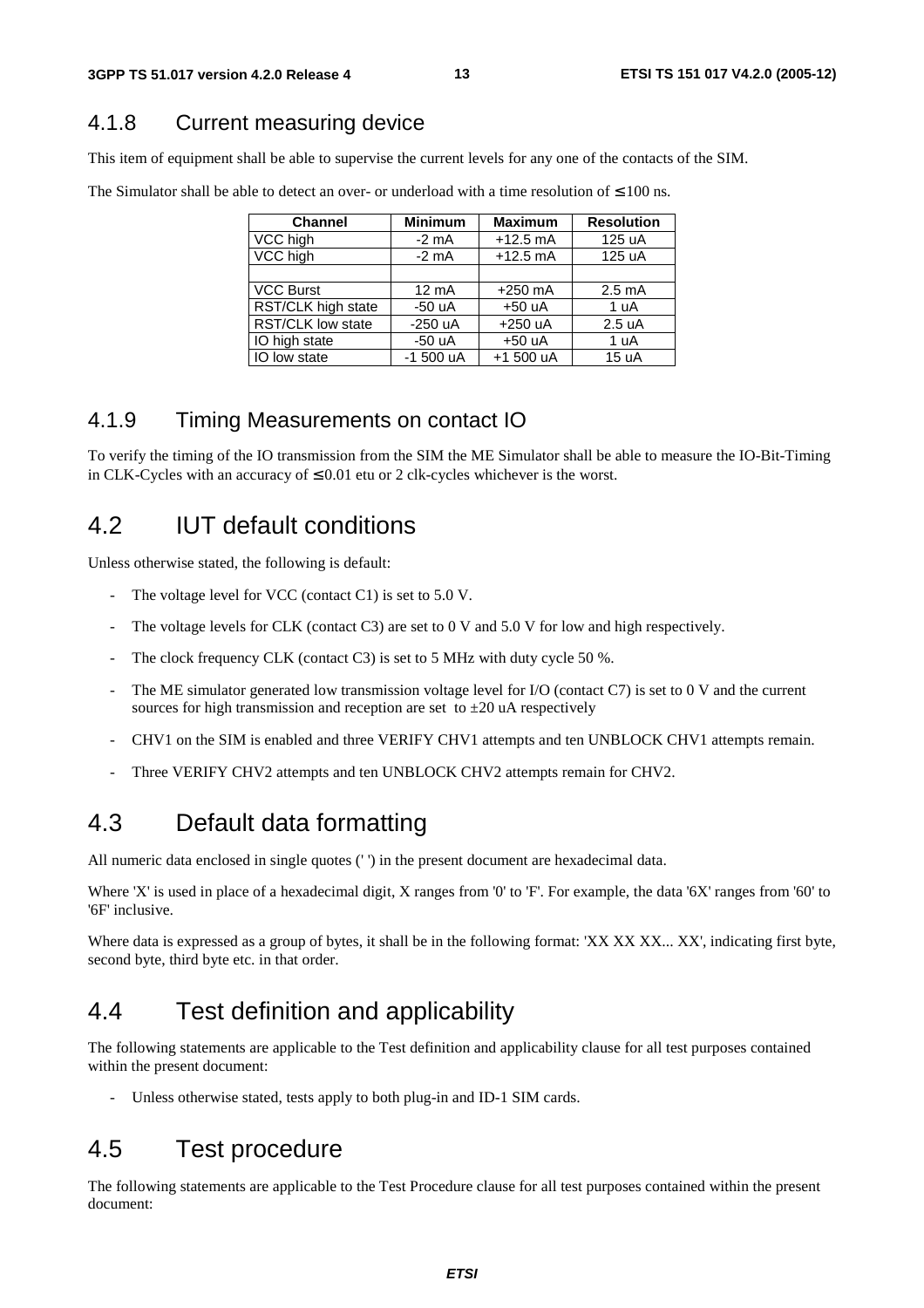### 4.1.8 Current measuring device

This item of equipment shall be able to supervise the current levels for any one of the contacts of the SIM.

The Simulator shall be able to detect an over- or underload with a time resolution of ≤ 100 ns.

| Channel | Minimum | Maximum | Resolution |
| --- | --- | --- | --- |
| VCC high | -2 mA | +12.5 mA | 125 uA |
| VCC high | -2 mA | +12.5 mA | 125 uA |
| | | | |
| VCC Burst | 12 mA | +250 mA | 2.5 mA |
| RST/CLK high state | -50 uA | +50 uA | 1 uA |
| RST/CLK low state | -250 uA | +250 uA | 2.5 uA |
| IO high state | -50 uA | +50 uA | 1 uA |
| IO low state | -1 500 uA | +1 500 uA | 15 uA |

### 4.1.9 Timing Measurements on contact IO

To verify the timing of the IO transmission from the SIM the ME Simulator shall be able to measure the IO-Bit-Timing in CLK-Cycles with an accuracy of ≤ 0.01 etu or 2 clk-cycles whichever is the worst.

## 4.2 IUT default conditions

Unless otherwise stated, the following is default:

- The voltage level for VCC (contact C1) is set to 5.0 V.
- The voltage levels for CLK (contact C3) are set to 0 V and 5.0 V for low and high respectively.
- The clock frequency CLK (contact C3) is set to 5 MHz with duty cycle 50 %.
- The ME simulator generated low transmission voltage level for I/O (contact C7) is set to 0 V and the current sources for high transmission and reception are set to ±20 uA respectively
- CHV1 on the SIM is enabled and three VERIFY CHV1 attempts and ten UNBLOCK CHV1 attempts remain.
- Three VERIFY CHV2 attempts and ten UNBLOCK CHV2 attempts remain for CHV2.

## 4.3 Default data formatting

All numeric data enclosed in single quotes (' ') in the present document are hexadecimal data.

Where 'X' is used in place of a hexadecimal digit, X ranges from '0' to 'F'. For example, the data '6X' ranges from '60' to '6F' inclusive.

Where data is expressed as a group of bytes, it shall be in the following format: 'XX XX XX... XX', indicating first byte, second byte, third byte etc. in that order.

## 4.4 Test definition and applicability

The following statements are applicable to the Test definition and applicability clause for all test purposes contained within the present document:

- Unless otherwise stated, tests apply to both plug-in and ID-1 SIM cards.

## 4.5 Test procedure

The following statements are applicable to the Test Procedure clause for all test purposes contained within the present document: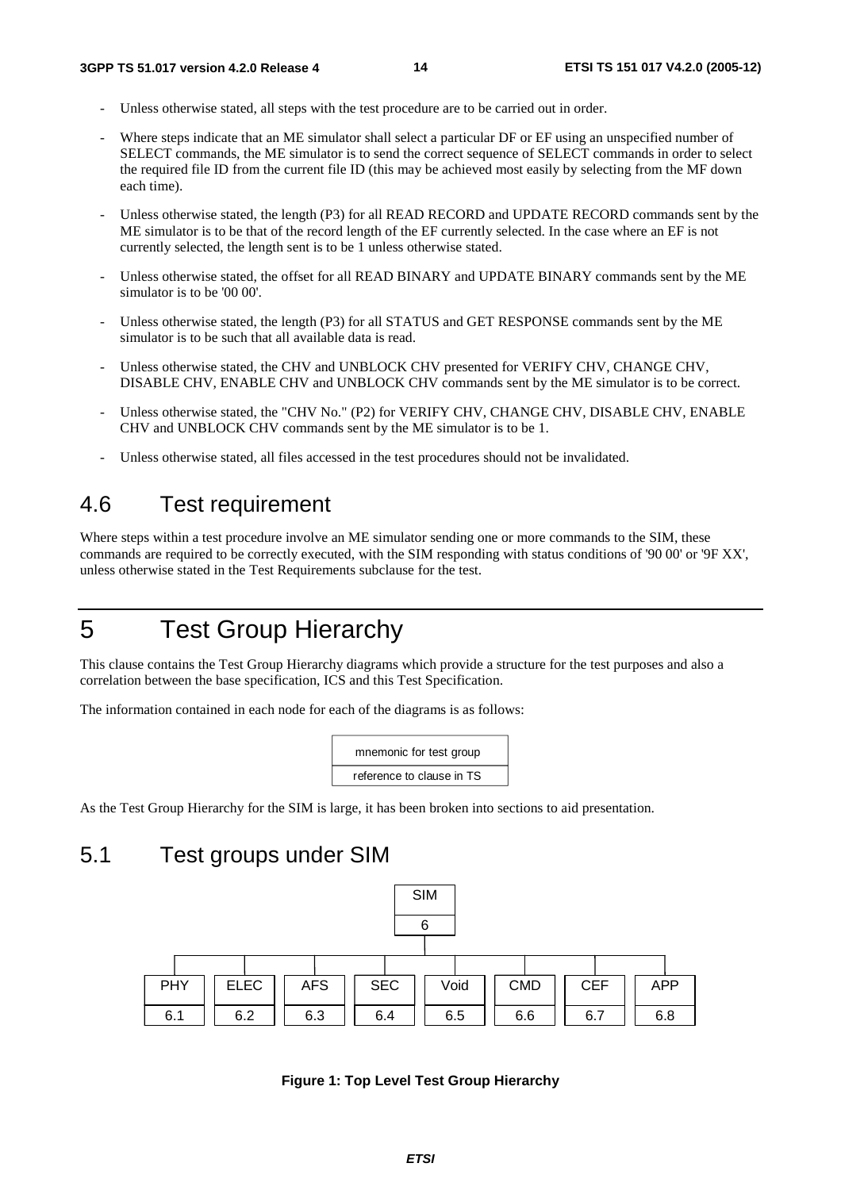- Unless otherwise stated, all steps with the test procedure are to be carried out in order.

- Where steps indicate that an ME simulator shall select a particular DF or EF using an unspecified number of SELECT commands, the ME simulator is to send the correct sequence of SELECT commands in order to select the required file ID from the current file ID (this may be achieved most easily by selecting from the MF down each time).

- Unless otherwise stated, the length (P3) for all READ RECORD and UPDATE RECORD commands sent by the ME simulator is to be that of the record length of the EF currently selected. In the case where an EF is not currently selected, the length sent is to be 1 unless otherwise stated.

- Unless otherwise stated, the offset for all READ BINARY and UPDATE BINARY commands sent by the ME simulator is to be '00 00'.

- Unless otherwise stated, the length (P3) for all STATUS and GET RESPONSE commands sent by the ME simulator is to be such that all available data is read.

- Unless otherwise stated, the CHV and UNBLOCK CHV presented for VERIFY CHV, CHANGE CHV, DISABLE CHV, ENABLE CHV and UNBLOCK CHV commands sent by the ME simulator is to be correct.

- Unless otherwise stated, the "CHV No." (P2) for VERIFY CHV, CHANGE CHV, DISABLE CHV, ENABLE CHV and UNBLOCK CHV commands sent by the ME simulator is to be 1.

- Unless otherwise stated, all files accessed in the test procedures should not be invalidated.

## 4.6 Test requirement

Where steps within a test procedure involve an ME simulator sending one or more commands to the SIM, these commands are required to be correctly executed, with the SIM responding with status conditions of '90 00' or '9F XX', unless otherwise stated in the Test Requirements subclause for the test.

# 5 Test Group Hierarchy

This clause contains the Test Group Hierarchy diagrams which provide a structure for the test purposes and also a correlation between the base specification, ICS and this Test Specification.

The information contained in each node for each of the diagrams is as follows:

| mnemonic for test group |
|---|
| reference to clause in TS |

As the Test Group Hierarchy for the SIM is large, it has been broken into sections to aid presentation.

## 5.1 Test groups under SIM

SIM (6)

| PHY | ELEC | AFS | SEC | Void | CMD | CEF | APP |
|---|---|---|---|---|---|---|---|
| 6.1 | 6.2 | 6.3 | 6.4 | 6.5 | 6.6 | 6.7 | 6.8 |

**Figure 1: Top Level Test Group Hierarchy**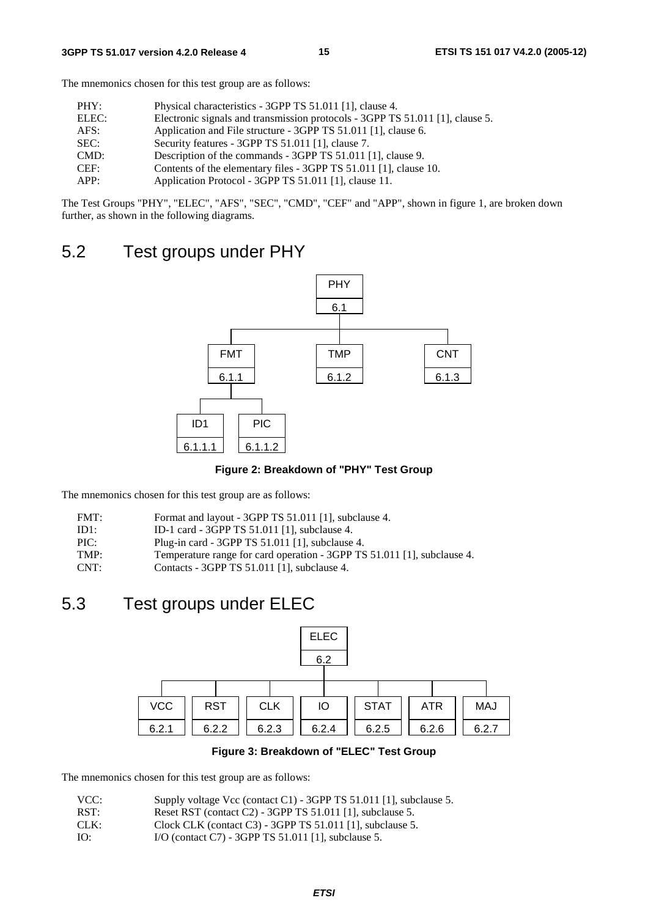The mnemonics chosen for this test group are as follows:

| | |
|---|---|
| PHY: | Physical characteristics - 3GPP TS 51.011 [1], clause 4. |
| ELEC: | Electronic signals and transmission protocols - 3GPP TS 51.011 [1], clause 5. |
| AFS: | Application and File structure - 3GPP TS 51.011 [1], clause 6. |
| SEC: | Security features - 3GPP TS 51.011 [1], clause 7. |
| CMD: | Description of the commands - 3GPP TS 51.011 [1], clause 9. |
| CEF: | Contents of the elementary files - 3GPP TS 51.011 [1], clause 10. |
| APP: | Application Protocol - 3GPP TS 51.011 [1], clause 11. |

The Test Groups "PHY", "ELEC", "AFS", "SEC", "CMD", "CEF" and "APP", shown in figure 1, are broken down further, as shown in the following diagrams.

## 5.2 Test groups under PHY

PHY
6.1

FMT
6.1.1

TMP
6.1.2

CNT
6.1.3

ID1
6.1.1.1

PIC
6.1.1.2

**Figure 2: Breakdown of "PHY" Test Group**

The mnemonics chosen for this test group are as follows:

| | |
|---|---|
| FMT: | Format and layout - 3GPP TS 51.011 [1], subclause 4. |
| ID1: | ID-1 card - 3GPP TS 51.011 [1], subclause 4. |
| PIC: | Plug-in card - 3GPP TS 51.011 [1], subclause 4. |
| TMP: | Temperature range for card operation - 3GPP TS 51.011 [1], subclause 4. |
| CNT: | Contacts - 3GPP TS 51.011 [1], subclause 4. |

## 5.3 Test groups under ELEC

ELEC
6.2

VCC
6.2.1

RST
6.2.2

CLK
6.2.3

IO
6.2.4

STAT
6.2.5

ATR
6.2.6

MAJ
6.2.7

**Figure 3: Breakdown of "ELEC" Test Group**

The mnemonics chosen for this test group are as follows:

| | |
|---|---|
| VCC: | Supply voltage Vcc (contact C1) - 3GPP TS 51.011 [1], subclause 5. |
| RST: | Reset RST (contact C2) - 3GPP TS 51.011 [1], subclause 5. |
| CLK: | Clock CLK (contact C3) - 3GPP TS 51.011 [1], subclause 5. |
| IO: | I/O (contact C7) - 3GPP TS 51.011 [1], subclause 5. |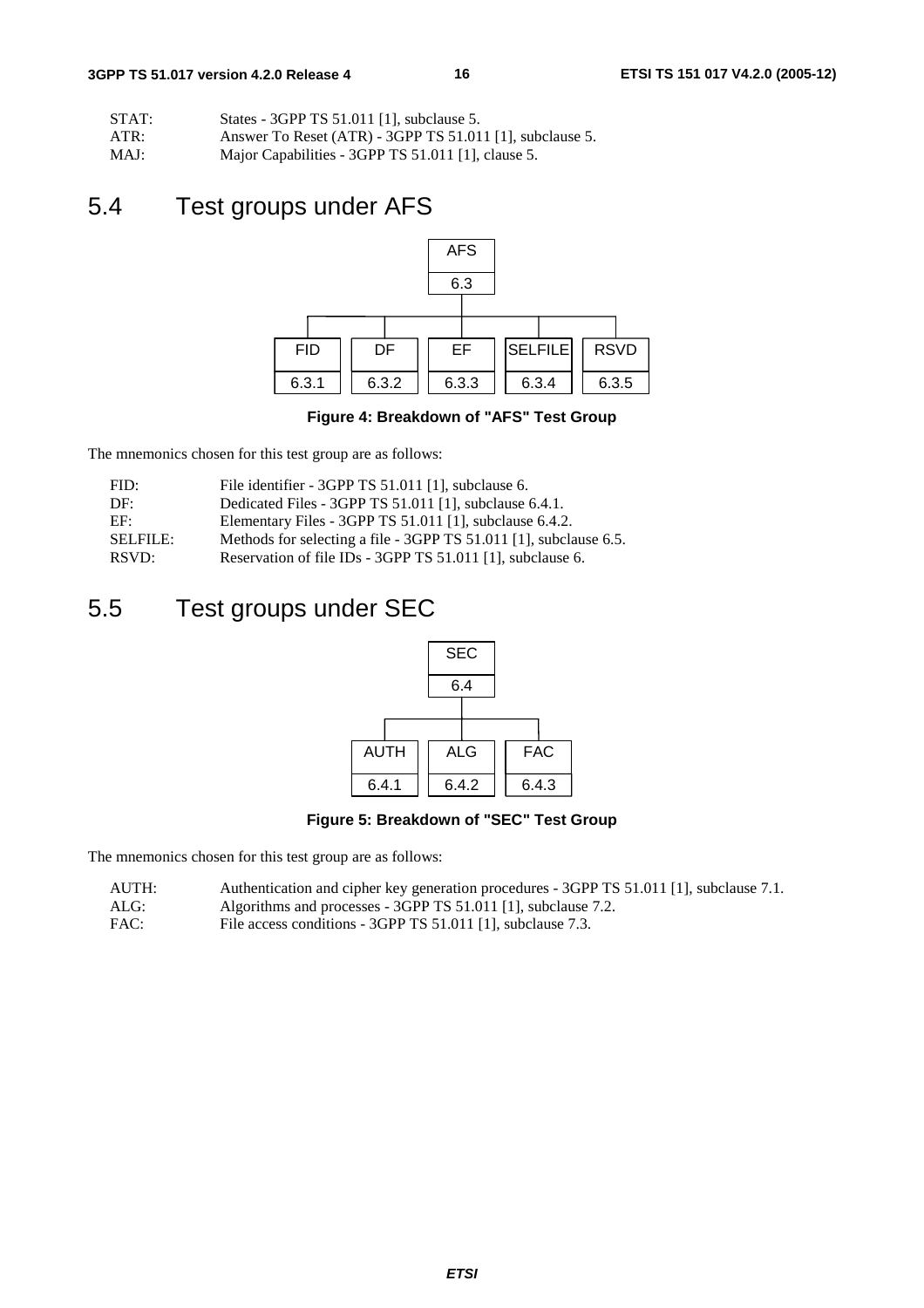| | |
|---|---|
| STAT: | States - 3GPP TS 51.011 [1], subclause 5. |
| ATR: | Answer To Reset (ATR) - 3GPP TS 51.011 [1], subclause 5. |
| MAJ: | Major Capabilities - 3GPP TS 51.011 [1], clause 5. |

# 5.4 Test groups under AFS

AFS
6.3

FID
6.3.1

DF
6.3.2

EF
6.3.3

SELFILE
6.3.4

RSVD
6.3.5

**Figure 4: Breakdown of "AFS" Test Group**

The mnemonics chosen for this test group are as follows:

| | |
|---|---|
| FID: | File identifier - 3GPP TS 51.011 [1], subclause 6. |
| DF: | Dedicated Files - 3GPP TS 51.011 [1], subclause 6.4.1. |
| EF: | Elementary Files - 3GPP TS 51.011 [1], subclause 6.4.2. |
| SELFILE: | Methods for selecting a file - 3GPP TS 51.011 [1], subclause 6.5. |
| RSVD: | Reservation of file IDs - 3GPP TS 51.011 [1], subclause 6. |

# 5.5 Test groups under SEC

SEC
6.4

AUTH
6.4.1

ALG
6.4.2

FAC
6.4.3

**Figure 5: Breakdown of "SEC" Test Group**

The mnemonics chosen for this test group are as follows:

| | |
|---|---|
| AUTH: | Authentication and cipher key generation procedures - 3GPP TS 51.011 [1], subclause 7.1. |
| ALG: | Algorithms and processes - 3GPP TS 51.011 [1], subclause 7.2. |
| FAC: | File access conditions - 3GPP TS 51.011 [1], subclause 7.3. |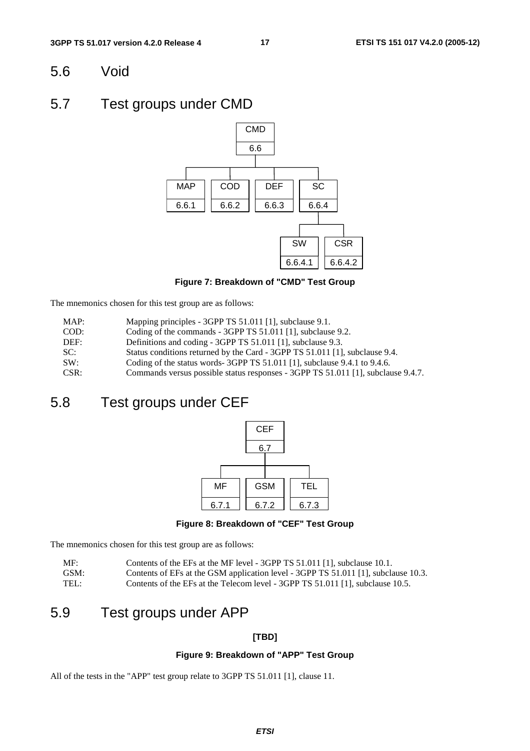## 5.6 Void

## 5.7 Test groups under CMD

CMD
6.6

MAP
6.6.1

COD
6.6.2

DEF
6.6.3

SC
6.6.4

SW
6.6.4.1

CSR
6.6.4.2

**Figure 7: Breakdown of "CMD" Test Group**

The mnemonics chosen for this test group are as follows:

| | |
|---|---|
| MAP: | Mapping principles - 3GPP TS 51.011 [1], subclause 9.1. |
| COD: | Coding of the commands - 3GPP TS 51.011 [1], subclause 9.2. |
| DEF: | Definitions and coding - 3GPP TS 51.011 [1], subclause 9.3. |
| SC: | Status conditions returned by the Card - 3GPP TS 51.011 [1], subclause 9.4. |
| SW: | Coding of the status words- 3GPP TS 51.011 [1], subclause 9.4.1 to 9.4.6. |
| CSR: | Commands versus possible status responses - 3GPP TS 51.011 [1], subclause 9.4.7. |

## 5.8 Test groups under CEF

CEF
6.7

MF
6.7.1

GSM
6.7.2

TEL
6.7.3

**Figure 8: Breakdown of "CEF" Test Group**

The mnemonics chosen for this test group are as follows:

| | |
|---|---|
| MF: | Contents of the EFs at the MF level - 3GPP TS 51.011 [1], subclause 10.1. |
| GSM: | Contents of EFs at the GSM application level - 3GPP TS 51.011 [1], subclause 10.3. |
| TEL: | Contents of the EFs at the Telecom level - 3GPP TS 51.011 [1], subclause 10.5. |

## 5.9 Test groups under APP

**[TBD]**

**Figure 9: Breakdown of "APP" Test Group**

All of the tests in the "APP" test group relate to 3GPP TS 51.011 [1], clause 11.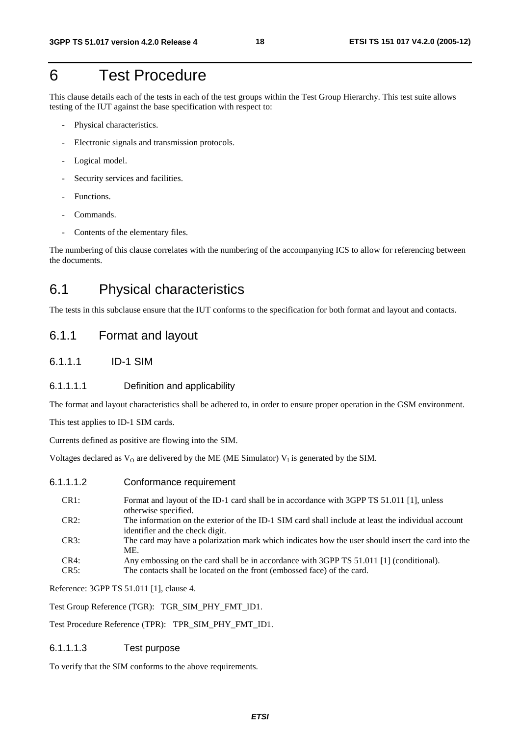# 6 Test Procedure

This clause details each of the tests in each of the test groups within the Test Group Hierarchy. This test suite allows testing of the IUT against the base specification with respect to:

- Physical characteristics.
- Electronic signals and transmission protocols.
- Logical model.
- Security services and facilities.
- Functions.
- Commands.
- Contents of the elementary files.

The numbering of this clause correlates with the numbering of the accompanying ICS to allow for referencing between the documents.

## 6.1 Physical characteristics

The tests in this subclause ensure that the IUT conforms to the specification for both format and layout and contacts.

### 6.1.1 Format and layout

#### 6.1.1.1 ID-1 SIM

##### 6.1.1.1.1 Definition and applicability

The format and layout characteristics shall be adhered to, in order to ensure proper operation in the GSM environment.

This test applies to ID-1 SIM cards.

Currents defined as positive are flowing into the SIM.

Voltages declared as $V_O$ are delivered by the ME (ME Simulator) $V_I$ is generated by the SIM.

##### 6.1.1.1.2 Conformance requirement

| | |
|---|---|
| CR1: | Format and layout of the ID-1 card shall be in accordance with 3GPP TS 51.011 [1], unless otherwise specified. |
| CR2: | The information on the exterior of the ID-1 SIM card shall include at least the individual account identifier and the check digit. |
| CR3: | The card may have a polarization mark which indicates how the user should insert the card into the ME. |
| CR4: | Any embossing on the card shall be in accordance with 3GPP TS 51.011 [1] (conditional). |
| CR5: | The contacts shall be located on the front (embossed face) of the card. |

Reference: 3GPP TS 51.011 [1], clause 4.

Test Group Reference (TGR): TGR_SIM_PHY_FMT_ID1.

Test Procedure Reference (TPR): TPR_SIM_PHY_FMT_ID1.

##### 6.1.1.1.3 Test purpose

To verify that the SIM conforms to the above requirements.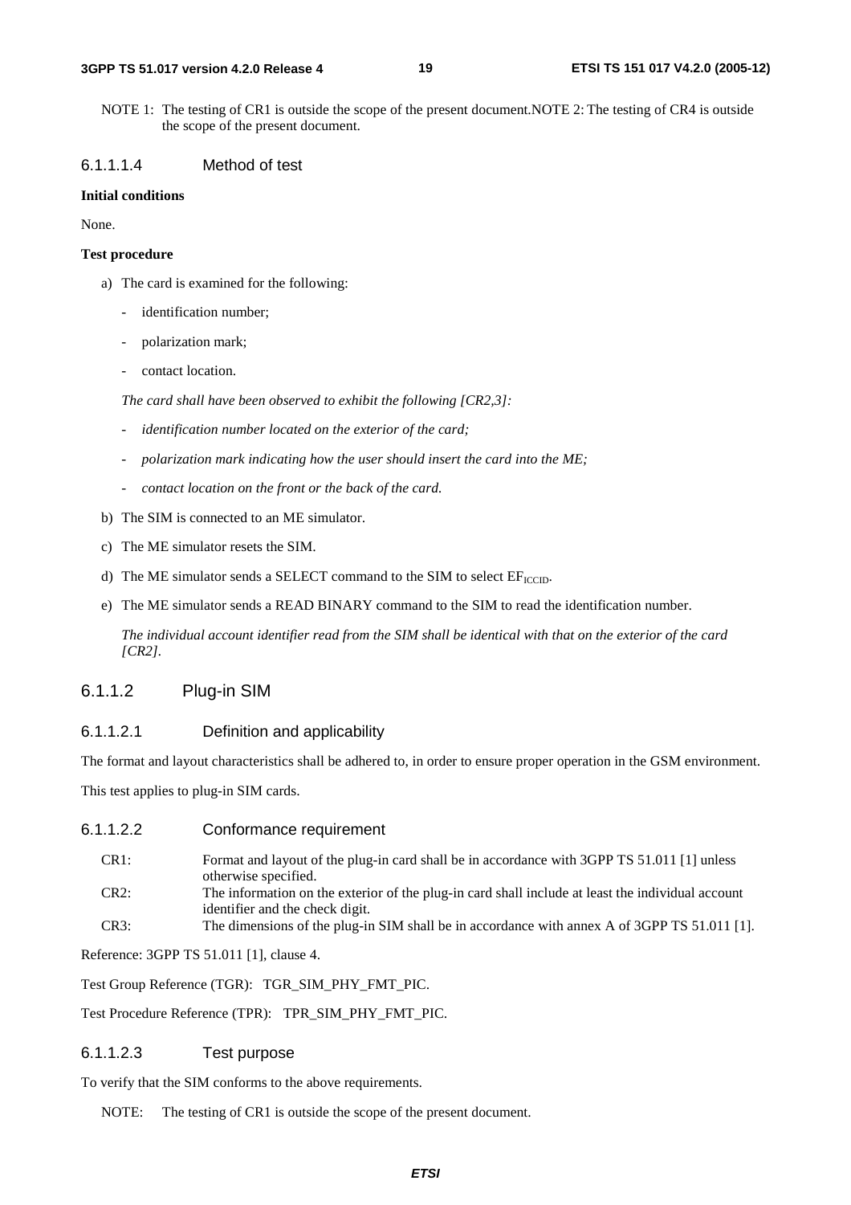NOTE 1: The testing of CR1 is outside the scope of the present document.NOTE 2: The testing of CR4 is outside the scope of the present document.

#### 6.1.1.1.4 Method of test

**Initial conditions**

None.

**Test procedure**

a) The card is examined for the following:

- identification number;
- polarization mark;
- contact location.

*The card shall have been observed to exhibit the following [CR2,3]:*

- *identification number located on the exterior of the card;*
- *polarization mark indicating how the user should insert the card into the ME;*
- *contact location on the front or the back of the card.*

b) The SIM is connected to an ME simulator.

c) The ME simulator resets the SIM.

d) The ME simulator sends a SELECT command to the SIM to select $EF_{ICCID}$.

e) The ME simulator sends a READ BINARY command to the SIM to read the identification number.

*The individual account identifier read from the SIM shall be identical with that on the exterior of the card [CR2].*

### 6.1.1.2 Plug-in SIM

#### 6.1.1.2.1 Definition and applicability

The format and layout characteristics shall be adhered to, in order to ensure proper operation in the GSM environment.

This test applies to plug-in SIM cards.

#### 6.1.1.2.2 Conformance requirement

| | |
|---|---|
| CR1: | Format and layout of the plug-in card shall be in accordance with 3GPP TS 51.011 [1] unless otherwise specified. |
| CR2: | The information on the exterior of the plug-in card shall include at least the individual account identifier and the check digit. |
| CR3: | The dimensions of the plug-in SIM shall be in accordance with annex A of 3GPP TS 51.011 [1]. |

Reference: 3GPP TS 51.011 [1], clause 4.

Test Group Reference (TGR): TGR_SIM_PHY_FMT_PIC.

Test Procedure Reference (TPR): TPR_SIM_PHY_FMT_PIC.

#### 6.1.1.2.3 Test purpose

To verify that the SIM conforms to the above requirements.

NOTE: The testing of CR1 is outside the scope of the present document.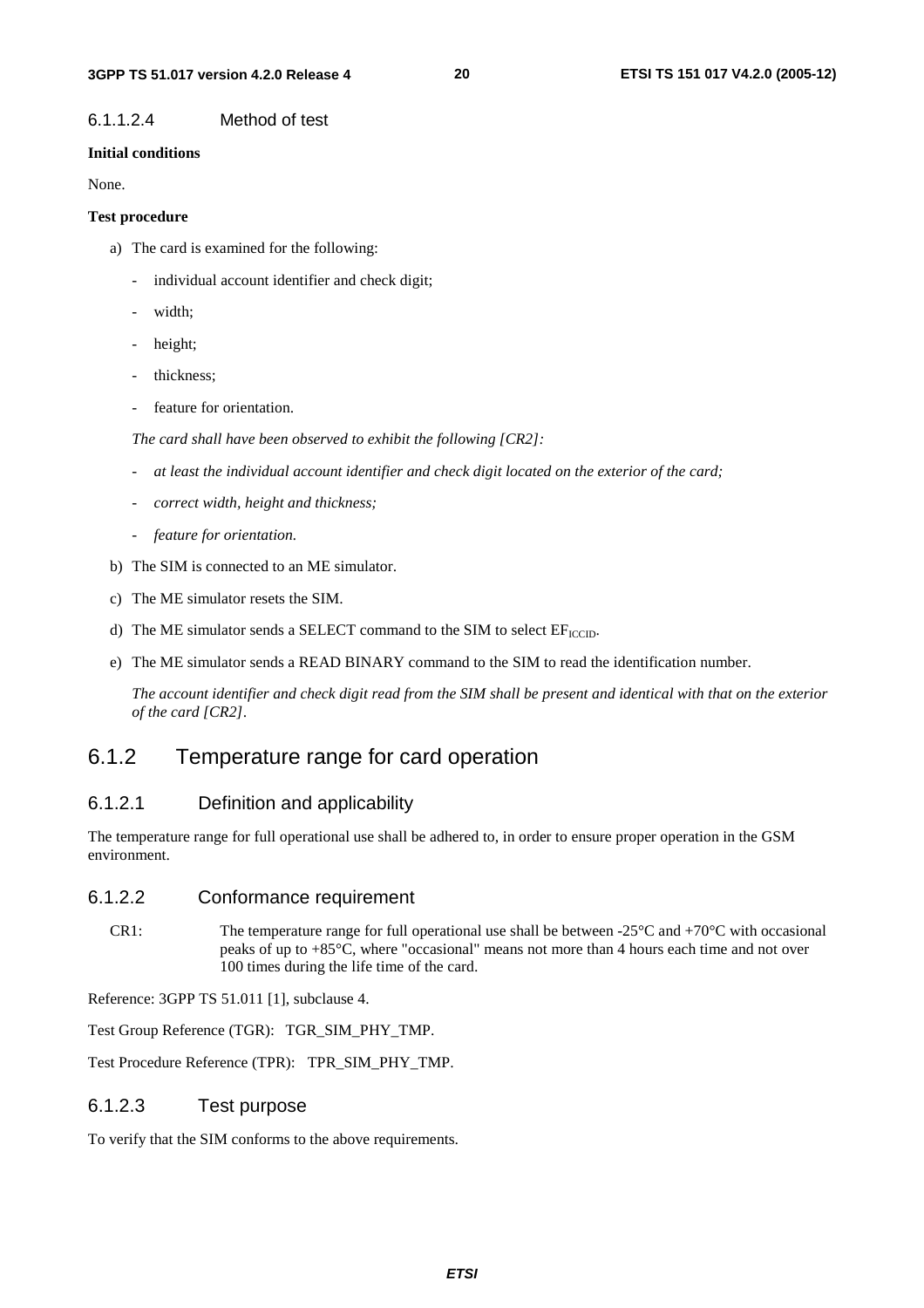#### 6.1.1.2.4 Method of test

**Initial conditions**

None.

**Test procedure**

a) The card is examined for the following:

- individual account identifier and check digit;
- width;
- height;
- thickness;
- feature for orientation.

*The card shall have been observed to exhibit the following [CR2]:*

- *at least the individual account identifier and check digit located on the exterior of the card;*
- *correct width, height and thickness;*
- *feature for orientation.*

b) The SIM is connected to an ME simulator.

c) The ME simulator resets the SIM.

d) The ME simulator sends a SELECT command to the SIM to select $EF_{ICCID}$.

e) The ME simulator sends a READ BINARY command to the SIM to read the identification number.

*The account identifier and check digit read from the SIM shall be present and identical with that on the exterior of the card [CR2].*

## 6.1.2 Temperature range for card operation

### 6.1.2.1 Definition and applicability

The temperature range for full operational use shall be adhered to, in order to ensure proper operation in the GSM environment.

### 6.1.2.2 Conformance requirement

CR1: The temperature range for full operational use shall be between -25°C and +70°C with occasional peaks of up to +85°C, where "occasional" means not more than 4 hours each time and not over 100 times during the life time of the card.

Reference: 3GPP TS 51.011 [1], subclause 4.

Test Group Reference (TGR): TGR_SIM_PHY_TMP.

Test Procedure Reference (TPR): TPR_SIM_PHY_TMP.

### 6.1.2.3 Test purpose

To verify that the SIM conforms to the above requirements.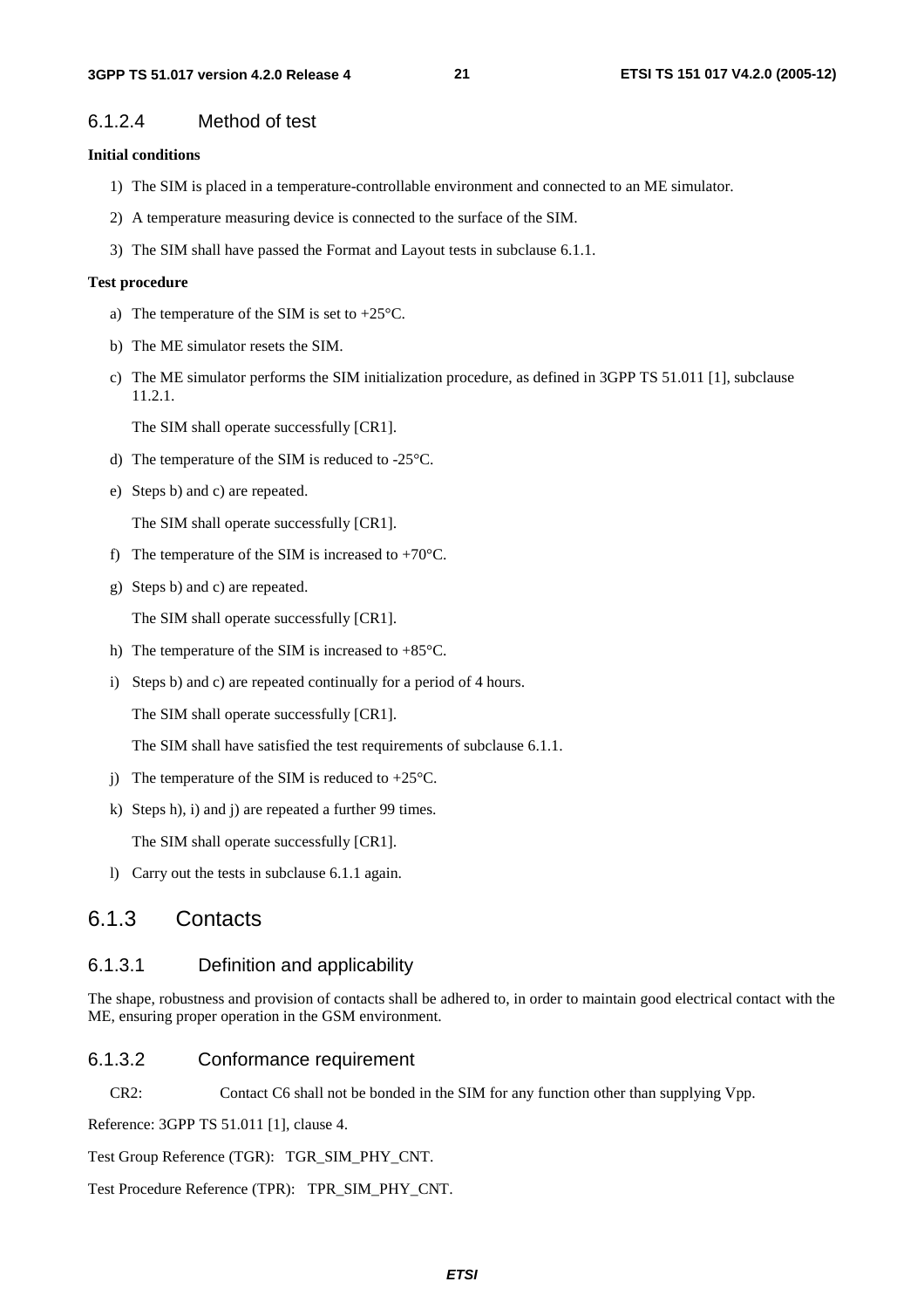### 6.1.2.4 Method of test

**Initial conditions**

1) The SIM is placed in a temperature-controllable environment and connected to an ME simulator.

2) A temperature measuring device is connected to the surface of the SIM.

3) The SIM shall have passed the Format and Layout tests in subclause 6.1.1.

**Test procedure**

a) The temperature of the SIM is set to +25°C.

b) The ME simulator resets the SIM.

c) The ME simulator performs the SIM initialization procedure, as defined in 3GPP TS 51.011 [1], subclause 11.2.1.

   The SIM shall operate successfully [CR1].

d) The temperature of the SIM is reduced to -25°C.

e) Steps b) and c) are repeated.

   The SIM shall operate successfully [CR1].

f) The temperature of the SIM is increased to +70°C.

g) Steps b) and c) are repeated.

   The SIM shall operate successfully [CR1].

h) The temperature of the SIM is increased to +85°C.

i) Steps b) and c) are repeated continually for a period of 4 hours.

   The SIM shall operate successfully [CR1].

   The SIM shall have satisfied the test requirements of subclause 6.1.1.

j) The temperature of the SIM is reduced to +25°C.

k) Steps h), i) and j) are repeated a further 99 times.

   The SIM shall operate successfully [CR1].

l) Carry out the tests in subclause 6.1.1 again.

## 6.1.3 Contacts

### 6.1.3.1 Definition and applicability

The shape, robustness and provision of contacts shall be adhered to, in order to maintain good electrical contact with the ME, ensuring proper operation in the GSM environment.

### 6.1.3.2 Conformance requirement

CR2: Contact C6 shall not be bonded in the SIM for any function other than supplying Vpp.

Reference: 3GPP TS 51.011 [1], clause 4.

Test Group Reference (TGR): TGR_SIM_PHY_CNT.

Test Procedure Reference (TPR): TPR_SIM_PHY_CNT.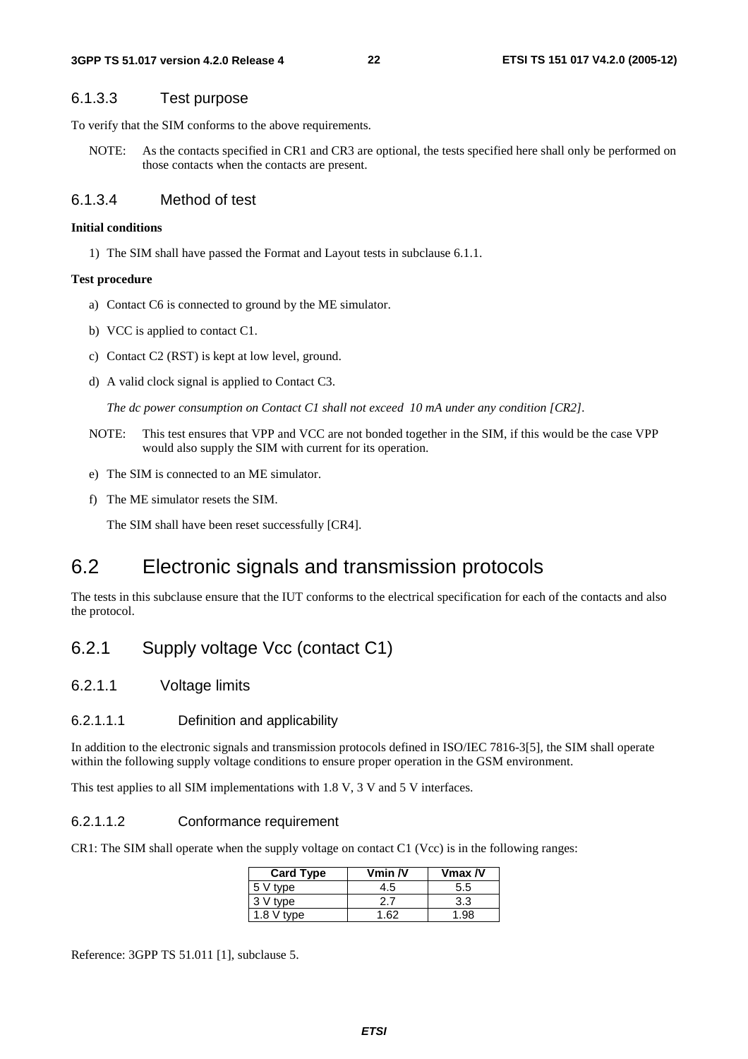#### 6.1.3.3 Test purpose

To verify that the SIM conforms to the above requirements.

NOTE: As the contacts specified in CR1 and CR3 are optional, the tests specified here shall only be performed on those contacts when the contacts are present.

#### 6.1.3.4 Method of test

**Initial conditions**

1) The SIM shall have passed the Format and Layout tests in subclause 6.1.1.

**Test procedure**

a) Contact C6 is connected to ground by the ME simulator.

b) VCC is applied to contact C1.

c) Contact C2 (RST) is kept at low level, ground.

d) A valid clock signal is applied to Contact C3.

*The dc power consumption on Contact C1 shall not exceed 10 mA under any condition [CR2].*

NOTE: This test ensures that VPP and VCC are not bonded together in the SIM, if this would be the case VPP would also supply the SIM with current for its operation.

e) The SIM is connected to an ME simulator.

f) The ME simulator resets the SIM.

The SIM shall have been reset successfully [CR4].

# 6.2 Electronic signals and transmission protocols

The tests in this subclause ensure that the IUT conforms to the electrical specification for each of the contacts and also the protocol.

## 6.2.1 Supply voltage Vcc (contact C1)

### 6.2.1.1 Voltage limits

#### 6.2.1.1.1 Definition and applicability

In addition to the electronic signals and transmission protocols defined in ISO/IEC 7816-3[5], the SIM shall operate within the following supply voltage conditions to ensure proper operation in the GSM environment.

This test applies to all SIM implementations with 1.8 V, 3 V and 5 V interfaces.

#### 6.2.1.1.2 Conformance requirement

CR1: The SIM shall operate when the supply voltage on contact C1 (Vcc) is in the following ranges:

| Card Type | Vmin /V | Vmax /V |
|---|---|---|
| 5 V type | 4.5 | 5.5 |
| 3 V type | 2.7 | 3.3 |
| 1.8 V type | 1.62 | 1.98 |

Reference: 3GPP TS 51.011 [1], subclause 5.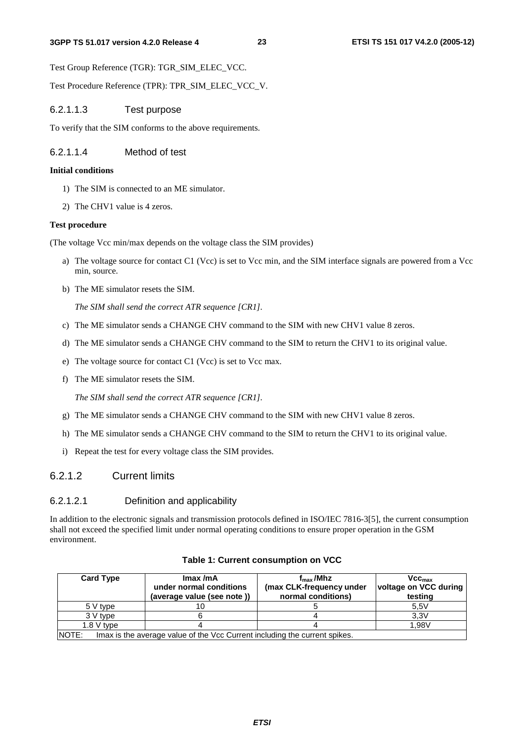Test Group Reference (TGR): TGR_SIM_ELEC_VCC.

Test Procedure Reference (TPR): TPR_SIM_ELEC_VCC_V.

#### 6.2.1.1.3 Test purpose

To verify that the SIM conforms to the above requirements.

#### 6.2.1.1.4 Method of test

**Initial conditions**

1) The SIM is connected to an ME simulator.
2) The CHV1 value is 4 zeros.

**Test procedure**

(The voltage Vcc min/max depends on the voltage class the SIM provides)

a) The voltage source for contact C1 (Vcc) is set to Vcc min, and the SIM interface signals are powered from a Vcc min, source.

b) The ME simulator resets the SIM.

   *The SIM shall send the correct ATR sequence [CR1].*

c) The ME simulator sends a CHANGE CHV command to the SIM with new CHV1 value 8 zeros.

d) The ME simulator sends a CHANGE CHV command to the SIM to return the CHV1 to its original value.

e) The voltage source for contact C1 (Vcc) is set to Vcc max.

f) The ME simulator resets the SIM.

   *The SIM shall send the correct ATR sequence [CR1].*

g) The ME simulator sends a CHANGE CHV command to the SIM with new CHV1 value 8 zeros.

h) The ME simulator sends a CHANGE CHV command to the SIM to return the CHV1 to its original value.

i) Repeat the test for every voltage class the SIM provides.

### 6.2.1.2 Current limits

#### 6.2.1.2.1 Definition and applicability

In addition to the electronic signals and transmission protocols defined in ISO/IEC 7816-3[5], the current consumption shall not exceed the specified limit under normal operating conditions to ensure proper operation in the GSM environment.

**Table 1: Current consumption on VCC**

| Card Type | Imax /mA under normal conditions (average value (see note )) | $f_{max}$ /Mhz (max CLK-frequency under normal conditions) | $Vcc_{max}$ voltage on VCC during testing |
|---|---|---|---|
| 5 V type | 10 | 5 | 5,5V |
| 3 V type | 6 | 4 | 3,3V |
| 1.8 V type | 4 | 4 | 1,98V |
| NOTE: Imax is the average value of the Vcc Current including the current spikes. | | | |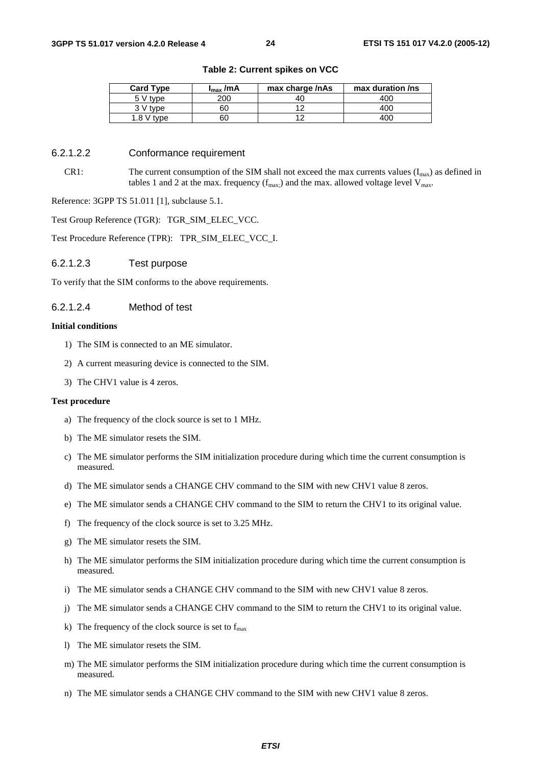**Table 2: Current spikes on VCC**

| Card Type | $I_{max}$ /mA | max charge /nAs | max duration /ns |
|---|---|---|---|
| 5 V type | 200 | 40 | 400 |
| 3 V type | 60 | 12 | 400 |
| 1.8 V type | 60 | 12 | 400 |

#### 6.2.1.2.2 Conformance requirement

CR1: The current consumption of the SIM shall not exceed the max currents values ($I_{max}$) as defined in tables 1 and 2 at the max. frequency ($f_{max;}$) and the max. allowed voltage level $V_{max}$.

Reference: 3GPP TS 51.011 [1], subclause 5.1.

Test Group Reference (TGR): TGR_SIM_ELEC_VCC.

Test Procedure Reference (TPR): TPR_SIM_ELEC_VCC_I.

#### 6.2.1.2.3 Test purpose

To verify that the SIM conforms to the above requirements.

#### 6.2.1.2.4 Method of test

**Initial conditions**

1) The SIM is connected to an ME simulator.
2) A current measuring device is connected to the SIM.
3) The CHV1 value is 4 zeros.

**Test procedure**

a) The frequency of the clock source is set to 1 MHz.

b) The ME simulator resets the SIM.

c) The ME simulator performs the SIM initialization procedure during which time the current consumption is measured.

d) The ME simulator sends a CHANGE CHV command to the SIM with new CHV1 value 8 zeros.

e) The ME simulator sends a CHANGE CHV command to the SIM to return the CHV1 to its original value.

f) The frequency of the clock source is set to 3.25 MHz.

g) The ME simulator resets the SIM.

h) The ME simulator performs the SIM initialization procedure during which time the current consumption is measured.

i) The ME simulator sends a CHANGE CHV command to the SIM with new CHV1 value 8 zeros.

j) The ME simulator sends a CHANGE CHV command to the SIM to return the CHV1 to its original value.

k) The frequency of the clock source is set to $f_{max}$

l) The ME simulator resets the SIM.

m) The ME simulator performs the SIM initialization procedure during which time the current consumption is measured.

n) The ME simulator sends a CHANGE CHV command to the SIM with new CHV1 value 8 zeros.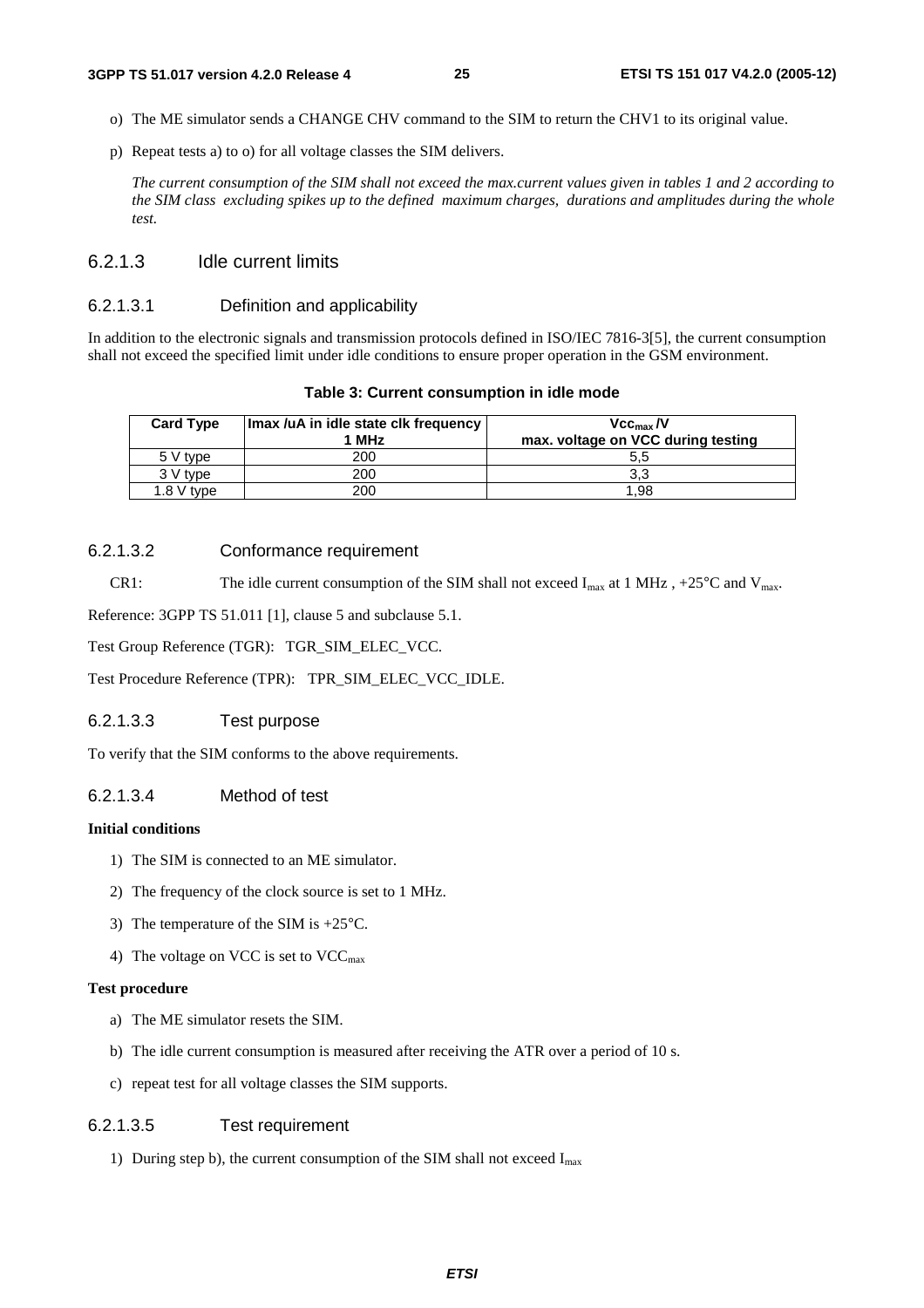o) The ME simulator sends a CHANGE CHV command to the SIM to return the CHV1 to its original value.

p) Repeat tests a) to o) for all voltage classes the SIM delivers.

*The current consumption of the SIM shall not exceed the max.current values given in tables 1 and 2 according to the SIM class excluding spikes up to the defined maximum charges, durations and amplitudes during the whole test.*

### 6.2.1.3 Idle current limits

#### 6.2.1.3.1 Definition and applicability

In addition to the electronic signals and transmission protocols defined in ISO/IEC 7816-3[5], the current consumption shall not exceed the specified limit under idle conditions to ensure proper operation in the GSM environment.

**Table 3: Current consumption in idle mode**

| Card Type | Imax /uA in idle state clk frequency 1 MHz | $Vcc_{max}$ /V max. voltage on VCC during testing |
|---|---|---|
| 5 V type | 200 | 5,5 |
| 3 V type | 200 | 3,3 |
| 1.8 V type | 200 | 1,98 |

#### 6.2.1.3.2 Conformance requirement

CR1: The idle current consumption of the SIM shall not exceed $I_{max}$ at 1 MHz , +25°C and $V_{max}$.

Reference: 3GPP TS 51.011 [1], clause 5 and subclause 5.1.

Test Group Reference (TGR): TGR_SIM_ELEC_VCC.

Test Procedure Reference (TPR): TPR_SIM_ELEC_VCC_IDLE.

#### 6.2.1.3.3 Test purpose

To verify that the SIM conforms to the above requirements.

#### 6.2.1.3.4 Method of test

**Initial conditions**

1) The SIM is connected to an ME simulator.

2) The frequency of the clock source is set to 1 MHz.

3) The temperature of the SIM is +25°C.

4) The voltage on VCC is set to $VCC_{max}$

**Test procedure**

a) The ME simulator resets the SIM.

b) The idle current consumption is measured after receiving the ATR over a period of 10 s.

c) repeat test for all voltage classes the SIM supports.

#### 6.2.1.3.5 Test requirement

1) During step b), the current consumption of the SIM shall not exceed $I_{max}$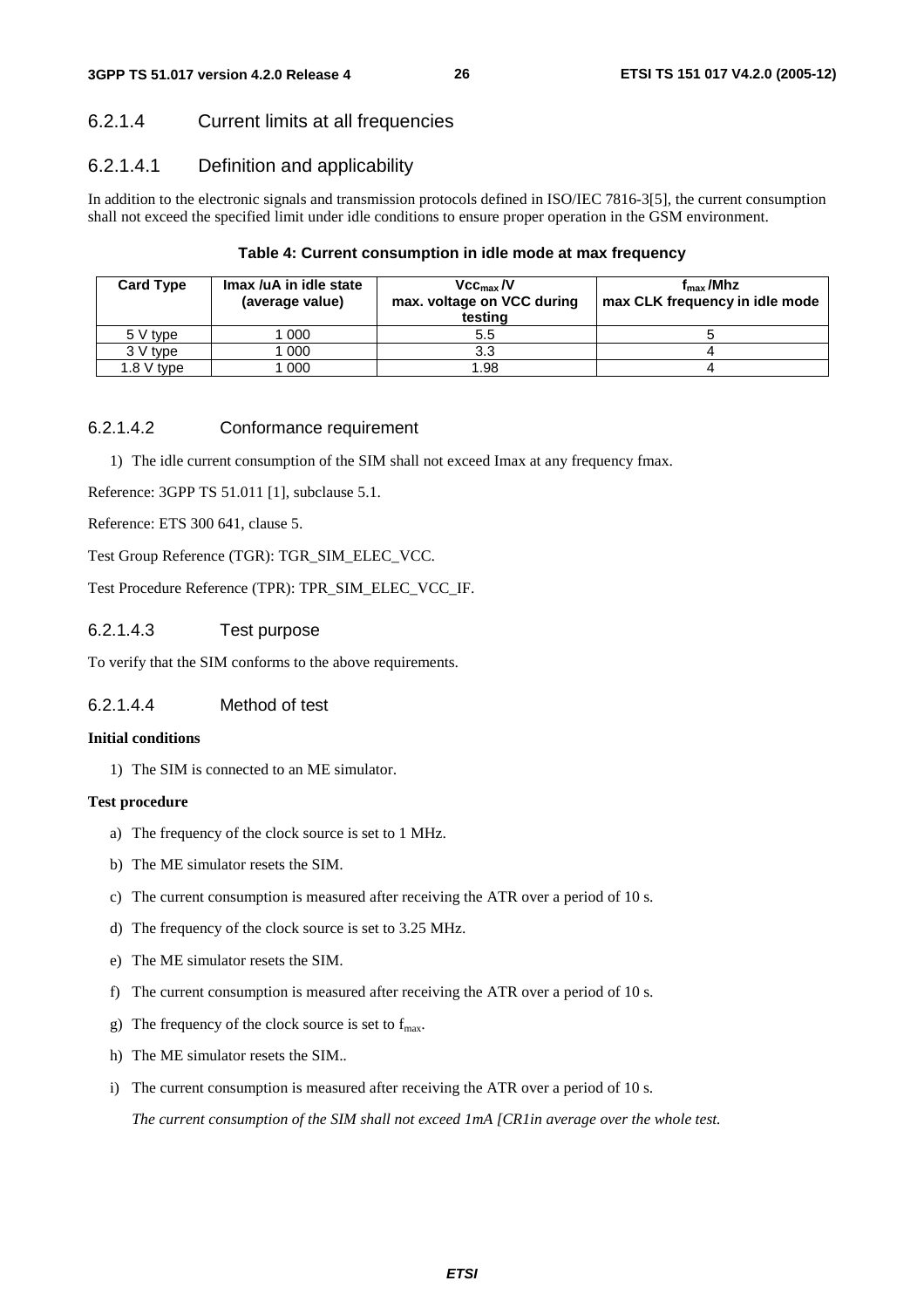### 6.2.1.4 Current limits at all frequencies

#### 6.2.1.4.1 Definition and applicability

In addition to the electronic signals and transmission protocols defined in ISO/IEC 7816-3[5], the current consumption shall not exceed the specified limit under idle conditions to ensure proper operation in the GSM environment.

**Table 4: Current consumption in idle mode at max frequency**

| Card Type | Imax /uA in idle state (average value) | $Vcc_{max}$ /V max. voltage on VCC during testing | $f_{max}$ /Mhz max CLK frequency in idle mode |
|---|---|---|---|
| 5 V type | 1 000 | 5.5 | 5 |
| 3 V type | 1 000 | 3.3 | 4 |
| 1.8 V type | 1 000 | 1.98 | 4 |

#### 6.2.1.4.2 Conformance requirement

1) The idle current consumption of the SIM shall not exceed Imax at any frequency fmax.

Reference: 3GPP TS 51.011 [1], subclause 5.1.

Reference: ETS 300 641, clause 5.

Test Group Reference (TGR): TGR_SIM_ELEC_VCC.

Test Procedure Reference (TPR): TPR_SIM_ELEC_VCC_IF.

#### 6.2.1.4.3 Test purpose

To verify that the SIM conforms to the above requirements.

#### 6.2.1.4.4 Method of test

**Initial conditions**

1) The SIM is connected to an ME simulator.

**Test procedure**

a) The frequency of the clock source is set to 1 MHz.

b) The ME simulator resets the SIM.

c) The current consumption is measured after receiving the ATR over a period of 10 s.

d) The frequency of the clock source is set to 3.25 MHz.

e) The ME simulator resets the SIM.

f) The current consumption is measured after receiving the ATR over a period of 10 s.

g) The frequency of the clock source is set to $f_{max}$.

h) The ME simulator resets the SIM..

i) The current consumption is measured after receiving the ATR over a period of 10 s.

*The current consumption of the SIM shall not exceed 1mA [CR1in average over the whole test.*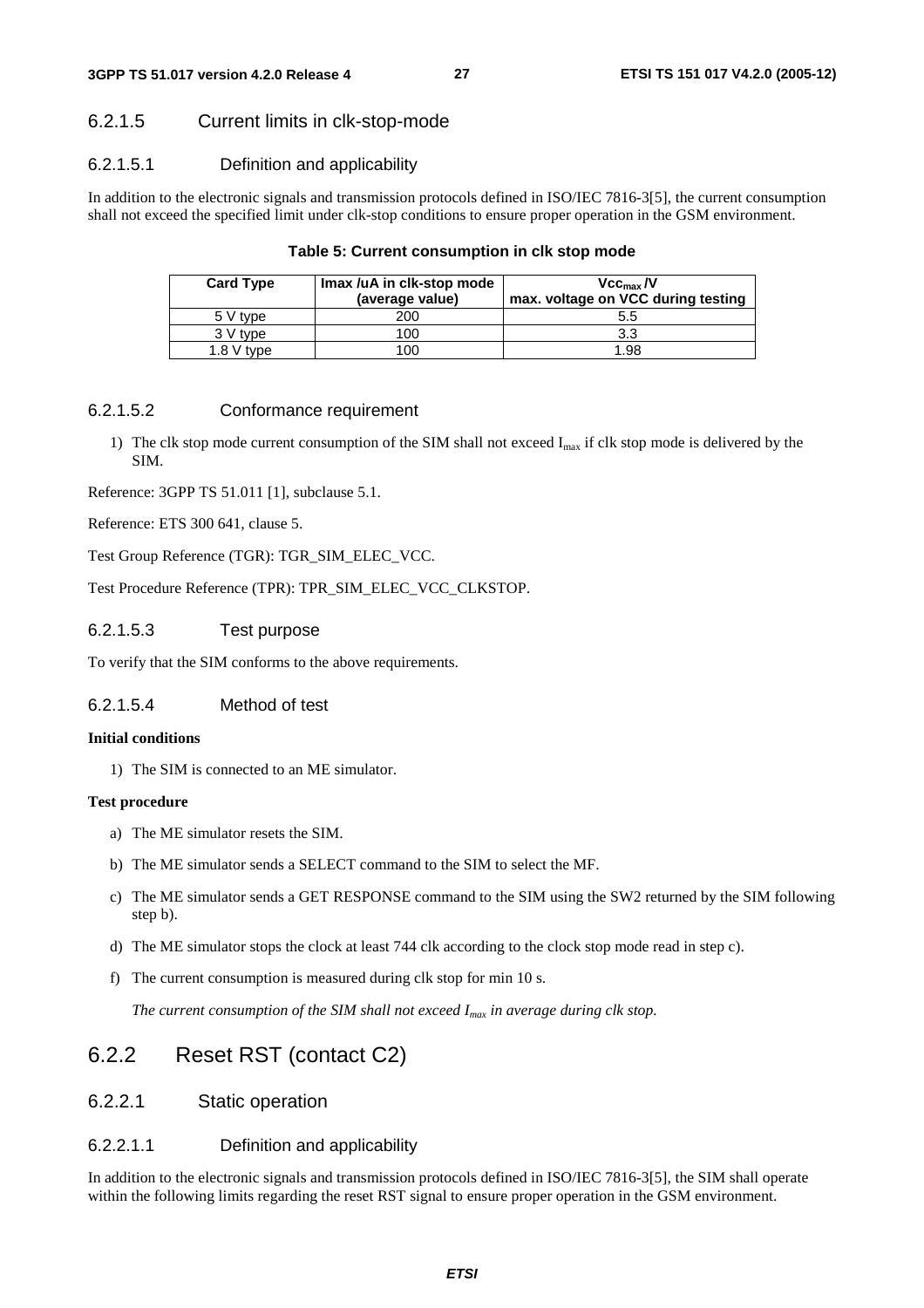### 6.2.1.5 Current limits in clk-stop-mode

#### 6.2.1.5.1 Definition and applicability

In addition to the electronic signals and transmission protocols defined in ISO/IEC 7816-3[5], the current consumption shall not exceed the specified limit under clk-stop conditions to ensure proper operation in the GSM environment.

**Table 5: Current consumption in clk stop mode**

| Card Type | Imax /uA in clk-stop mode (average value) | $Vcc_{max}$ /V max. voltage on VCC during testing |
| --- | --- | --- |
| 5 V type | 200 | 5.5 |
| 3 V type | 100 | 3.3 |
| 1.8 V type | 100 | 1.98 |

#### 6.2.1.5.2 Conformance requirement

1) The clk stop mode current consumption of the SIM shall not exceed $I_{max}$ if clk stop mode is delivered by the SIM.

Reference: 3GPP TS 51.011 [1], subclause 5.1.

Reference: ETS 300 641, clause 5.

Test Group Reference (TGR): TGR_SIM_ELEC_VCC.

Test Procedure Reference (TPR): TPR_SIM_ELEC_VCC_CLKSTOP.

#### 6.2.1.5.3 Test purpose

To verify that the SIM conforms to the above requirements.

#### 6.2.1.5.4 Method of test

**Initial conditions**

1) The SIM is connected to an ME simulator.

**Test procedure**

a) The ME simulator resets the SIM.

b) The ME simulator sends a SELECT command to the SIM to select the MF.

c) The ME simulator sends a GET RESPONSE command to the SIM using the SW2 returned by the SIM following step b).

d) The ME simulator stops the clock at least 744 clk according to the clock stop mode read in step c).

f) The current consumption is measured during clk stop for min 10 s.

*The current consumption of the SIM shall not exceed $I_{max}$ in average during clk stop.*

## 6.2.2 Reset RST (contact C2)

### 6.2.2.1 Static operation

#### 6.2.2.1.1 Definition and applicability

In addition to the electronic signals and transmission protocols defined in ISO/IEC 7816-3[5], the SIM shall operate within the following limits regarding the reset RST signal to ensure proper operation in the GSM environment.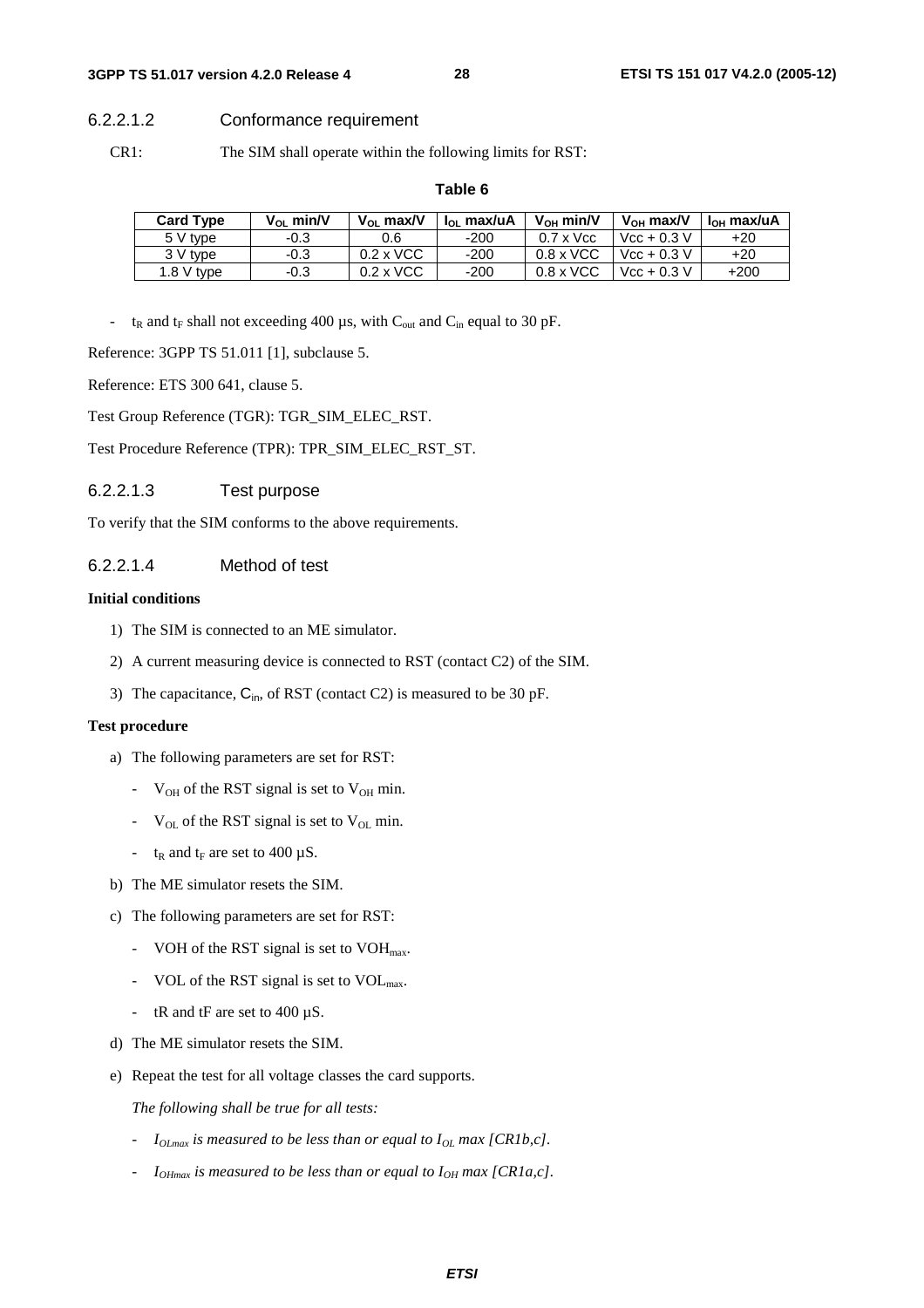#### 6.2.2.1.2 Conformance requirement

CR1: The SIM shall operate within the following limits for RST:

**Table 6**

| Card Type | $V_{OL}$ min/V | $V_{OL}$ max/V | $I_{OL}$ max/uA | $V_{OH}$ min/V | $V_{OH}$ max/V | $I_{OH}$ max/uA |
|---|---|---|---|---|---|---|
| 5 V type | -0.3 | 0.6 | -200 | 0.7 x Vcc | Vcc + 0.3 V | +20 |
| 3 V type | -0.3 | 0.2 x VCC | -200 | 0.8 x VCC | Vcc + 0.3 V | +20 |
| 1.8 V type | -0.3 | 0.2 x VCC | -200 | 0.8 x VCC | Vcc + 0.3 V | +200 |

- $t_R$ and $t_F$ shall not exceeding 400 µs, with $C_{out}$ and $C_{in}$ equal to 30 pF.

Reference: 3GPP TS 51.011 [1], subclause 5.

Reference: ETS 300 641, clause 5.

Test Group Reference (TGR): TGR_SIM_ELEC_RST.

Test Procedure Reference (TPR): TPR_SIM_ELEC_RST_ST.

#### 6.2.2.1.3 Test purpose

To verify that the SIM conforms to the above requirements.

#### 6.2.2.1.4 Method of test

**Initial conditions**

1) The SIM is connected to an ME simulator.
2) A current measuring device is connected to RST (contact C2) of the SIM.
3) The capacitance, $C_{in}$, of RST (contact C2) is measured to be 30 pF.

**Test procedure**

a) The following parameters are set for RST:
   - $V_{OH}$ of the RST signal is set to $V_{OH}$ min.
   - $V_{OL}$ of the RST signal is set to $V_{OL}$ min.
   - $t_R$ and $t_F$ are set to 400 µS.

b) The ME simulator resets the SIM.

c) The following parameters are set for RST:
   - VOH of the RST signal is set to $VOH_{max}$.
   - VOL of the RST signal is set to $VOL_{max}$.
   - tR and tF are set to 400 µS.

d) The ME simulator resets the SIM.

e) Repeat the test for all voltage classes the card supports.

   *The following shall be true for all tests:*

   - *$I_{OLmax}$ is measured to be less than or equal to $I_{OL}$ max [CR1b,c].*
   - *$I_{OHmax}$ is measured to be less than or equal to $I_{OH}$ max [CR1a,c].*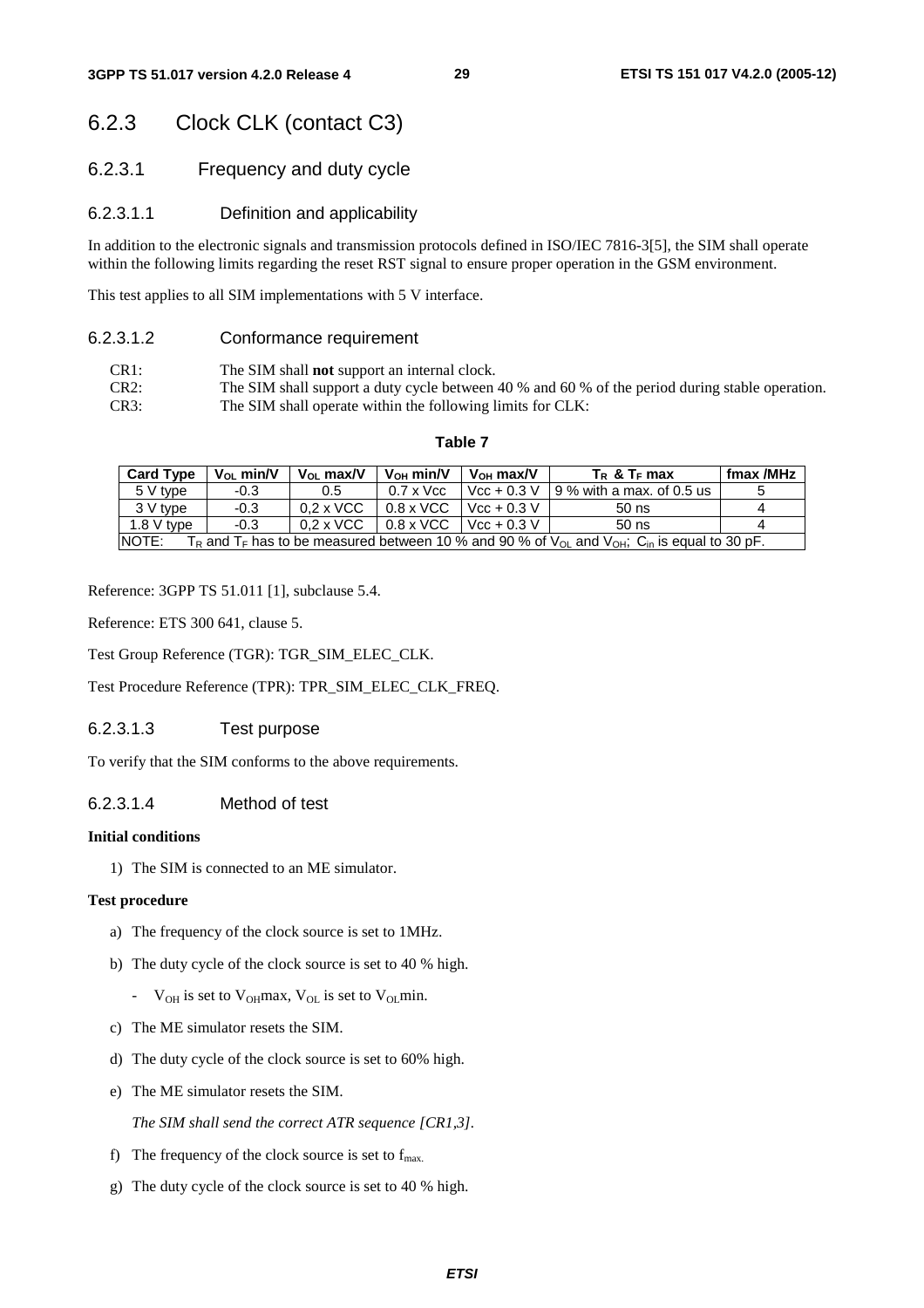## 6.2.3 Clock CLK (contact C3)

### 6.2.3.1 Frequency and duty cycle

#### 6.2.3.1.1 Definition and applicability

In addition to the electronic signals and transmission protocols defined in ISO/IEC 7816-3[5], the SIM shall operate within the following limits regarding the reset RST signal to ensure proper operation in the GSM environment.

This test applies to all SIM implementations with 5 V interface.

#### 6.2.3.1.2 Conformance requirement

CR1: The SIM shall **not** support an internal clock.

CR2: The SIM shall support a duty cycle between 40 % and 60 % of the period during stable operation.

CR3: The SIM shall operate within the following limits for CLK:

**Table 7**

| Card Type | $V_{OL}$ min/V | $V_{OL}$ max/V | $V_{OH}$ min/V | $V_{OH}$ max/V | $T_R$ & $T_F$ max | fmax /MHz |
|---|---|---|---|---|---|---|
| 5 V type | -0.3 | 0.5 | 0.7 x Vcc | Vcc + 0.3 V | 9 % with a max. of 0.5 us | 5 |
| 3 V type | -0.3 | 0,2 x VCC | 0.8 x VCC | Vcc + 0.3 V | 50 ns | 4 |
| 1.8 V type | -0.3 | 0,2 x VCC | 0.8 x VCC | Vcc + 0.3 V | 50 ns | 4 |
| NOTE: $T_R$ and $T_F$ has to be measured between 10 % and 90 % of $V_{OL}$ and $V_{OH}$; $C_{in}$ is equal to 30 pF. | | | | | | |

Reference: 3GPP TS 51.011 [1], subclause 5.4.

Reference: ETS 300 641, clause 5.

Test Group Reference (TGR): TGR_SIM_ELEC_CLK.

Test Procedure Reference (TPR): TPR_SIM_ELEC_CLK_FREQ.

#### 6.2.3.1.3 Test purpose

To verify that the SIM conforms to the above requirements.

#### 6.2.3.1.4 Method of test

**Initial conditions**

1) The SIM is connected to an ME simulator.

**Test procedure**

a) The frequency of the clock source is set to 1MHz.

b) The duty cycle of the clock source is set to 40 % high.

- $V_{OH}$ is set to $V_{OH}$max, $V_{OL}$ is set to $V_{OL}$min.

c) The ME simulator resets the SIM.

d) The duty cycle of the clock source is set to 60% high.

e) The ME simulator resets the SIM.

*The SIM shall send the correct ATR sequence [CR1,3].*

f) The frequency of the clock source is set to $f_{max.}$

g) The duty cycle of the clock source is set to 40 % high.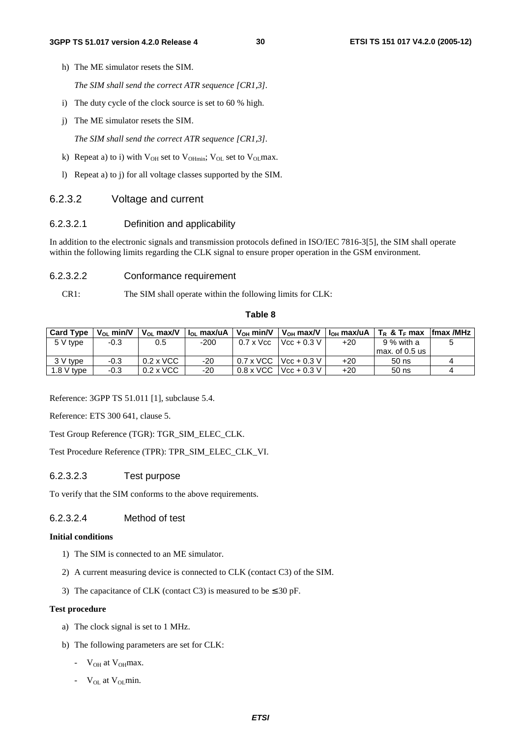h) The ME simulator resets the SIM.

*The SIM shall send the correct ATR sequence [CR1,3].*

i) The duty cycle of the clock source is set to 60 % high.

j) The ME simulator resets the SIM.

*The SIM shall send the correct ATR sequence [CR1,3].*

k) Repeat a) to i) with $V_{OH}$ set to $V_{OHmin}$; $V_{OL}$ set to $V_{OL}$max.

l) Repeat a) to j) for all voltage classes supported by the SIM.

### 6.2.3.2 Voltage and current

#### 6.2.3.2.1 Definition and applicability

In addition to the electronic signals and transmission protocols defined in ISO/IEC 7816-3[5], the SIM shall operate within the following limits regarding the CLK signal to ensure proper operation in the GSM environment.

#### 6.2.3.2.2 Conformance requirement

CR1: The SIM shall operate within the following limits for CLK:

**Table 8**

| Card Type | $V_{OL}$ min/V | $V_{OL}$ max/V | $I_{OL}$ max/uA | $V_{OH}$ min/V | $V_{OH}$ max/V | $I_{OH}$ max/uA | $T_R$ & $T_F$ max | fmax /MHz |
|---|---|---|---|---|---|---|---|---|
| 5 V type | -0.3 | 0.5 | -200 | 0.7 x Vcc | Vcc + 0.3 V | +20 | 9 % with a max. of 0.5 us | 5 |
| 3 V type | -0.3 | 0.2 x VCC | -20 | 0.7 x VCC | Vcc + 0.3 V | +20 | 50 ns | 4 |
| 1.8 V type | -0.3 | 0.2 x VCC | -20 | 0.8 x VCC | Vcc + 0.3 V | +20 | 50 ns | 4 |

Reference: 3GPP TS 51.011 [1], subclause 5.4.

Reference: ETS 300 641, clause 5.

Test Group Reference (TGR): TGR_SIM_ELEC_CLK.

Test Procedure Reference (TPR): TPR_SIM_ELEC_CLK_VI.

#### 6.2.3.2.3 Test purpose

To verify that the SIM conforms to the above requirements.

#### 6.2.3.2.4 Method of test

**Initial conditions**

1) The SIM is connected to an ME simulator.

2) A current measuring device is connected to CLK (contact C3) of the SIM.

3) The capacitance of CLK (contact C3) is measured to be ≤ 30 pF.

**Test procedure**

a) The clock signal is set to 1 MHz.

b) The following parameters are set for CLK:

- $V_{OH}$ at $V_{OH}$max.
- $V_{OL}$ at $V_{OL}$min.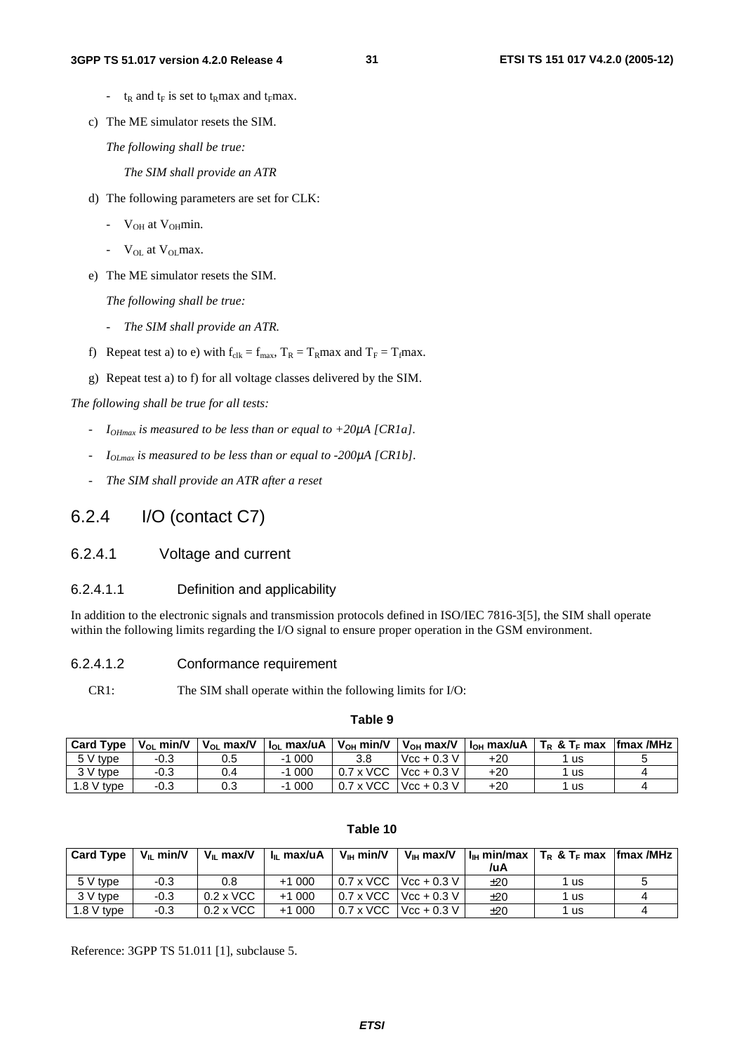- $t_R$ and $t_F$ is set to $t_R$max and $t_F$max.

c) The ME simulator resets the SIM.

*The following shall be true:*

*The SIM shall provide an ATR*

d) The following parameters are set for CLK:

- $V_{OH}$ at $V_{OH}$min.
- $V_{OL}$ at $V_{OL}$max.

e) The ME simulator resets the SIM.

*The following shall be true:*

- *The SIM shall provide an ATR.*

f) Repeat test a) to e) with $f_{clk} = f_{max}$, $T_R = T_R$max and $T_F = T_f$max.

g) Repeat test a) to f) for all voltage classes delivered by the SIM.

*The following shall be true for all tests:*

- *$I_{OHmax}$ is measured to be less than or equal to +20μA [CR1a].*
- *$I_{OLmax}$ is measured to be less than or equal to -200μA [CR1b].*
- *The SIM shall provide an ATR after a reset*

## 6.2.4 I/O (contact C7)

### 6.2.4.1 Voltage and current

#### 6.2.4.1.1 Definition and applicability

In addition to the electronic signals and transmission protocols defined in ISO/IEC 7816-3[5], the SIM shall operate within the following limits regarding the I/O signal to ensure proper operation in the GSM environment.

#### 6.2.4.1.2 Conformance requirement

CR1: The SIM shall operate within the following limits for I/O:

**Table 9**

| Card Type | $V_{OL}$ min/V | $V_{OL}$ max/V | $I_{OL}$ max/uA | $V_{OH}$ min/V | $V_{OH}$ max/V | $I_{OH}$ max/uA | $T_R$ & $T_F$ max | fmax /MHz |
|---|---|---|---|---|---|---|---|---|
| 5 V type | -0.3 | 0.5 | -1 000 | 3.8 | Vcc + 0.3 V | +20 | 1 us | 5 |
| 3 V type | -0.3 | 0.4 | -1 000 | 0.7 x VCC | Vcc + 0.3 V | +20 | 1 us | 4 |
| 1.8 V type | -0.3 | 0.3 | -1 000 | 0.7 x VCC | Vcc + 0.3 V | +20 | 1 us | 4 |

**Table 10**

| Card Type | $V_{IL}$ min/V | $V_{IL}$ max/V | $I_{IL}$ max/uA | $V_{IH}$ min/V | $V_{IH}$ max/V | $I_{IH}$ min/max /uA | $T_R$ & $T_F$ max | fmax /MHz |
|---|---|---|---|---|---|---|---|---|
| 5 V type | -0.3 | 0.8 | +1 000 | 0.7 x VCC | Vcc + 0.3 V | ±20 | 1 us | 5 |
| 3 V type | -0.3 | 0.2 x VCC | +1 000 | 0.7 x VCC | Vcc + 0.3 V | ±20 | 1 us | 4 |
| 1.8 V type | -0.3 | 0.2 x VCC | +1 000 | 0.7 x VCC | Vcc + 0.3 V | ±20 | 1 us | 4 |

Reference: 3GPP TS 51.011 [1], subclause 5.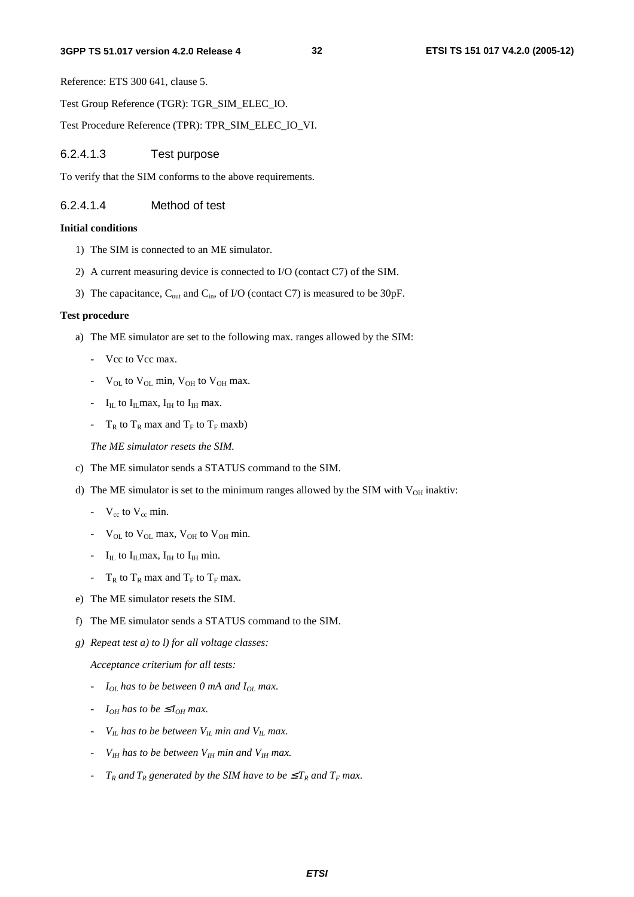Reference: ETS 300 641, clause 5.

Test Group Reference (TGR): TGR_SIM_ELEC_IO.

Test Procedure Reference (TPR): TPR_SIM_ELEC_IO_VI.

#### 6.2.4.1.3 Test purpose

To verify that the SIM conforms to the above requirements.

#### 6.2.4.1.4 Method of test

**Initial conditions**

1) The SIM is connected to an ME simulator.
2) A current measuring device is connected to I/O (contact C7) of the SIM.
3) The capacitance, $C_{out}$ and $C_{in}$, of I/O (contact C7) is measured to be 30pF.

**Test procedure**

a) The ME simulator are set to the following max. ranges allowed by the SIM:
   - Vcc to Vcc max.
   - $V_{OL}$ to $V_{OL}$ min, $V_{OH}$ to $V_{OH}$ max.
   - $I_{IL}$ to $I_{IL}$max, $I_{IH}$ to $I_{IH}$ max.
   - $T_R$ to $T_R$ max and $T_F$ to $T_F$ maxb)

   *The ME simulator resets the SIM.*

c) The ME simulator sends a STATUS command to the SIM.

d) The ME simulator is set to the minimum ranges allowed by the SIM with $V_{OH}$ inaktiv:
   - $V_{cc}$ to $V_{cc}$ min.
   - $V_{OL}$ to $V_{OL}$ max, $V_{OH}$ to $V_{OH}$ min.
   - $I_{IL}$ to $I_{IL}$max, $I_{IH}$ to $I_{IH}$ min.
   - $T_R$ to $T_R$ max and $T_F$ to $T_F$ max.

e) The ME simulator resets the SIM.

f) The ME simulator sends a STATUS command to the SIM.

*g) Repeat test a) to l) for all voltage classes:*

   *Acceptance criterium for all tests:*

   - *$I_{OL}$ has to be between 0 mA and $I_{OL}$ max.*
   - *$I_{OH}$ has to be $\leq I_{OH}$ max.*
   - *$V_{IL}$ has to be between $V_{IL}$ min and $V_{IL}$ max.*
   - *$V_{IH}$ has to be between $V_{IH}$ min and $V_{IH}$ max.*
   - *$T_R$ and $T_R$ generated by the SIM have to be $\leq T_R$ and $T_F$ max.*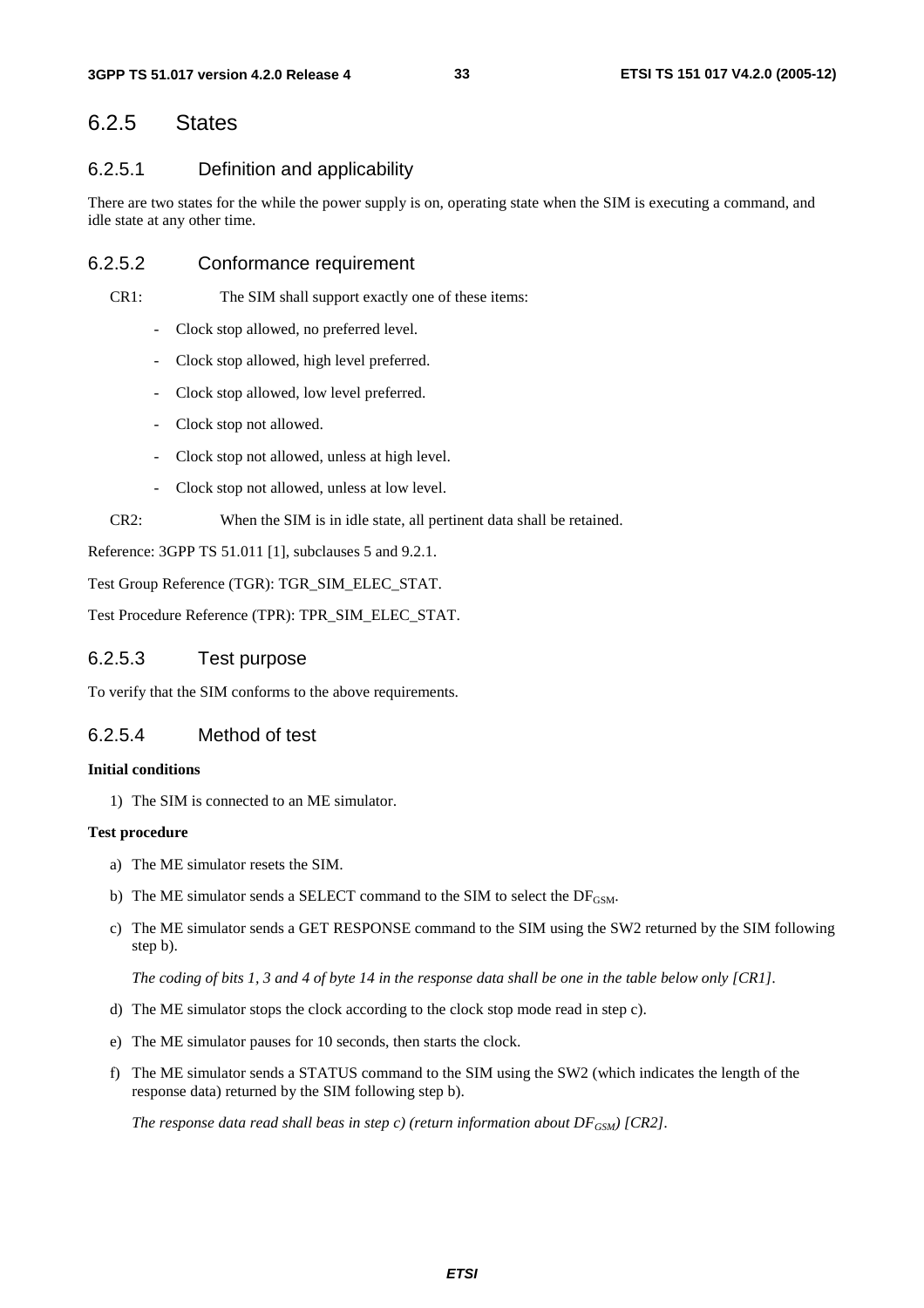### 6.2.5 States

#### 6.2.5.1 Definition and applicability

There are two states for the while the power supply is on, operating state when the SIM is executing a command, and idle state at any other time.

#### 6.2.5.2 Conformance requirement

CR1: The SIM shall support exactly one of these items:

- Clock stop allowed, no preferred level.
- Clock stop allowed, high level preferred.
- Clock stop allowed, low level preferred.
- Clock stop not allowed.
- Clock stop not allowed, unless at high level.
- Clock stop not allowed, unless at low level.

CR2: When the SIM is in idle state, all pertinent data shall be retained.

Reference: 3GPP TS 51.011 [1], subclauses 5 and 9.2.1.

Test Group Reference (TGR): TGR_SIM_ELEC_STAT.

Test Procedure Reference (TPR): TPR_SIM_ELEC_STAT.

#### 6.2.5.3 Test purpose

To verify that the SIM conforms to the above requirements.

#### 6.2.5.4 Method of test

**Initial conditions**

1) The SIM is connected to an ME simulator.

**Test procedure**

a) The ME simulator resets the SIM.

b) The ME simulator sends a SELECT command to the SIM to select the $DF_{GSM}$.

c) The ME simulator sends a GET RESPONSE command to the SIM using the SW2 returned by the SIM following step b).

   *The coding of bits 1, 3 and 4 of byte 14 in the response data shall be one in the table below only [CR1].*

d) The ME simulator stops the clock according to the clock stop mode read in step c).

e) The ME simulator pauses for 10 seconds, then starts the clock.

f) The ME simulator sends a STATUS command to the SIM using the SW2 (which indicates the length of the response data) returned by the SIM following step b).

   *The response data read shall beas in step c) (return information about $DF_{GSM}$) [CR2].*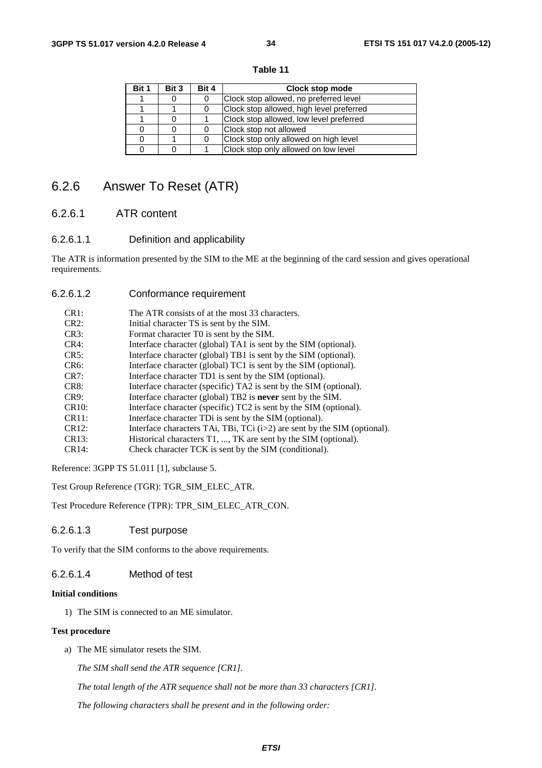**Table 11**

| Bit 1 | Bit 3 | Bit 4 | Clock stop mode |
|---|---|---|---|
| 1 | 0 | 0 | Clock stop allowed, no preferred level |
| 1 | 1 | 0 | Clock stop allowed, high level preferred |
| 1 | 0 | 1 | Clock stop allowed, low level preferred |
| 0 | 0 | 0 | Clock stop not allowed |
| 0 | 1 | 0 | Clock stop only allowed on high level |
| 0 | 0 | 1 | Clock stop only allowed on low level |

## 6.2.6 Answer To Reset (ATR)

### 6.2.6.1 ATR content

#### 6.2.6.1.1 Definition and applicability

The ATR is information presented by the SIM to the ME at the beginning of the card session and gives operational requirements.

#### 6.2.6.1.2 Conformance requirement

- CR1: The ATR consists of at the most 33 characters.
- CR2: Initial character TS is sent by the SIM.
- CR3: Format character T0 is sent by the SIM.
- CR4: Interface character (global) TA1 is sent by the SIM (optional).
- CR5: Interface character (global) TB1 is sent by the SIM (optional).
- CR6: Interface character (global) TC1 is sent by the SIM (optional).
- CR7: Interface character TD1 is sent by the SIM (optional).
- CR8: Interface character (specific) TA2 is sent by the SIM (optional).
- CR9: Interface character (global) TB2 is **never** sent by the SIM.
- CR10: Interface character (specific) TC2 is sent by the SIM (optional).
- CR11: Interface character TDi is sent by the SIM (optional).
- CR12: Interface characters TAi, TBi, TCi (i>2) are sent by the SIM (optional).
- CR13: Historical characters T1, ..., TK are sent by the SIM (optional).
- CR14: Check character TCK is sent by the SIM (conditional).

Reference: 3GPP TS 51.011 [1], subclause 5.

Test Group Reference (TGR): TGR_SIM_ELEC_ATR.

Test Procedure Reference (TPR): TPR_SIM_ELEC_ATR_CON.

#### 6.2.6.1.3 Test purpose

To verify that the SIM conforms to the above requirements.

#### 6.2.6.1.4 Method of test

**Initial conditions**

1) The SIM is connected to an ME simulator.

**Test procedure**

a) The ME simulator resets the SIM.

*The SIM shall send the ATR sequence [CR1].*

*The total length of the ATR sequence shall not be more than 33 characters [CR1].*

*The following characters shall be present and in the following order:*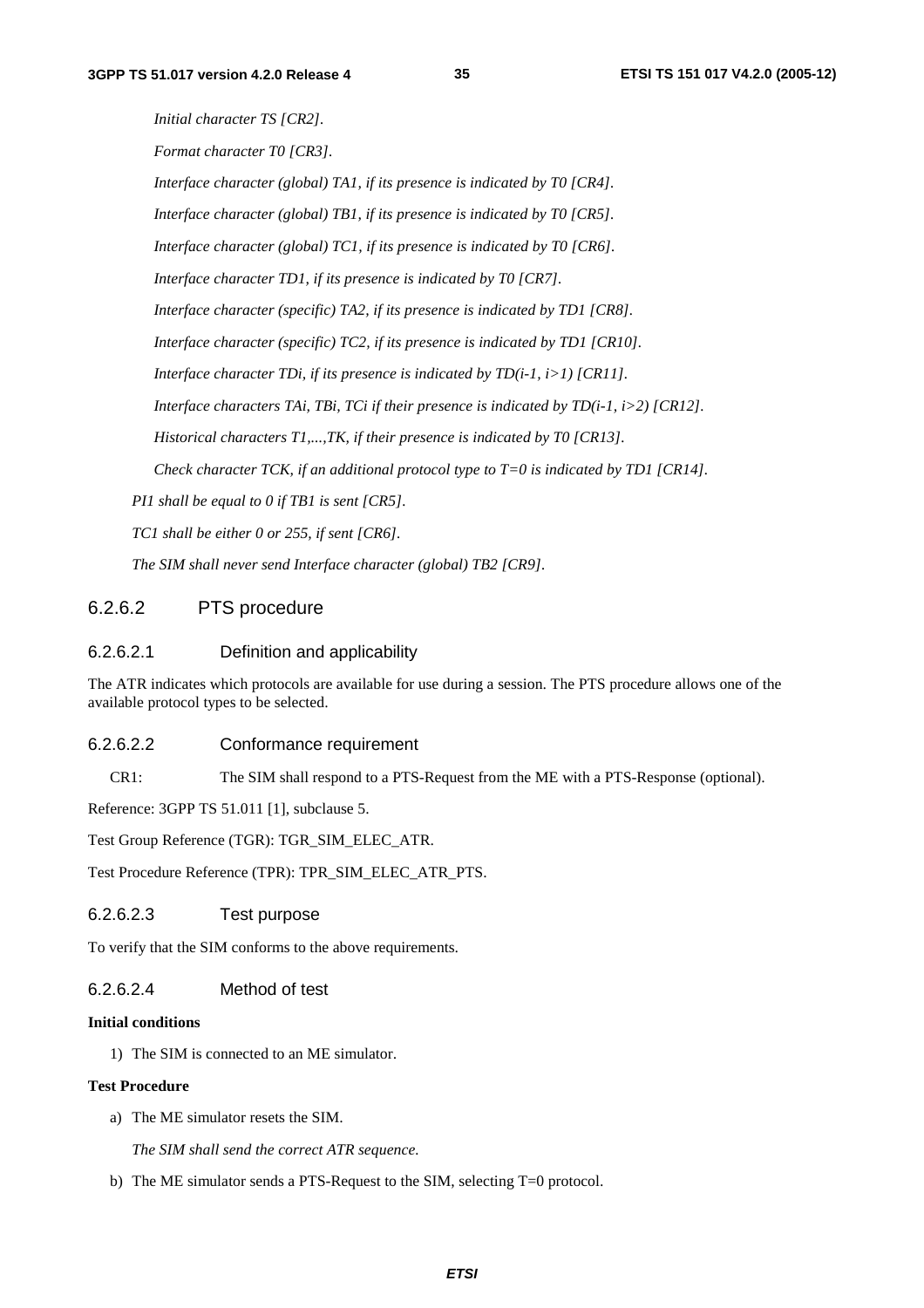*Initial character TS [CR2].*

*Format character T0 [CR3].*

*Interface character (global) TA1, if its presence is indicated by T0 [CR4].*

*Interface character (global) TB1, if its presence is indicated by T0 [CR5].*

*Interface character (global) TC1, if its presence is indicated by T0 [CR6].*

*Interface character TD1, if its presence is indicated by T0 [CR7].*

*Interface character (specific) TA2, if its presence is indicated by TD1 [CR8].*

*Interface character (specific) TC2, if its presence is indicated by TD1 [CR10].*

*Interface character TDi, if its presence is indicated by TD(i-1, i>1) [CR11].*

*Interface characters TAi, TBi, TCi if their presence is indicated by TD(i-1, i>2) [CR12].*

*Historical characters T1,...,TK, if their presence is indicated by T0 [CR13].*

*Check character TCK, if an additional protocol type to T=0 is indicated by TD1 [CR14].*

*PI1 shall be equal to 0 if TB1 is sent [CR5].*

*TC1 shall be either 0 or 255, if sent [CR6].*

*The SIM shall never send Interface character (global) TB2 [CR9].*

### 6.2.6.2 PTS procedure

#### 6.2.6.2.1 Definition and applicability

The ATR indicates which protocols are available for use during a session. The PTS procedure allows one of the available protocol types to be selected.

#### 6.2.6.2.2 Conformance requirement

CR1: The SIM shall respond to a PTS-Request from the ME with a PTS-Response (optional).

Reference: 3GPP TS 51.011 [1], subclause 5.

Test Group Reference (TGR): TGR_SIM_ELEC_ATR.

Test Procedure Reference (TPR): TPR_SIM_ELEC_ATR_PTS.

#### 6.2.6.2.3 Test purpose

To verify that the SIM conforms to the above requirements.

#### 6.2.6.2.4 Method of test

**Initial conditions**

1) The SIM is connected to an ME simulator.

**Test Procedure**

a) The ME simulator resets the SIM.

   *The SIM shall send the correct ATR sequence.*

b) The ME simulator sends a PTS-Request to the SIM, selecting T=0 protocol.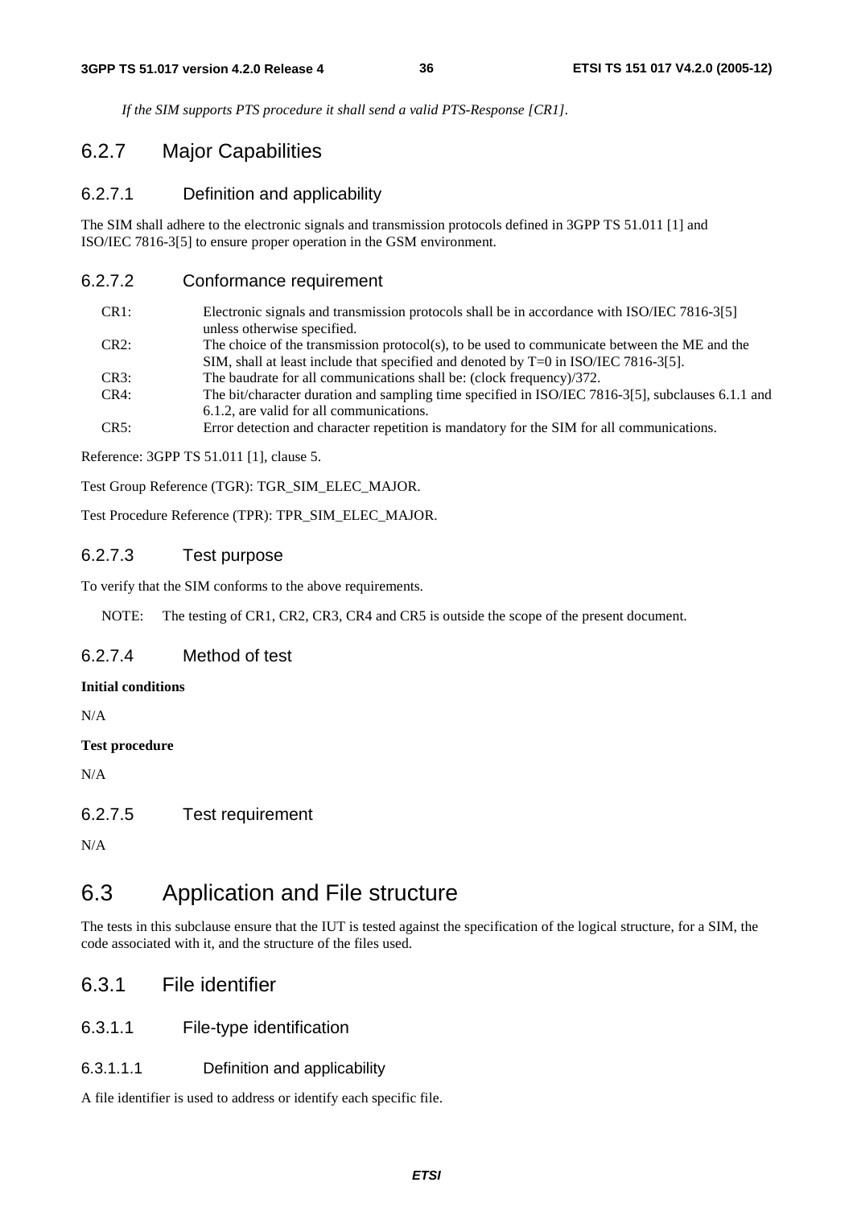*If the SIM supports PTS procedure it shall send a valid PTS-Response [CR1].*

### 6.2.7 Major Capabilities

#### 6.2.7.1 Definition and applicability

The SIM shall adhere to the electronic signals and transmission protocols defined in 3GPP TS 51.011 [1] and ISO/IEC 7816-3[5] to ensure proper operation in the GSM environment.

#### 6.2.7.2 Conformance requirement

CR1: Electronic signals and transmission protocols shall be in accordance with ISO/IEC 7816-3[5] unless otherwise specified.

CR2: The choice of the transmission protocol(s), to be used to communicate between the ME and the SIM, shall at least include that specified and denoted by T=0 in ISO/IEC 7816-3[5].

CR3: The baudrate for all communications shall be: (clock frequency)/372.

CR4: The bit/character duration and sampling time specified in ISO/IEC 7816-3[5], subclauses 6.1.1 and 6.1.2, are valid for all communications.

CR5: Error detection and character repetition is mandatory for the SIM for all communications.

Reference: 3GPP TS 51.011 [1], clause 5.

Test Group Reference (TGR): TGR_SIM_ELEC_MAJOR.

Test Procedure Reference (TPR): TPR_SIM_ELEC_MAJOR.

#### 6.2.7.3 Test purpose

To verify that the SIM conforms to the above requirements.

NOTE: The testing of CR1, CR2, CR3, CR4 and CR5 is outside the scope of the present document.

#### 6.2.7.4 Method of test

**Initial conditions**

N/A

**Test procedure**

N/A

#### 6.2.7.5 Test requirement

N/A

## 6.3 Application and File structure

The tests in this subclause ensure that the IUT is tested against the specification of the logical structure, for a SIM, the code associated with it, and the structure of the files used.

### 6.3.1 File identifier

#### 6.3.1.1 File-type identification

##### 6.3.1.1.1 Definition and applicability

A file identifier is used to address or identify each specific file.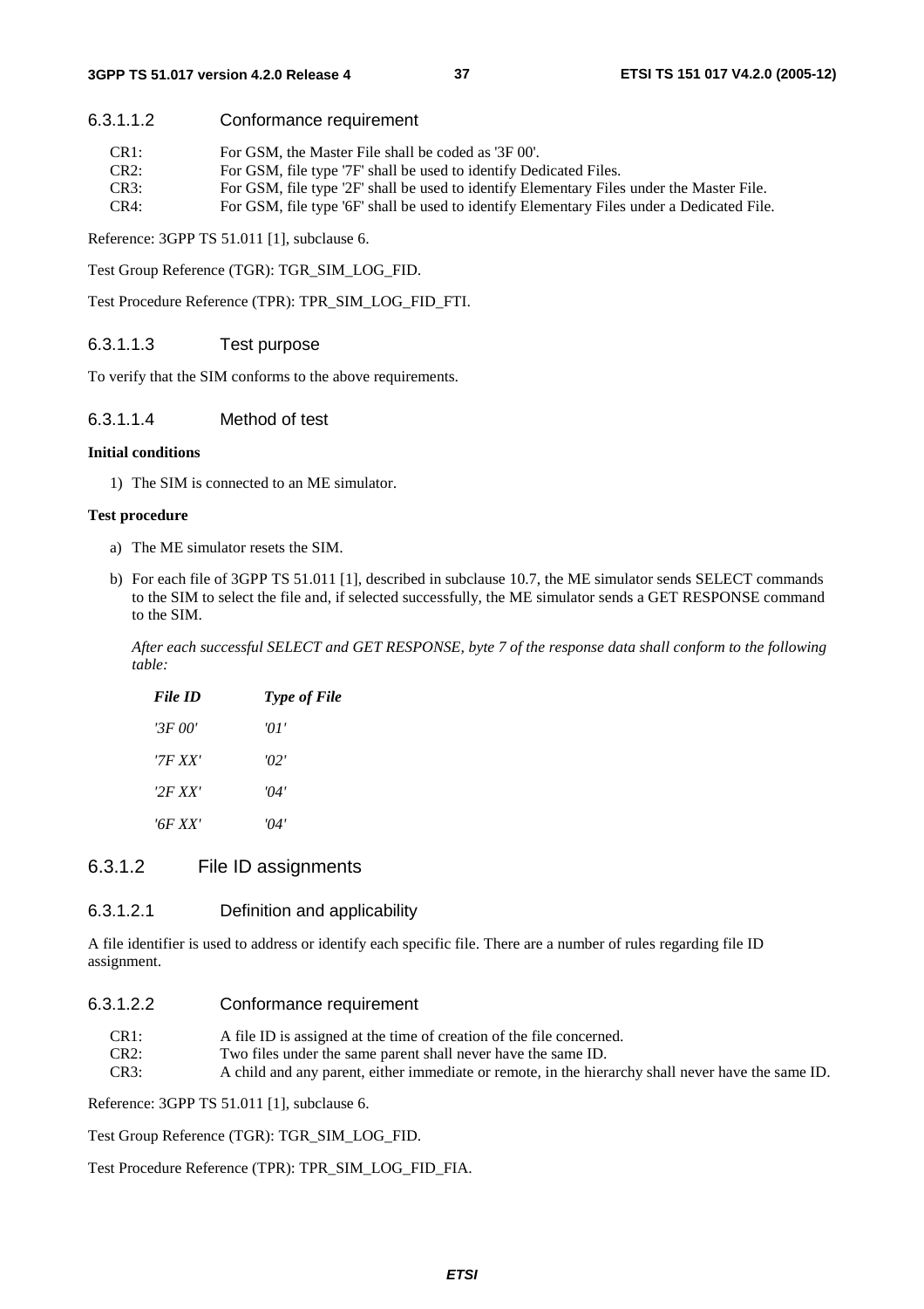#### 6.3.1.1.2 Conformance requirement

| | |
|---|---|
| CR1: | For GSM, the Master File shall be coded as '3F 00'. |
| CR2: | For GSM, file type '7F' shall be used to identify Dedicated Files. |
| CR3: | For GSM, file type '2F' shall be used to identify Elementary Files under the Master File. |
| CR4: | For GSM, file type '6F' shall be used to identify Elementary Files under a Dedicated File. |

Reference: 3GPP TS 51.011 [1], subclause 6.

Test Group Reference (TGR): TGR_SIM_LOG_FID.

Test Procedure Reference (TPR): TPR_SIM_LOG_FID_FTI.

#### 6.3.1.1.3 Test purpose

To verify that the SIM conforms to the above requirements.

#### 6.3.1.1.4 Method of test

**Initial conditions**

1) The SIM is connected to an ME simulator.

**Test procedure**

a) The ME simulator resets the SIM.

b) For each file of 3GPP TS 51.011 [1], described in subclause 10.7, the ME simulator sends SELECT commands to the SIM to select the file and, if selected successfully, the ME simulator sends a GET RESPONSE command to the SIM.

   *After each successful SELECT and GET RESPONSE, byte 7 of the response data shall conform to the following table:*

| ***File ID*** | ***Type of File*** |
|---|---|
| *'3F 00'* | *'01'* |
| *'7F XX'* | *'02'* |
| *'2F XX'* | *'04'* |
| *'6F XX'* | *'04'* |

### 6.3.1.2 File ID assignments

#### 6.3.1.2.1 Definition and applicability

A file identifier is used to address or identify each specific file. There are a number of rules regarding file ID assignment.

#### 6.3.1.2.2 Conformance requirement

| | |
|---|---|
| CR1: | A file ID is assigned at the time of creation of the file concerned. |
| CR2: | Two files under the same parent shall never have the same ID. |
| CR3: | A child and any parent, either immediate or remote, in the hierarchy shall never have the same ID. |

Reference: 3GPP TS 51.011 [1], subclause 6.

Test Group Reference (TGR): TGR_SIM_LOG_FID.

Test Procedure Reference (TPR): TPR_SIM_LOG_FID_FIA.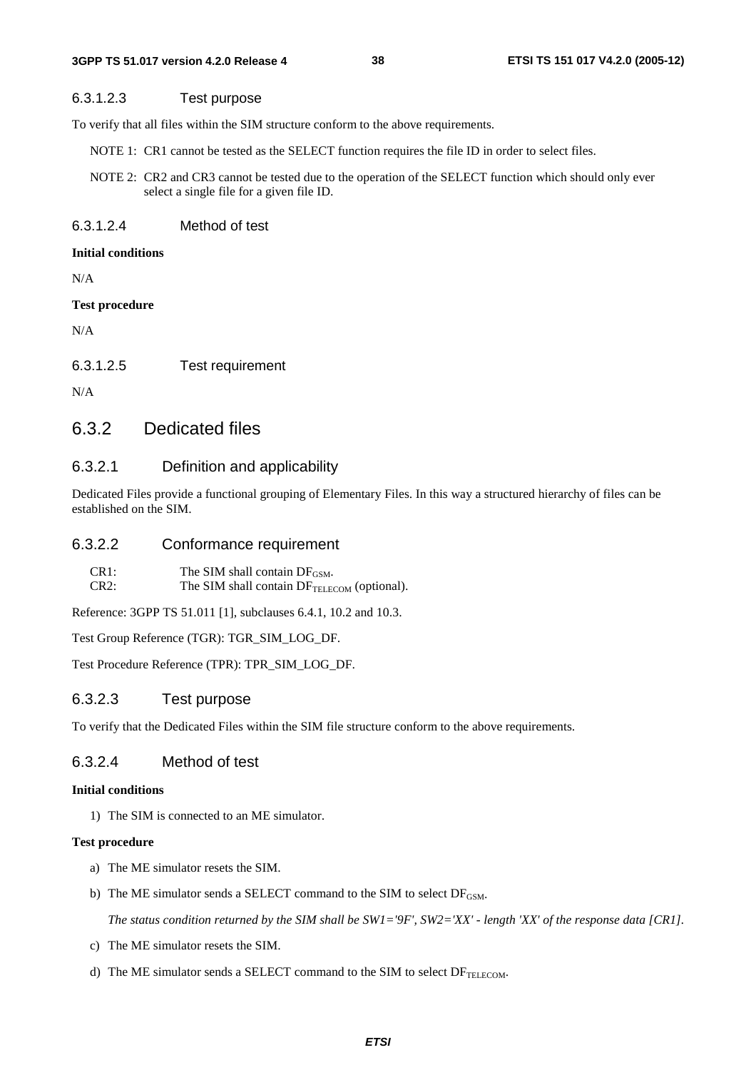#### 6.3.1.2.3 Test purpose

To verify that all files within the SIM structure conform to the above requirements.

NOTE 1: CR1 cannot be tested as the SELECT function requires the file ID in order to select files.

NOTE 2: CR2 and CR3 cannot be tested due to the operation of the SELECT function which should only ever select a single file for a given file ID.

#### 6.3.1.2.4 Method of test

**Initial conditions**

N/A

**Test procedure**

N/A

#### 6.3.1.2.5 Test requirement

N/A

## 6.3.2 Dedicated files

### 6.3.2.1 Definition and applicability

Dedicated Files provide a functional grouping of Elementary Files. In this way a structured hierarchy of files can be established on the SIM.

### 6.3.2.2 Conformance requirement

CR1: The SIM shall contain $DF_{GSM}$.
CR2: The SIM shall contain $DF_{TELECOM}$ (optional).

Reference: 3GPP TS 51.011 [1], subclauses 6.4.1, 10.2 and 10.3.

Test Group Reference (TGR): TGR_SIM_LOG_DF.

Test Procedure Reference (TPR): TPR_SIM_LOG_DF.

### 6.3.2.3 Test purpose

To verify that the Dedicated Files within the SIM file structure conform to the above requirements.

### 6.3.2.4 Method of test

**Initial conditions**

1) The SIM is connected to an ME simulator.

**Test procedure**

a) The ME simulator resets the SIM.

b) The ME simulator sends a SELECT command to the SIM to select $DF_{GSM}$.

   *The status condition returned by the SIM shall be SW1='9F', SW2='XX' - length 'XX' of the response data [CR1].*

c) The ME simulator resets the SIM.

d) The ME simulator sends a SELECT command to the SIM to select $DF_{TELECOM}$.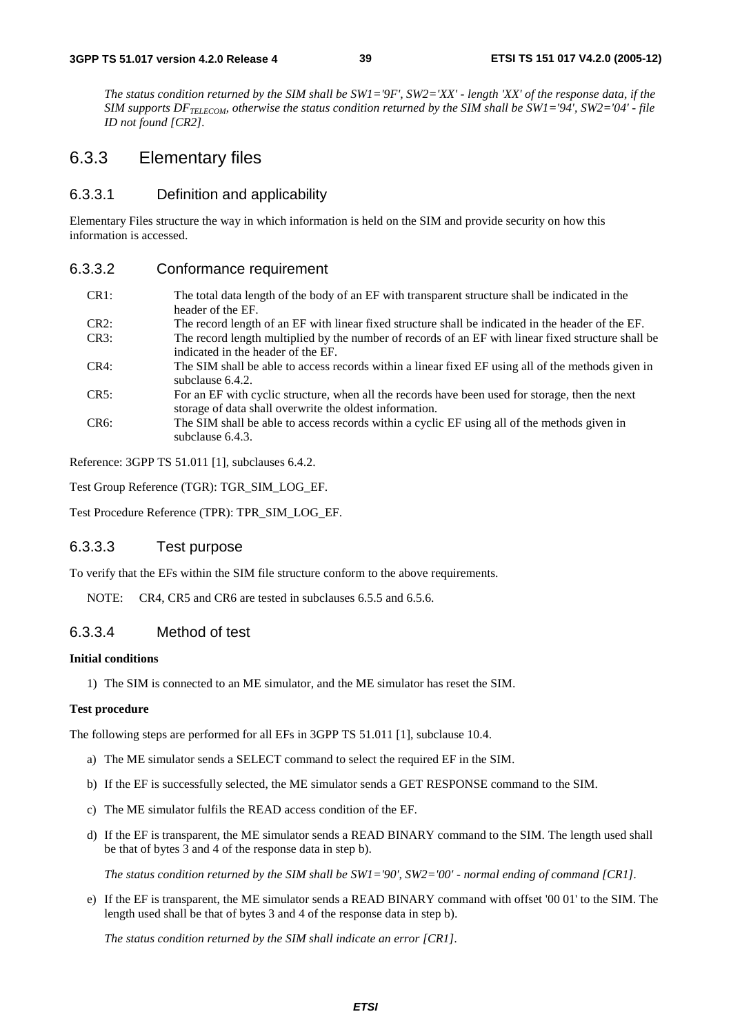*The status condition returned by the SIM shall be SW1='9F', SW2='XX' - length 'XX' of the response data, if the SIM supports $DF_{TELECOM}$, otherwise the status condition returned by the SIM shall be SW1='94', SW2='04' - file ID not found [CR2].*

### 6.3.3 Elementary files

#### 6.3.3.1 Definition and applicability

Elementary Files structure the way in which information is held on the SIM and provide security on how this information is accessed.

#### 6.3.3.2 Conformance requirement

| | |
|---|---|
| CR1: | The total data length of the body of an EF with transparent structure shall be indicated in the header of the EF. |
| CR2: | The record length of an EF with linear fixed structure shall be indicated in the header of the EF. |
| CR3: | The record length multiplied by the number of records of an EF with linear fixed structure shall be indicated in the header of the EF. |
| CR4: | The SIM shall be able to access records within a linear fixed EF using all of the methods given in subclause 6.4.2. |
| CR5: | For an EF with cyclic structure, when all the records have been used for storage, then the next storage of data shall overwrite the oldest information. |
| CR6: | The SIM shall be able to access records within a cyclic EF using all of the methods given in subclause 6.4.3. |

Reference: 3GPP TS 51.011 [1], subclauses 6.4.2.

Test Group Reference (TGR): TGR_SIM_LOG_EF.

Test Procedure Reference (TPR): TPR_SIM_LOG_EF.

#### 6.3.3.3 Test purpose

To verify that the EFs within the SIM file structure conform to the above requirements.

NOTE: CR4, CR5 and CR6 are tested in subclauses 6.5.5 and 6.5.6.

#### 6.3.3.4 Method of test

**Initial conditions**

1) The SIM is connected to an ME simulator, and the ME simulator has reset the SIM.

**Test procedure**

The following steps are performed for all EFs in 3GPP TS 51.011 [1], subclause 10.4.

a) The ME simulator sends a SELECT command to select the required EF in the SIM.

b) If the EF is successfully selected, the ME simulator sends a GET RESPONSE command to the SIM.

c) The ME simulator fulfils the READ access condition of the EF.

d) If the EF is transparent, the ME simulator sends a READ BINARY command to the SIM. The length used shall be that of bytes 3 and 4 of the response data in step b).

   *The status condition returned by the SIM shall be SW1='90', SW2='00' - normal ending of command [CR1].*

e) If the EF is transparent, the ME simulator sends a READ BINARY command with offset '00 01' to the SIM. The length used shall be that of bytes 3 and 4 of the response data in step b).

   *The status condition returned by the SIM shall indicate an error [CR1].*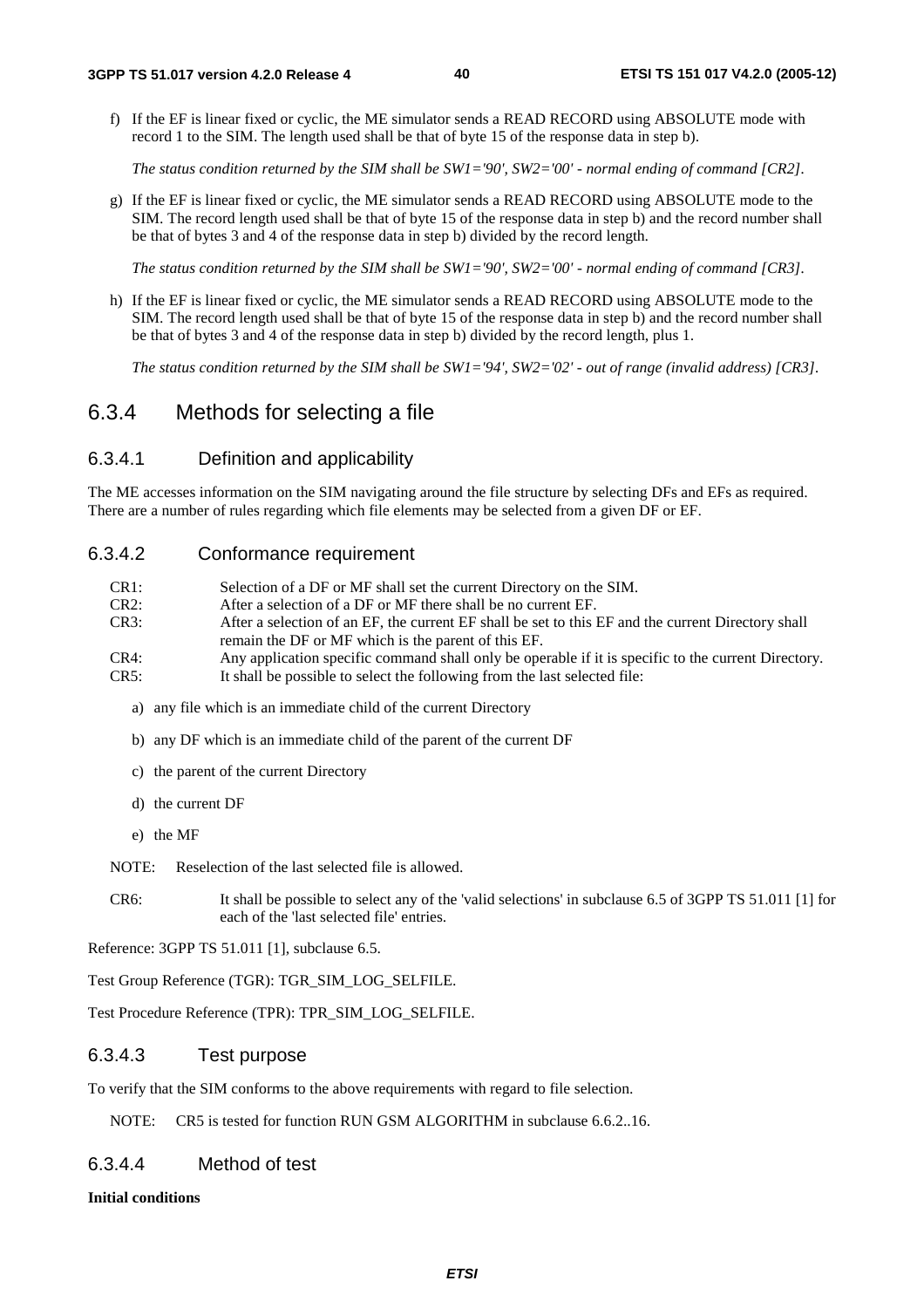f) If the EF is linear fixed or cyclic, the ME simulator sends a READ RECORD using ABSOLUTE mode with record 1 to the SIM. The length used shall be that of byte 15 of the response data in step b).

   *The status condition returned by the SIM shall be SW1='90', SW2='00' - normal ending of command [CR2].*

g) If the EF is linear fixed or cyclic, the ME simulator sends a READ RECORD using ABSOLUTE mode to the SIM. The record length used shall be that of byte 15 of the response data in step b) and the record number shall be that of bytes 3 and 4 of the response data in step b) divided by the record length.

   *The status condition returned by the SIM shall be SW1='90', SW2='00' - normal ending of command [CR3].*

h) If the EF is linear fixed or cyclic, the ME simulator sends a READ RECORD using ABSOLUTE mode to the SIM. The record length used shall be that of byte 15 of the response data in step b) and the record number shall be that of bytes 3 and 4 of the response data in step b) divided by the record length, plus 1.

   *The status condition returned by the SIM shall be SW1='94', SW2='02' - out of range (invalid address) [CR3].*

## 6.3.4 Methods for selecting a file

### 6.3.4.1 Definition and applicability

The ME accesses information on the SIM navigating around the file structure by selecting DFs and EFs as required. There are a number of rules regarding which file elements may be selected from a given DF or EF.

### 6.3.4.2 Conformance requirement

CR1: Selection of a DF or MF shall set the current Directory on the SIM.

CR2: After a selection of a DF or MF there shall be no current EF.

CR3: After a selection of an EF, the current EF shall be set to this EF and the current Directory shall remain the DF or MF which is the parent of this EF.

CR4: Any application specific command shall only be operable if it is specific to the current Directory.

CR5: It shall be possible to select the following from the last selected file:

a) any file which is an immediate child of the current Directory

b) any DF which is an immediate child of the parent of the current DF

c) the parent of the current Directory

d) the current DF

e) the MF

NOTE: Reselection of the last selected file is allowed.

CR6: It shall be possible to select any of the 'valid selections' in subclause 6.5 of 3GPP TS 51.011 [1] for each of the 'last selected file' entries.

Reference: 3GPP TS 51.011 [1], subclause 6.5.

Test Group Reference (TGR): TGR_SIM_LOG_SELFILE.

Test Procedure Reference (TPR): TPR_SIM_LOG_SELFILE.

### 6.3.4.3 Test purpose

To verify that the SIM conforms to the above requirements with regard to file selection.

NOTE: CR5 is tested for function RUN GSM ALGORITHM in subclause 6.6.2..16.

### 6.3.4.4 Method of test

**Initial conditions**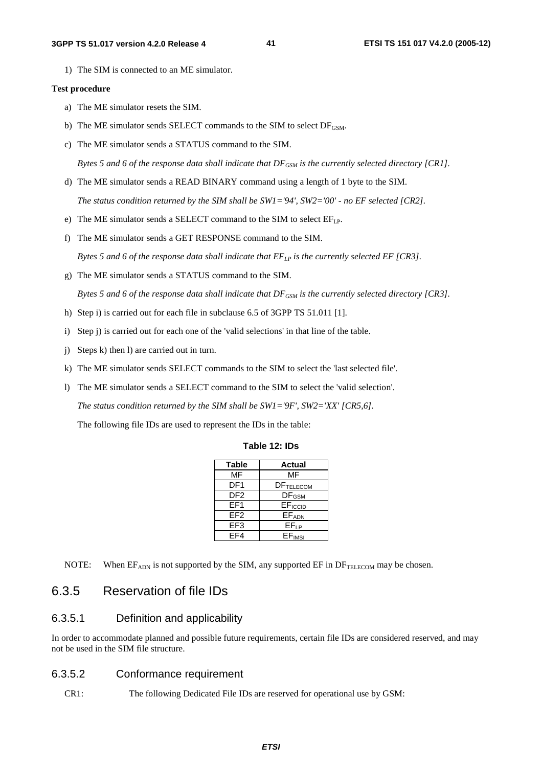1) The SIM is connected to an ME simulator.

**Test procedure**

a) The ME simulator resets the SIM.

b) The ME simulator sends SELECT commands to the SIM to select $DF_{GSM}$.

c) The ME simulator sends a STATUS command to the SIM.

*Bytes 5 and 6 of the response data shall indicate that $DF_{GSM}$ is the currently selected directory [CR1].*

d) The ME simulator sends a READ BINARY command using a length of 1 byte to the SIM.

*The status condition returned by the SIM shall be SW1='94', SW2='00' - no EF selected [CR2].*

e) The ME simulator sends a SELECT command to the SIM to select $EF_{LP}$.

f) The ME simulator sends a GET RESPONSE command to the SIM.

*Bytes 5 and 6 of the response data shall indicate that $EF_{LP}$ is the currently selected EF [CR3].*

g) The ME simulator sends a STATUS command to the SIM.

*Bytes 5 and 6 of the response data shall indicate that $DF_{GSM}$ is the currently selected directory [CR3].*

h) Step i) is carried out for each file in subclause 6.5 of 3GPP TS 51.011 [1].

i) Step j) is carried out for each one of the 'valid selections' in that line of the table.

j) Steps k) then l) are carried out in turn.

k) The ME simulator sends SELECT commands to the SIM to select the 'last selected file'.

l) The ME simulator sends a SELECT command to the SIM to select the 'valid selection'.

*The status condition returned by the SIM shall be SW1='9F', SW2='XX' [CR5,6].*

The following file IDs are used to represent the IDs in the table:

**Table 12: IDs**

| Table | Actual |
|---|---|
| MF | MF |
| DF1 | $DF_{TELECOM}$ |
| DF2 | $DF_{GSM}$ |
| EF1 | $EF_{ICCID}$ |
| EF2 | $EF_{ADN}$ |
| EF3 | $EF_{LP}$ |
| EF4 | $EF_{IMSI}$ |

NOTE: When $EF_{ADN}$ is not supported by the SIM, any supported EF in $DF_{TELECOM}$ may be chosen.

## 6.3.5 Reservation of file IDs

### 6.3.5.1 Definition and applicability

In order to accommodate planned and possible future requirements, certain file IDs are considered reserved, and may not be used in the SIM file structure.

### 6.3.5.2 Conformance requirement

CR1: The following Dedicated File IDs are reserved for operational use by GSM: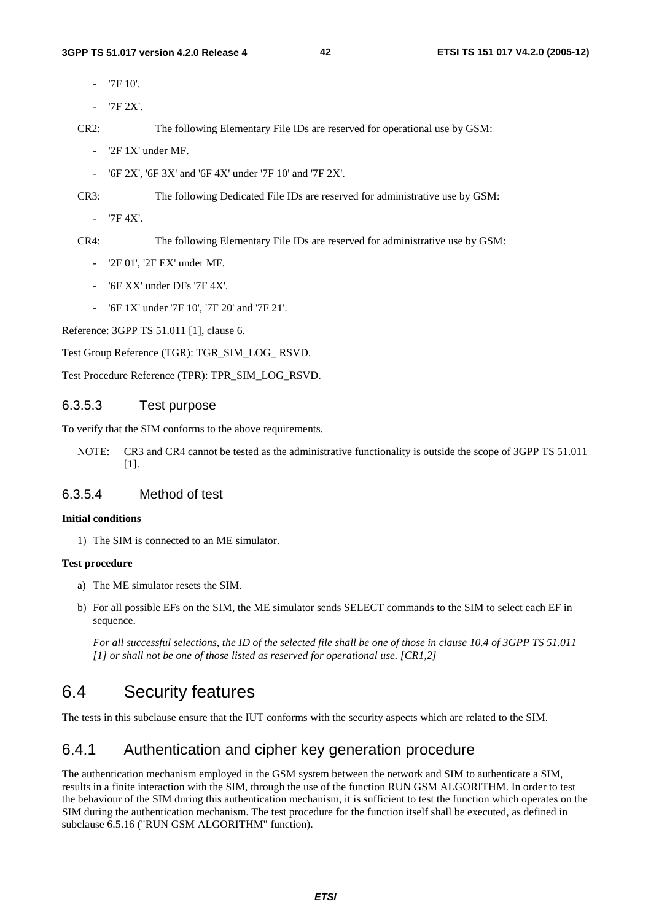- '7F 10'.
- '7F 2X'.

CR2: The following Elementary File IDs are reserved for operational use by GSM:

- '2F 1X' under MF.
- '6F 2X', '6F 3X' and '6F 4X' under '7F 10' and '7F 2X'.

CR3: The following Dedicated File IDs are reserved for administrative use by GSM:

- '7F 4X'.

CR4: The following Elementary File IDs are reserved for administrative use by GSM:

- '2F 01', '2F EX' under MF.
- '6F XX' under DFs '7F 4X'.
- '6F 1X' under '7F 10', '7F 20' and '7F 21'.

Reference: 3GPP TS 51.011 [1], clause 6.

Test Group Reference (TGR): TGR_SIM_LOG_ RSVD.

Test Procedure Reference (TPR): TPR_SIM_LOG_RSVD.

### 6.3.5.3 Test purpose

To verify that the SIM conforms to the above requirements.

NOTE: CR3 and CR4 cannot be tested as the administrative functionality is outside the scope of 3GPP TS 51.011 [1].

### 6.3.5.4 Method of test

**Initial conditions**

1) The SIM is connected to an ME simulator.

**Test procedure**

a) The ME simulator resets the SIM.

b) For all possible EFs on the SIM, the ME simulator sends SELECT commands to the SIM to select each EF in sequence.

*For all successful selections, the ID of the selected file shall be one of those in clause 10.4 of 3GPP TS 51.011 [1] or shall not be one of those listed as reserved for operational use. [CR1,2]*

# 6.4 Security features

The tests in this subclause ensure that the IUT conforms with the security aspects which are related to the SIM.

## 6.4.1 Authentication and cipher key generation procedure

The authentication mechanism employed in the GSM system between the network and SIM to authenticate a SIM, results in a finite interaction with the SIM, through the use of the function RUN GSM ALGORITHM. In order to test the behaviour of the SIM during this authentication mechanism, it is sufficient to test the function which operates on the SIM during the authentication mechanism. The test procedure for the function itself shall be executed, as defined in subclause 6.5.16 ("RUN GSM ALGORITHM" function).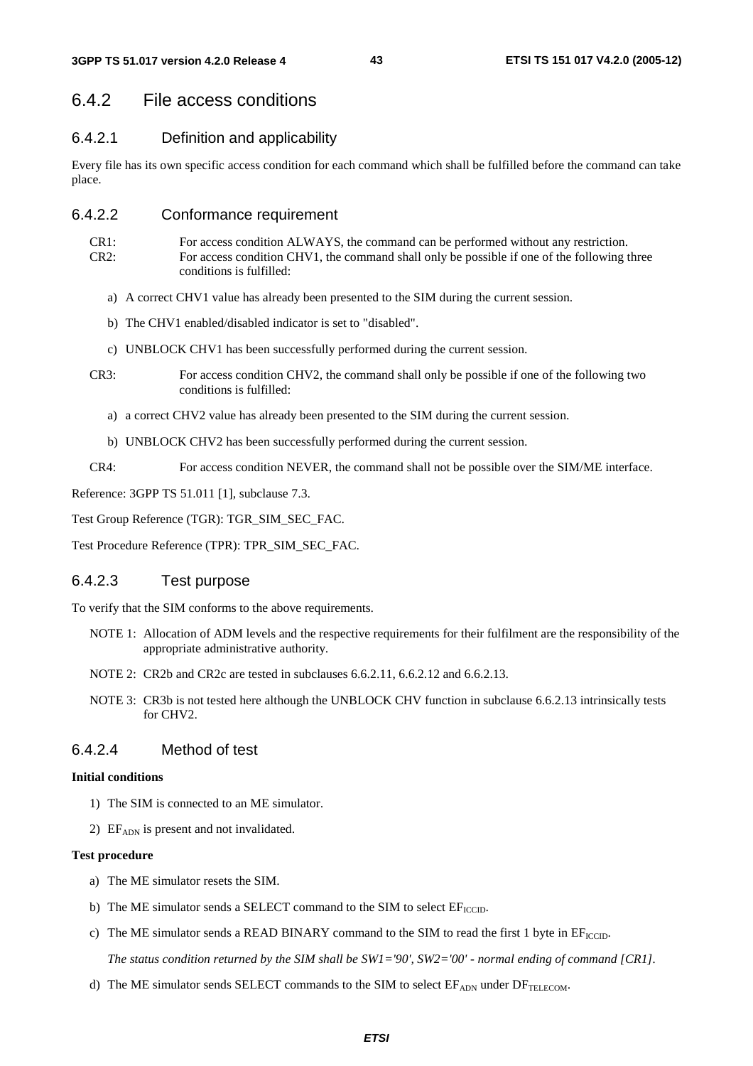## 6.4.2 File access conditions

### 6.4.2.1 Definition and applicability

Every file has its own specific access condition for each command which shall be fulfilled before the command can take place.

### 6.4.2.2 Conformance requirement

CR1: For access condition ALWAYS, the command can be performed without any restriction.

CR2: For access condition CHV1, the command shall only be possible if one of the following three conditions is fulfilled:

a) A correct CHV1 value has already been presented to the SIM during the current session.

b) The CHV1 enabled/disabled indicator is set to "disabled".

c) UNBLOCK CHV1 has been successfully performed during the current session.

CR3: For access condition CHV2, the command shall only be possible if one of the following two conditions is fulfilled:

a) a correct CHV2 value has already been presented to the SIM during the current session.

b) UNBLOCK CHV2 has been successfully performed during the current session.

CR4: For access condition NEVER, the command shall not be possible over the SIM/ME interface.

Reference: 3GPP TS 51.011 [1], subclause 7.3.

Test Group Reference (TGR): TGR_SIM_SEC_FAC.

Test Procedure Reference (TPR): TPR_SIM_SEC_FAC.

### 6.4.2.3 Test purpose

To verify that the SIM conforms to the above requirements.

NOTE 1: Allocation of ADM levels and the respective requirements for their fulfilment are the responsibility of the appropriate administrative authority.

NOTE 2: CR2b and CR2c are tested in subclauses 6.6.2.11, 6.6.2.12 and 6.6.2.13.

NOTE 3: CR3b is not tested here although the UNBLOCK CHV function in subclause 6.6.2.13 intrinsically tests for CHV2.

### 6.4.2.4 Method of test

**Initial conditions**

1) The SIM is connected to an ME simulator.

2) $EF_{ADN}$ is present and not invalidated.

**Test procedure**

a) The ME simulator resets the SIM.

b) The ME simulator sends a SELECT command to the SIM to select $EF_{ICCID}$.

c) The ME simulator sends a READ BINARY command to the SIM to read the first 1 byte in $EF_{ICCID}$.

*The status condition returned by the SIM shall be SW1='90', SW2='00' - normal ending of command [CR1].*

d) The ME simulator sends SELECT commands to the SIM to select $EF_{ADN}$ under $DF_{TELECOM}$.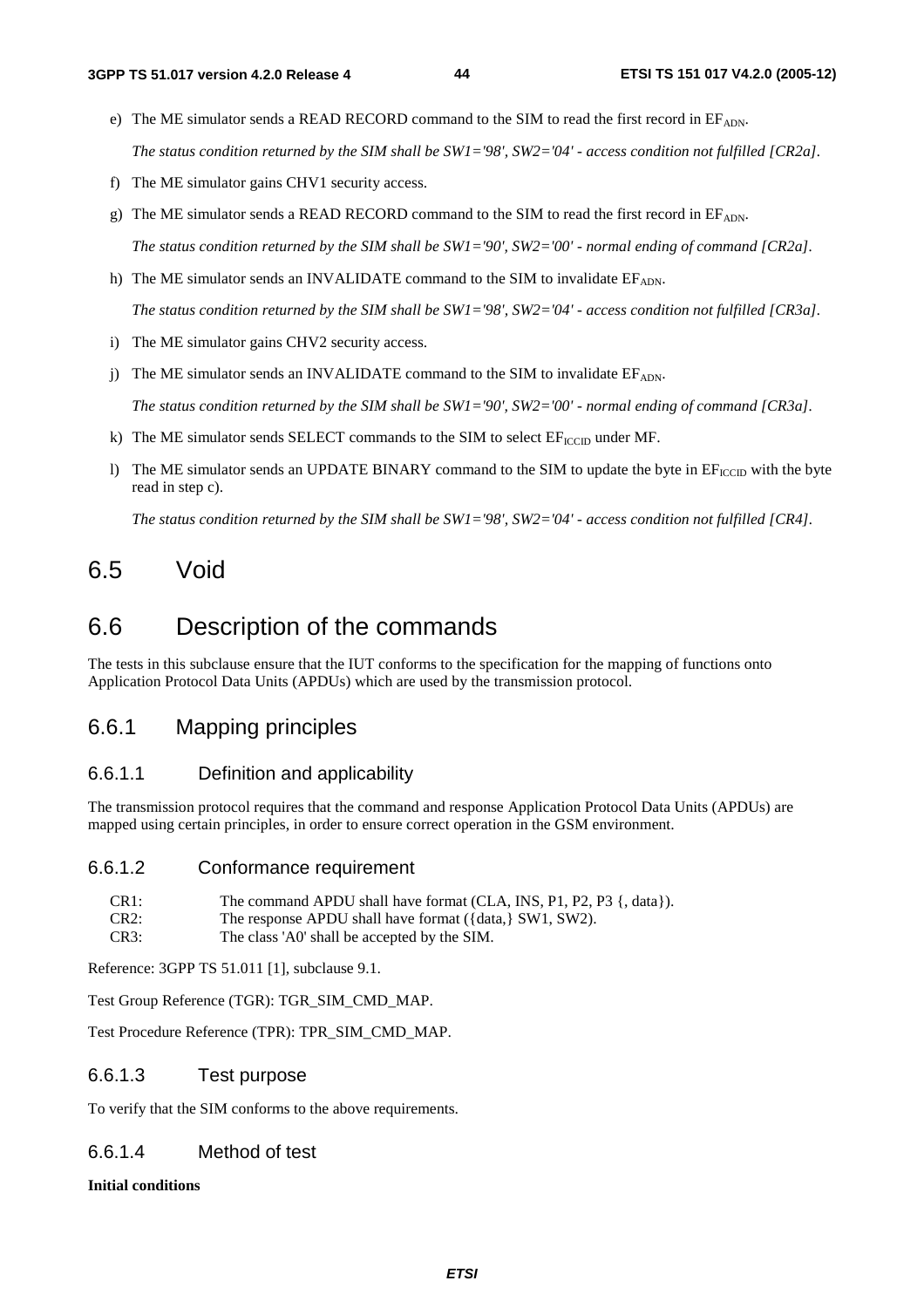e) The ME simulator sends a READ RECORD command to the SIM to read the first record in $EF_{ADN}$.

   *The status condition returned by the SIM shall be SW1='98', SW2='04' - access condition not fulfilled [CR2a].*

f) The ME simulator gains CHV1 security access.

g) The ME simulator sends a READ RECORD command to the SIM to read the first record in $EF_{ADN}$.

   *The status condition returned by the SIM shall be SW1='90', SW2='00' - normal ending of command [CR2a].*

h) The ME simulator sends an INVALIDATE command to the SIM to invalidate $EF_{ADN}$.

   *The status condition returned by the SIM shall be SW1='98', SW2='04' - access condition not fulfilled [CR3a].*

i) The ME simulator gains CHV2 security access.

j) The ME simulator sends an INVALIDATE command to the SIM to invalidate $EF_{ADN}$.

   *The status condition returned by the SIM shall be SW1='90', SW2='00' - normal ending of command [CR3a].*

k) The ME simulator sends SELECT commands to the SIM to select $EF_{ICCID}$ under MF.

l) The ME simulator sends an UPDATE BINARY command to the SIM to update the byte in $EF_{ICCID}$ with the byte read in step c).

   *The status condition returned by the SIM shall be SW1='98', SW2='04' - access condition not fulfilled [CR4].*

# 6.5 Void

# 6.6 Description of the commands

The tests in this subclause ensure that the IUT conforms to the specification for the mapping of functions onto Application Protocol Data Units (APDUs) which are used by the transmission protocol.

## 6.6.1 Mapping principles

### 6.6.1.1 Definition and applicability

The transmission protocol requires that the command and response Application Protocol Data Units (APDUs) are mapped using certain principles, in order to ensure correct operation in the GSM environment.

### 6.6.1.2 Conformance requirement

CR1: The command APDU shall have format (CLA, INS, P1, P2, P3 {, data}).
CR2: The response APDU shall have format ({data,} SW1, SW2).
CR3: The class 'A0' shall be accepted by the SIM.

Reference: 3GPP TS 51.011 [1], subclause 9.1.

Test Group Reference (TGR): TGR_SIM_CMD_MAP.

Test Procedure Reference (TPR): TPR_SIM_CMD_MAP.

### 6.6.1.3 Test purpose

To verify that the SIM conforms to the above requirements.

### 6.6.1.4 Method of test

**Initial conditions**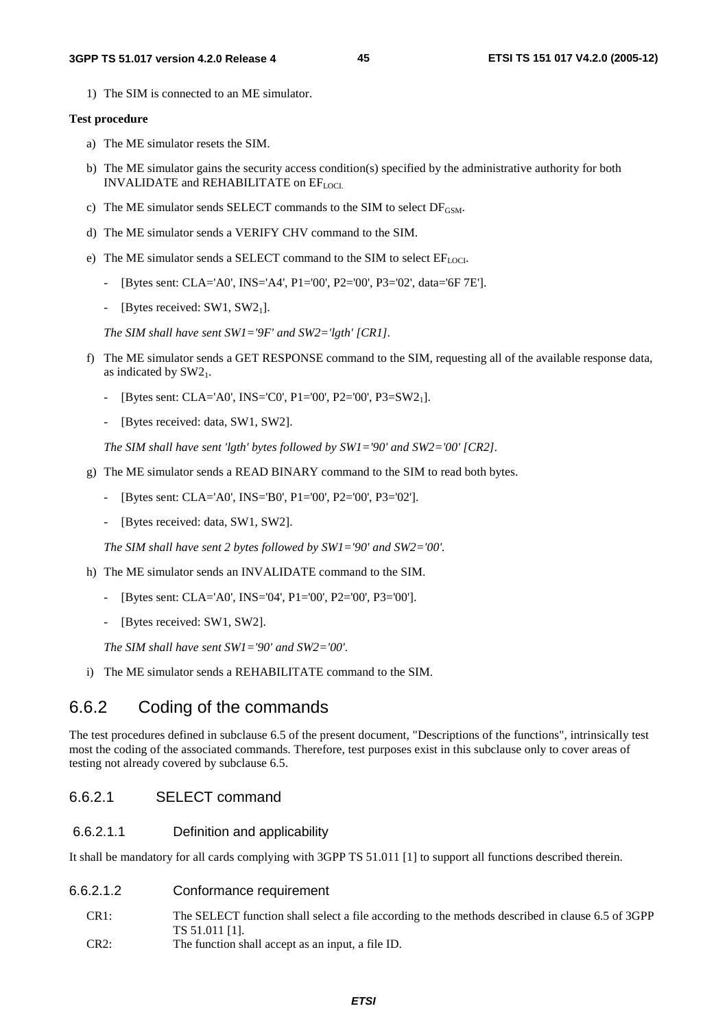1) The SIM is connected to an ME simulator.

**Test procedure**

a) The ME simulator resets the SIM.

b) The ME simulator gains the security access condition(s) specified by the administrative authority for both INVALIDATE and REHABILITATE on $EF_{LOCI.}$

c) The ME simulator sends SELECT commands to the SIM to select $DF_{GSM}$.

d) The ME simulator sends a VERIFY CHV command to the SIM.

e) The ME simulator sends a SELECT command to the SIM to select $EF_{LOCI}$.

- [Bytes sent: CLA='A0', INS='A4', P1='00', P2='00', P3='02', data='6F 7E'].
- [Bytes received: SW1, $SW2_1$].

*The SIM shall have sent SW1='9F' and SW2='lgth' [CR1].*

f) The ME simulator sends a GET RESPONSE command to the SIM, requesting all of the available response data, as indicated by $SW2_1$.

- [Bytes sent: CLA='A0', INS='C0', P1='00', P2='00', P3=$SW2_1$].
- [Bytes received: data, SW1, SW2].

*The SIM shall have sent 'lgth' bytes followed by SW1='90' and SW2='00' [CR2].*

g) The ME simulator sends a READ BINARY command to the SIM to read both bytes.

- [Bytes sent: CLA='A0', INS='B0', P1='00', P2='00', P3='02'].
- [Bytes received: data, SW1, SW2].

*The SIM shall have sent 2 bytes followed by SW1='90' and SW2='00'.*

h) The ME simulator sends an INVALIDATE command to the SIM.

- [Bytes sent: CLA='A0', INS='04', P1='00', P2='00', P3='00'].
- [Bytes received: SW1, SW2].

*The SIM shall have sent SW1='90' and SW2='00'.*

i) The ME simulator sends a REHABILITATE command to the SIM.

## 6.6.2 Coding of the commands

The test procedures defined in subclause 6.5 of the present document, "Descriptions of the functions", intrinsically test most the coding of the associated commands. Therefore, test purposes exist in this subclause only to cover areas of testing not already covered by subclause 6.5.

### 6.6.2.1 SELECT command

#### 6.6.2.1.1 Definition and applicability

It shall be mandatory for all cards complying with 3GPP TS 51.011 [1] to support all functions described therein.

#### 6.6.2.1.2 Conformance requirement

CR1: The SELECT function shall select a file according to the methods described in clause 6.5 of 3GPP TS 51.011 [1].

CR2: The function shall accept as an input, a file ID.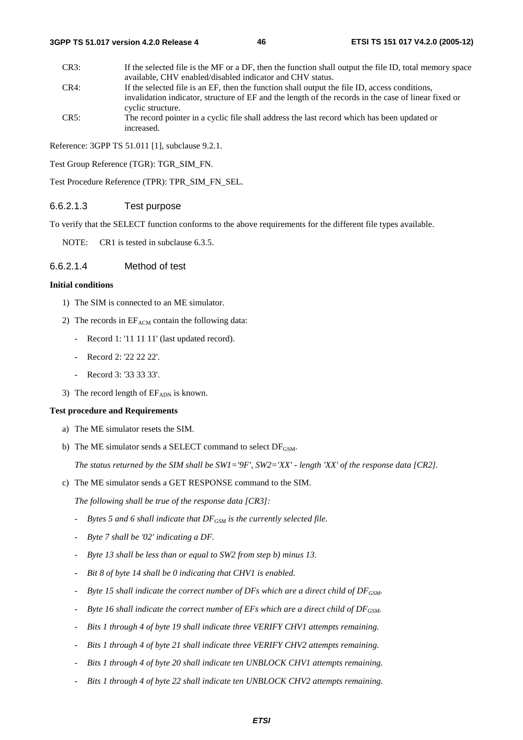CR3: If the selected file is the MF or a DF, then the function shall output the file ID, total memory space available, CHV enabled/disabled indicator and CHV status.

CR4: If the selected file is an EF, then the function shall output the file ID, access conditions, invalidation indicator, structure of EF and the length of the records in the case of linear fixed or cyclic structure.

CR5: The record pointer in a cyclic file shall address the last record which has been updated or increased.

Reference: 3GPP TS 51.011 [1], subclause 9.2.1.

Test Group Reference (TGR): TGR_SIM_FN.

Test Procedure Reference (TPR): TPR_SIM_FN_SEL.

#### 6.6.2.1.3 Test purpose

To verify that the SELECT function conforms to the above requirements for the different file types available.

NOTE: CR1 is tested in subclause 6.3.5.

#### 6.6.2.1.4 Method of test

**Initial conditions**

1) The SIM is connected to an ME simulator.
2) The records in $EF_{ACM}$ contain the following data:
   - Record 1: '11 11 11' (last updated record).
   - Record 2: '22 22 22'.
   - Record 3: '33 33 33'.
3) The record length of $EF_{ADN}$ is known.

**Test procedure and Requirements**

a) The ME simulator resets the SIM.

b) The ME simulator sends a SELECT command to select $DF_{GSM}$.

   *The status returned by the SIM shall be SW1='9F', SW2='XX' - length 'XX' of the response data [CR2].*

c) The ME simulator sends a GET RESPONSE command to the SIM.

   *The following shall be true of the response data [CR3]:*

   - *Bytes 5 and 6 shall indicate that $DF_{GSM}$ is the currently selected file.*
   - *Byte 7 shall be '02' indicating a DF.*
   - *Byte 13 shall be less than or equal to SW2 from step b) minus 13.*
   - *Bit 8 of byte 14 shall be 0 indicating that CHV1 is enabled.*
   - *Byte 15 shall indicate the correct number of DFs which are a direct child of $DF_{GSM}$.*
   - *Byte 16 shall indicate the correct number of EFs which are a direct child of $DF_{GSM}$.*
   - *Bits 1 through 4 of byte 19 shall indicate three VERIFY CHV1 attempts remaining.*
   - *Bits 1 through 4 of byte 21 shall indicate three VERIFY CHV2 attempts remaining.*
   - *Bits 1 through 4 of byte 20 shall indicate ten UNBLOCK CHV1 attempts remaining.*
   - *Bits 1 through 4 of byte 22 shall indicate ten UNBLOCK CHV2 attempts remaining.*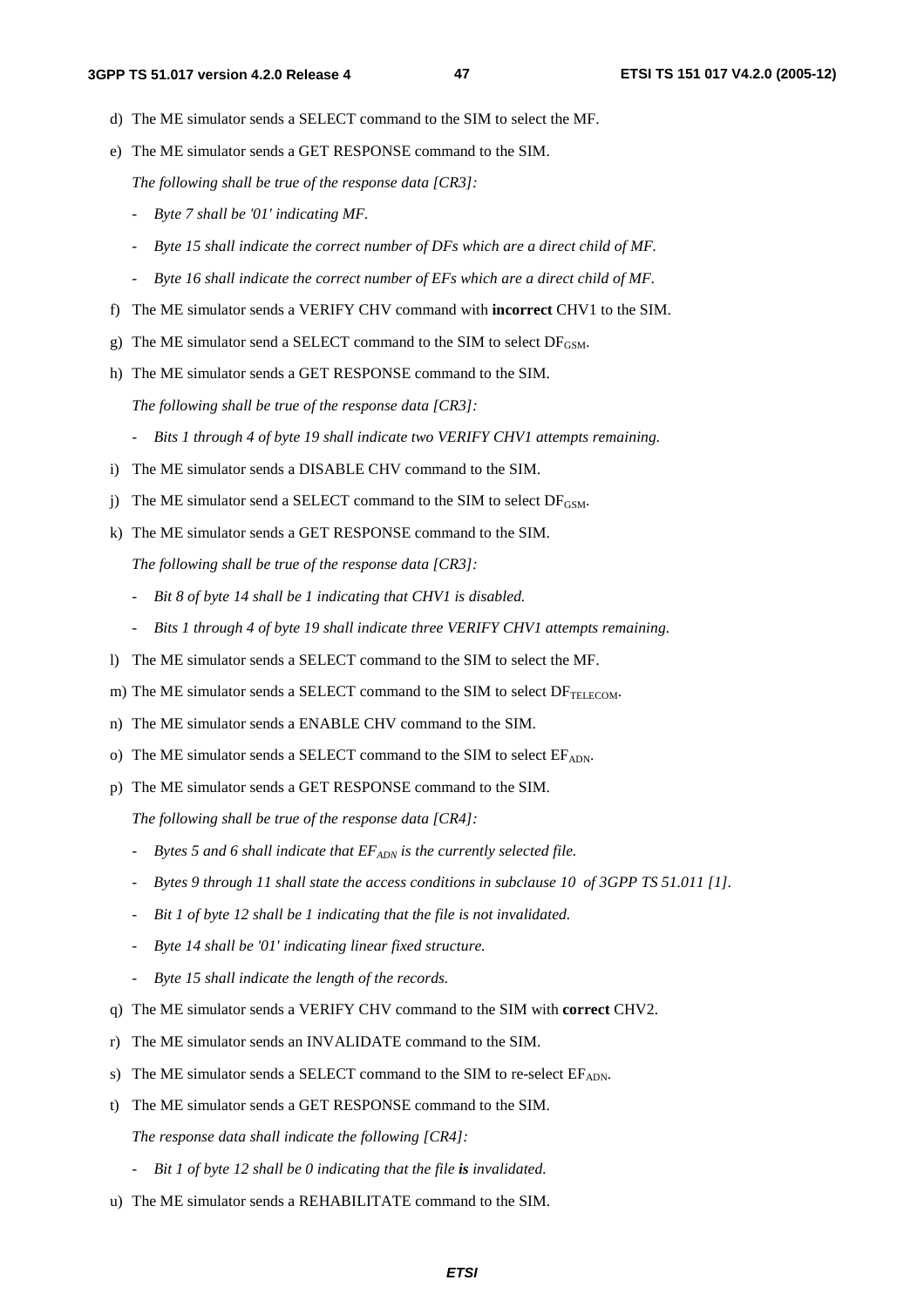d) The ME simulator sends a SELECT command to the SIM to select the MF.

e) The ME simulator sends a GET RESPONSE command to the SIM.

   *The following shall be true of the response data [CR3]:*

   - *Byte 7 shall be '01' indicating MF.*

   - *Byte 15 shall indicate the correct number of DFs which are a direct child of MF.*

   - *Byte 16 shall indicate the correct number of EFs which are a direct child of MF.*

f) The ME simulator sends a VERIFY CHV command with **incorrect** CHV1 to the SIM.

g) The ME simulator send a SELECT command to the SIM to select $DF_{GSM}$.

h) The ME simulator sends a GET RESPONSE command to the SIM.

   *The following shall be true of the response data [CR3]:*

   - *Bits 1 through 4 of byte 19 shall indicate two VERIFY CHV1 attempts remaining.*

i) The ME simulator sends a DISABLE CHV command to the SIM.

j) The ME simulator send a SELECT command to the SIM to select $DF_{GSM}$.

k) The ME simulator sends a GET RESPONSE command to the SIM.

   *The following shall be true of the response data [CR3]:*

   - *Bit 8 of byte 14 shall be 1 indicating that CHV1 is disabled.*

   - *Bits 1 through 4 of byte 19 shall indicate three VERIFY CHV1 attempts remaining.*

l) The ME simulator sends a SELECT command to the SIM to select the MF.

m) The ME simulator sends a SELECT command to the SIM to select $DF_{TELECOM}$.

n) The ME simulator sends a ENABLE CHV command to the SIM.

o) The ME simulator sends a SELECT command to the SIM to select $EF_{ADN}$.

p) The ME simulator sends a GET RESPONSE command to the SIM.

   *The following shall be true of the response data [CR4]:*

   - *Bytes 5 and 6 shall indicate that $EF_{ADN}$ is the currently selected file.*

   - *Bytes 9 through 11 shall state the access conditions in subclause 10 of 3GPP TS 51.011 [1].*

   - *Bit 1 of byte 12 shall be 1 indicating that the file is not invalidated.*

   - *Byte 14 shall be '01' indicating linear fixed structure.*

   - *Byte 15 shall indicate the length of the records.*

q) The ME simulator sends a VERIFY CHV command to the SIM with **correct** CHV2.

r) The ME simulator sends an INVALIDATE command to the SIM.

s) The ME simulator sends a SELECT command to the SIM to re-select $EF_{ADN}$.

t) The ME simulator sends a GET RESPONSE command to the SIM.

   *The response data shall indicate the following [CR4]:*

   - *Bit 1 of byte 12 shall be 0 indicating that the file **is** invalidated.*

u) The ME simulator sends a REHABILITATE command to the SIM.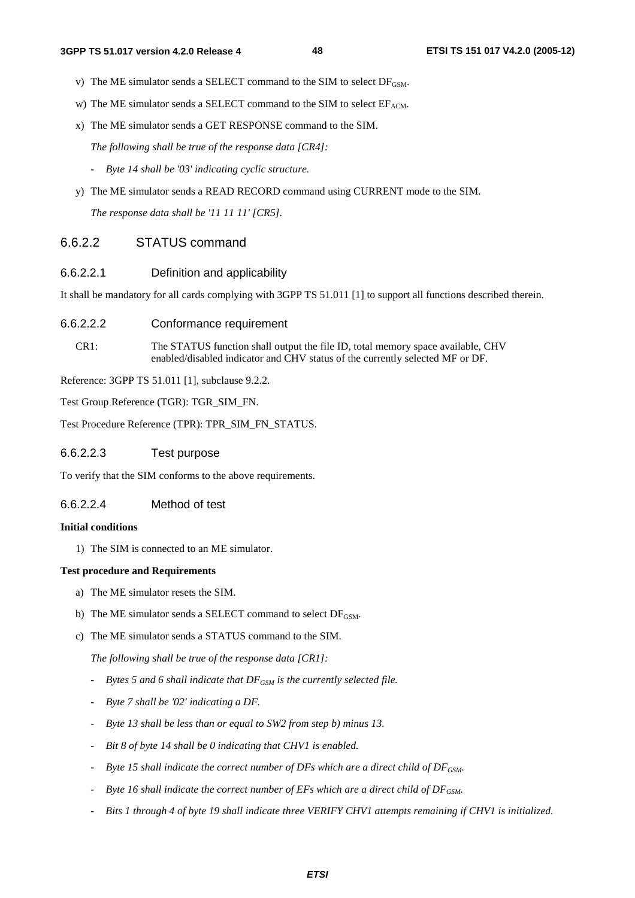v) The ME simulator sends a SELECT command to the SIM to select $DF_{GSM}$.

w) The ME simulator sends a SELECT command to the SIM to select $EF_{ACM}$.

x) The ME simulator sends a GET RESPONSE command to the SIM.

*The following shall be true of the response data [CR4]:*

- *Byte 14 shall be '03' indicating cyclic structure.*

y) The ME simulator sends a READ RECORD command using CURRENT mode to the SIM.

*The response data shall be '11 11 11' [CR5].*

### 6.6.2.2 STATUS command

#### 6.6.2.2.1 Definition and applicability

It shall be mandatory for all cards complying with 3GPP TS 51.011 [1] to support all functions described therein.

#### 6.6.2.2.2 Conformance requirement

CR1: The STATUS function shall output the file ID, total memory space available, CHV enabled/disabled indicator and CHV status of the currently selected MF or DF.

Reference: 3GPP TS 51.011 [1], subclause 9.2.2.

Test Group Reference (TGR): TGR_SIM_FN.

Test Procedure Reference (TPR): TPR_SIM_FN_STATUS.

#### 6.6.2.2.3 Test purpose

To verify that the SIM conforms to the above requirements.

#### 6.6.2.2.4 Method of test

**Initial conditions**

1) The SIM is connected to an ME simulator.

**Test procedure and Requirements**

a) The ME simulator resets the SIM.

b) The ME simulator sends a SELECT command to select $DF_{GSM}$.

c) The ME simulator sends a STATUS command to the SIM.

*The following shall be true of the response data [CR1]:*

- *Bytes 5 and 6 shall indicate that $DF_{GSM}$ is the currently selected file.*
- *Byte 7 shall be '02' indicating a DF.*
- *Byte 13 shall be less than or equal to SW2 from step b) minus 13.*
- *Bit 8 of byte 14 shall be 0 indicating that CHV1 is enabled.*
- *Byte 15 shall indicate the correct number of DFs which are a direct child of $DF_{GSM}$.*
- *Byte 16 shall indicate the correct number of EFs which are a direct child of $DF_{GSM}$.*
- *Bits 1 through 4 of byte 19 shall indicate three VERIFY CHV1 attempts remaining if CHV1 is initialized.*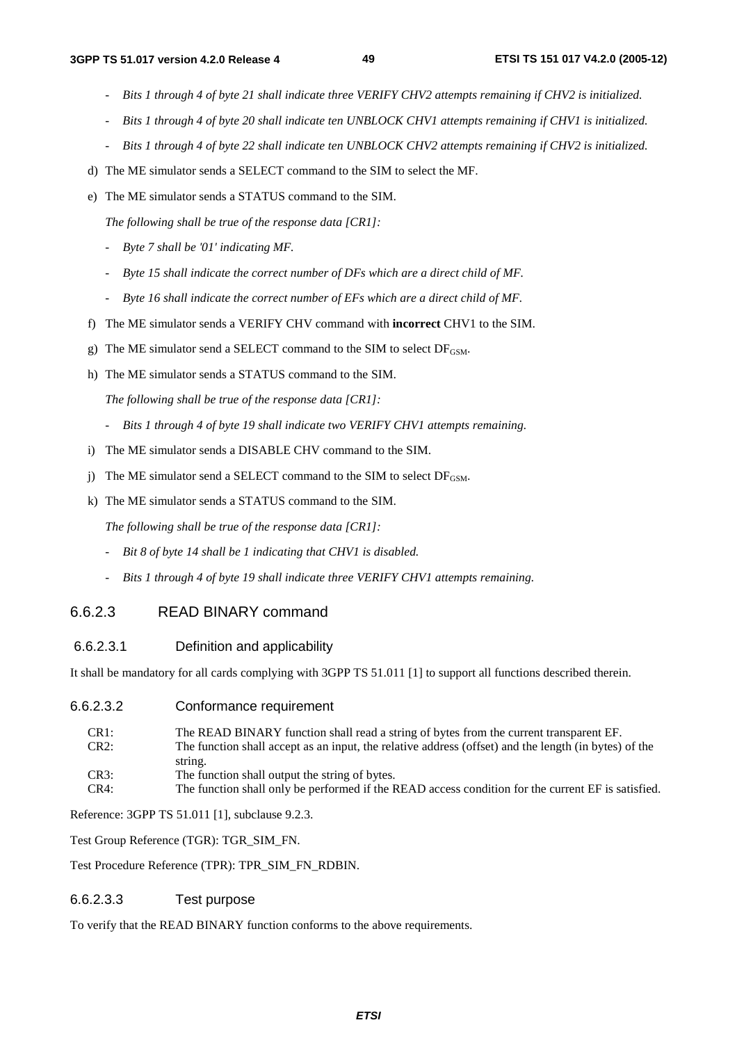- *Bits 1 through 4 of byte 21 shall indicate three VERIFY CHV2 attempts remaining if CHV2 is initialized.*
- *Bits 1 through 4 of byte 20 shall indicate ten UNBLOCK CHV1 attempts remaining if CHV1 is initialized.*
- *Bits 1 through 4 of byte 22 shall indicate ten UNBLOCK CHV2 attempts remaining if CHV2 is initialized.*

d) The ME simulator sends a SELECT command to the SIM to select the MF.

e) The ME simulator sends a STATUS command to the SIM.

   *The following shall be true of the response data [CR1]:*

   - *Byte 7 shall be '01' indicating MF.*
   - *Byte 15 shall indicate the correct number of DFs which are a direct child of MF.*
   - *Byte 16 shall indicate the correct number of EFs which are a direct child of MF.*

f) The ME simulator sends a VERIFY CHV command with **incorrect** CHV1 to the SIM.

g) The ME simulator send a SELECT command to the SIM to select $DF_{GSM}$.

h) The ME simulator sends a STATUS command to the SIM.

   *The following shall be true of the response data [CR1]:*

   - *Bits 1 through 4 of byte 19 shall indicate two VERIFY CHV1 attempts remaining.*

i) The ME simulator sends a DISABLE CHV command to the SIM.

j) The ME simulator send a SELECT command to the SIM to select $DF_{GSM}$.

k) The ME simulator sends a STATUS command to the SIM.

   *The following shall be true of the response data [CR1]:*

   - *Bit 8 of byte 14 shall be 1 indicating that CHV1 is disabled.*
   - *Bits 1 through 4 of byte 19 shall indicate three VERIFY CHV1 attempts remaining.*

### 6.6.2.3 READ BINARY command

#### 6.6.2.3.1 Definition and applicability

It shall be mandatory for all cards complying with 3GPP TS 51.011 [1] to support all functions described therein.

#### 6.6.2.3.2 Conformance requirement

CR1: The READ BINARY function shall read a string of bytes from the current transparent EF.

CR2: The function shall accept as an input, the relative address (offset) and the length (in bytes) of the string.

CR3: The function shall output the string of bytes.

CR4: The function shall only be performed if the READ access condition for the current EF is satisfied.

Reference: 3GPP TS 51.011 [1], subclause 9.2.3.

Test Group Reference (TGR): TGR_SIM_FN.

Test Procedure Reference (TPR): TPR_SIM_FN_RDBIN.

#### 6.6.2.3.3 Test purpose

To verify that the READ BINARY function conforms to the above requirements.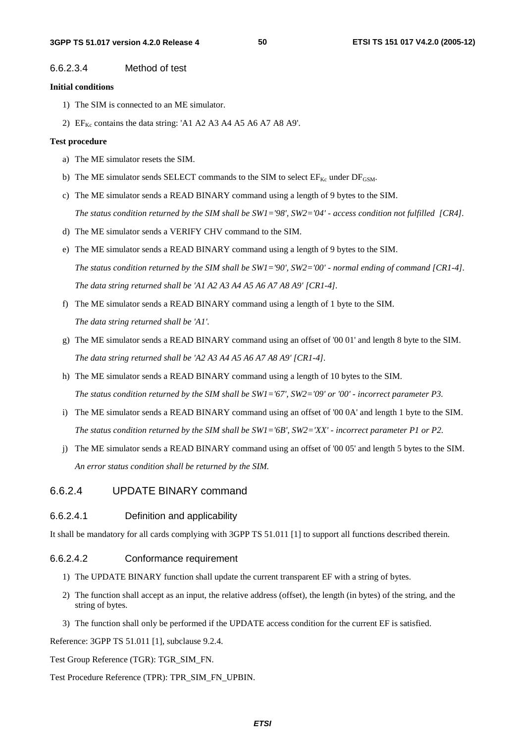#### 6.6.2.3.4 Method of test

**Initial conditions**

1) The SIM is connected to an ME simulator.

2) $EF_{Kc}$ contains the data string: 'A1 A2 A3 A4 A5 A6 A7 A8 A9'.

**Test procedure**

a) The ME simulator resets the SIM.

b) The ME simulator sends SELECT commands to the SIM to select $EF_{Kc}$ under $DF_{GSM}$.

c) The ME simulator sends a READ BINARY command using a length of 9 bytes to the SIM.

   *The status condition returned by the SIM shall be SW1='98', SW2='04' - access condition not fulfilled [CR4].*

d) The ME simulator sends a VERIFY CHV command to the SIM.

e) The ME simulator sends a READ BINARY command using a length of 9 bytes to the SIM.

   *The status condition returned by the SIM shall be SW1='90', SW2='00' - normal ending of command [CR1-4].*

   *The data string returned shall be 'A1 A2 A3 A4 A5 A6 A7 A8 A9' [CR1-4].*

f) The ME simulator sends a READ BINARY command using a length of 1 byte to the SIM.

   *The data string returned shall be 'A1'.*

g) The ME simulator sends a READ BINARY command using an offset of '00 01' and length 8 byte to the SIM.

   *The data string returned shall be 'A2 A3 A4 A5 A6 A7 A8 A9' [CR1-4].*

h) The ME simulator sends a READ BINARY command using a length of 10 bytes to the SIM.

   *The status condition returned by the SIM shall be SW1='67', SW2='09' or '00' - incorrect parameter P3.*

i) The ME simulator sends a READ BINARY command using an offset of '00 0A' and length 1 byte to the SIM.

   *The status condition returned by the SIM shall be SW1='6B', SW2='XX' - incorrect parameter P1 or P2.*

j) The ME simulator sends a READ BINARY command using an offset of '00 05' and length 5 bytes to the SIM.

   *An error status condition shall be returned by the SIM.*

### 6.6.2.4 UPDATE BINARY command

#### 6.6.2.4.1 Definition and applicability

It shall be mandatory for all cards complying with 3GPP TS 51.011 [1] to support all functions described therein.

#### 6.6.2.4.2 Conformance requirement

1) The UPDATE BINARY function shall update the current transparent EF with a string of bytes.

2) The function shall accept as an input, the relative address (offset), the length (in bytes) of the string, and the string of bytes.

3) The function shall only be performed if the UPDATE access condition for the current EF is satisfied.

Reference: 3GPP TS 51.011 [1], subclause 9.2.4.

Test Group Reference (TGR): TGR_SIM_FN.

Test Procedure Reference (TPR): TPR_SIM_FN_UPBIN.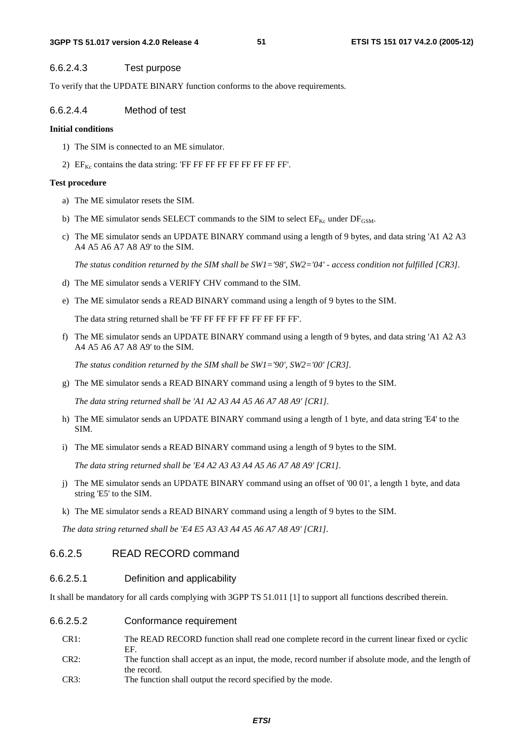#### 6.6.2.4.3 Test purpose

To verify that the UPDATE BINARY function conforms to the above requirements.

#### 6.6.2.4.4 Method of test

**Initial conditions**

1) The SIM is connected to an ME simulator.
2) $EF_{Kc}$ contains the data string: 'FF FF FF FF FF FF FF FF FF'.

**Test procedure**

a) The ME simulator resets the SIM.

b) The ME simulator sends SELECT commands to the SIM to select $EF_{Kc}$ under $DF_{GSM}$.

c) The ME simulator sends an UPDATE BINARY command using a length of 9 bytes, and data string 'A1 A2 A3 A4 A5 A6 A7 A8 A9' to the SIM.

   *The status condition returned by the SIM shall be SW1='98', SW2='04' - access condition not fulfilled [CR3].*

d) The ME simulator sends a VERIFY CHV command to the SIM.

e) The ME simulator sends a READ BINARY command using a length of 9 bytes to the SIM.

   The data string returned shall be 'FF FF FF FF FF FF FF FF FF'.

f) The ME simulator sends an UPDATE BINARY command using a length of 9 bytes, and data string 'A1 A2 A3 A4 A5 A6 A7 A8 A9' to the SIM.

   *The status condition returned by the SIM shall be SW1='90', SW2='00' [CR3].*

g) The ME simulator sends a READ BINARY command using a length of 9 bytes to the SIM.

   *The data string returned shall be 'A1 A2 A3 A4 A5 A6 A7 A8 A9' [CR1].*

h) The ME simulator sends an UPDATE BINARY command using a length of 1 byte, and data string 'E4' to the SIM.

i) The ME simulator sends a READ BINARY command using a length of 9 bytes to the SIM.

   *The data string returned shall be 'E4 A2 A3 A3 A4 A5 A6 A7 A8 A9' [CR1].*

j) The ME simulator sends an UPDATE BINARY command using an offset of '00 01', a length 1 byte, and data string 'E5' to the SIM.

k) The ME simulator sends a READ BINARY command using a length of 9 bytes to the SIM.

*The data string returned shall be 'E4 E5 A3 A3 A4 A5 A6 A7 A8 A9' [CR1].*

### 6.6.2.5 READ RECORD command

#### 6.6.2.5.1 Definition and applicability

It shall be mandatory for all cards complying with 3GPP TS 51.011 [1] to support all functions described therein.

#### 6.6.2.5.2 Conformance requirement

CR1: The READ RECORD function shall read one complete record in the current linear fixed or cyclic EF.

CR2: The function shall accept as an input, the mode, record number if absolute mode, and the length of the record.

CR3: The function shall output the record specified by the mode.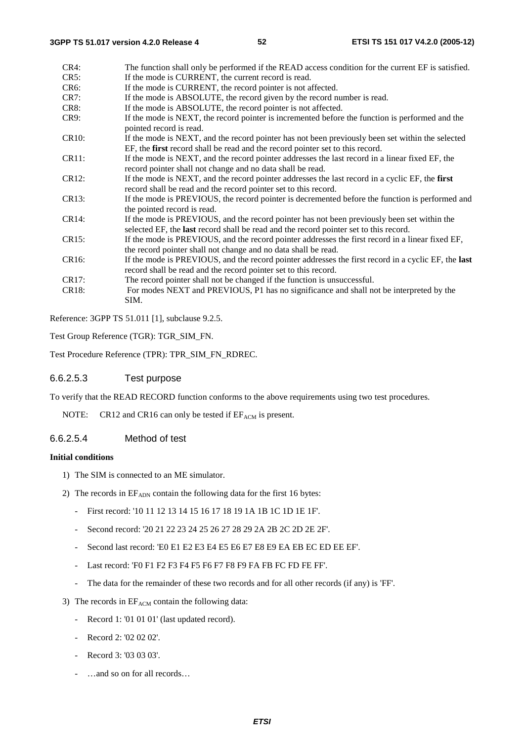CR4: The function shall only be performed if the READ access condition for the current EF is satisfied.

CR5: If the mode is CURRENT, the current record is read.

CR6: If the mode is CURRENT, the record pointer is not affected.

CR7: If the mode is ABSOLUTE, the record given by the record number is read.

CR8: If the mode is ABSOLUTE, the record pointer is not affected.

CR9: If the mode is NEXT, the record pointer is incremented before the function is performed and the pointed record is read.

CR10: If the mode is NEXT, and the record pointer has not been previously been set within the selected EF, the **first** record shall be read and the record pointer set to this record.

CR11: If the mode is NEXT, and the record pointer addresses the last record in a linear fixed EF, the record pointer shall not change and no data shall be read.

CR12: If the mode is NEXT, and the record pointer addresses the last record in a cyclic EF, the **first** record shall be read and the record pointer set to this record.

CR13: If the mode is PREVIOUS, the record pointer is decremented before the function is performed and the pointed record is read.

CR14: If the mode is PREVIOUS, and the record pointer has not been previously been set within the selected EF, the **last** record shall be read and the record pointer set to this record.

CR15: If the mode is PREVIOUS, and the record pointer addresses the first record in a linear fixed EF, the record pointer shall not change and no data shall be read.

CR16: If the mode is PREVIOUS, and the record pointer addresses the first record in a cyclic EF, the **last** record shall be read and the record pointer set to this record.

CR17: The record pointer shall not be changed if the function is unsuccessful.

CR18: For modes NEXT and PREVIOUS, P1 has no significance and shall not be interpreted by the SIM.

Reference: 3GPP TS 51.011 [1], subclause 9.2.5.

Test Group Reference (TGR): TGR_SIM_FN.

Test Procedure Reference (TPR): TPR_SIM_FN_RDREC.

#### 6.6.2.5.3 Test purpose

To verify that the READ RECORD function conforms to the above requirements using two test procedures.

NOTE: CR12 and CR16 can only be tested if $EF_{ACM}$ is present.

#### 6.6.2.5.4 Method of test

**Initial conditions**

1) The SIM is connected to an ME simulator.

2) The records in $EF_{ADN}$ contain the following data for the first 16 bytes:

   - First record: '10 11 12 13 14 15 16 17 18 19 1A 1B 1C 1D 1E 1F'.
   - Second record: '20 21 22 23 24 25 26 27 28 29 2A 2B 2C 2D 2E 2F'.
   - Second last record: 'E0 E1 E2 E3 E4 E5 E6 E7 E8 E9 EA EB EC ED EE EF'.
   - Last record: 'F0 F1 F2 F3 F4 F5 F6 F7 F8 F9 FA FB FC FD FE FF'.
   - The data for the remainder of these two records and for all other records (if any) is 'FF'.

3) The records in $EF_{ACM}$ contain the following data:

   - Record 1: '01 01 01' (last updated record).
   - Record 2: '02 02 02'.
   - Record 3: '03 03 03'.
   - …and so on for all records…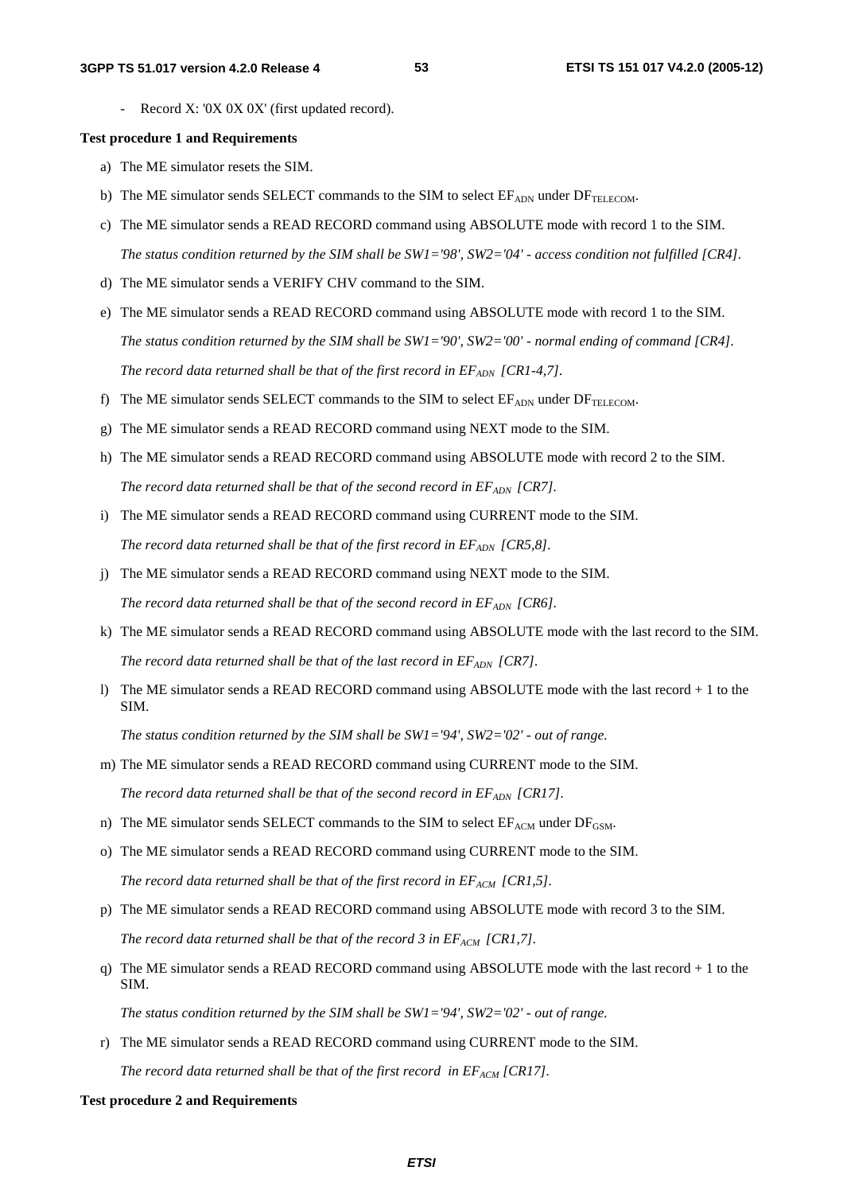- Record X: '0X 0X 0X' (first updated record).

**Test procedure 1 and Requirements**

a) The ME simulator resets the SIM.

b) The ME simulator sends SELECT commands to the SIM to select $EF_{ADN}$ under $DF_{TELECOM}$.

c) The ME simulator sends a READ RECORD command using ABSOLUTE mode with record 1 to the SIM.

   *The status condition returned by the SIM shall be SW1='98', SW2='04' - access condition not fulfilled [CR4].*

d) The ME simulator sends a VERIFY CHV command to the SIM.

e) The ME simulator sends a READ RECORD command using ABSOLUTE mode with record 1 to the SIM.

   *The status condition returned by the SIM shall be SW1='90', SW2='00' - normal ending of command [CR4].*

   *The record data returned shall be that of the first record in* $EF_{ADN}$ *[CR1-4,7].*

f) The ME simulator sends SELECT commands to the SIM to select $EF_{ADN}$ under $DF_{TELECOM}$.

g) The ME simulator sends a READ RECORD command using NEXT mode to the SIM.

h) The ME simulator sends a READ RECORD command using ABSOLUTE mode with record 2 to the SIM.

   *The record data returned shall be that of the second record in* $EF_{ADN}$ *[CR7].*

i) The ME simulator sends a READ RECORD command using CURRENT mode to the SIM.

   *The record data returned shall be that of the first record in* $EF_{ADN}$ *[CR5,8].*

j) The ME simulator sends a READ RECORD command using NEXT mode to the SIM.

   *The record data returned shall be that of the second record in* $EF_{ADN}$ *[CR6].*

k) The ME simulator sends a READ RECORD command using ABSOLUTE mode with the last record to the SIM.

   *The record data returned shall be that of the last record in* $EF_{ADN}$ *[CR7].*

l) The ME simulator sends a READ RECORD command using ABSOLUTE mode with the last record + 1 to the SIM.

   *The status condition returned by the SIM shall be SW1='94', SW2='02' - out of range.*

m) The ME simulator sends a READ RECORD command using CURRENT mode to the SIM.

   *The record data returned shall be that of the second record in* $EF_{ADN}$ *[CR17].*

n) The ME simulator sends SELECT commands to the SIM to select $EF_{ACM}$ under $DF_{GSM}$.

o) The ME simulator sends a READ RECORD command using CURRENT mode to the SIM.

   *The record data returned shall be that of the first record in* $EF_{ACM}$ *[CR1,5].*

p) The ME simulator sends a READ RECORD command using ABSOLUTE mode with record 3 to the SIM.

   *The record data returned shall be that of the record 3 in* $EF_{ACM}$ *[CR1,7].*

q) The ME simulator sends a READ RECORD command using ABSOLUTE mode with the last record + 1 to the SIM.

   *The status condition returned by the SIM shall be SW1='94', SW2='02' - out of range.*

r) The ME simulator sends a READ RECORD command using CURRENT mode to the SIM.

   *The record data returned shall be that of the first record in* $EF_{ACM}$ *[CR17].*

**Test procedure 2 and Requirements**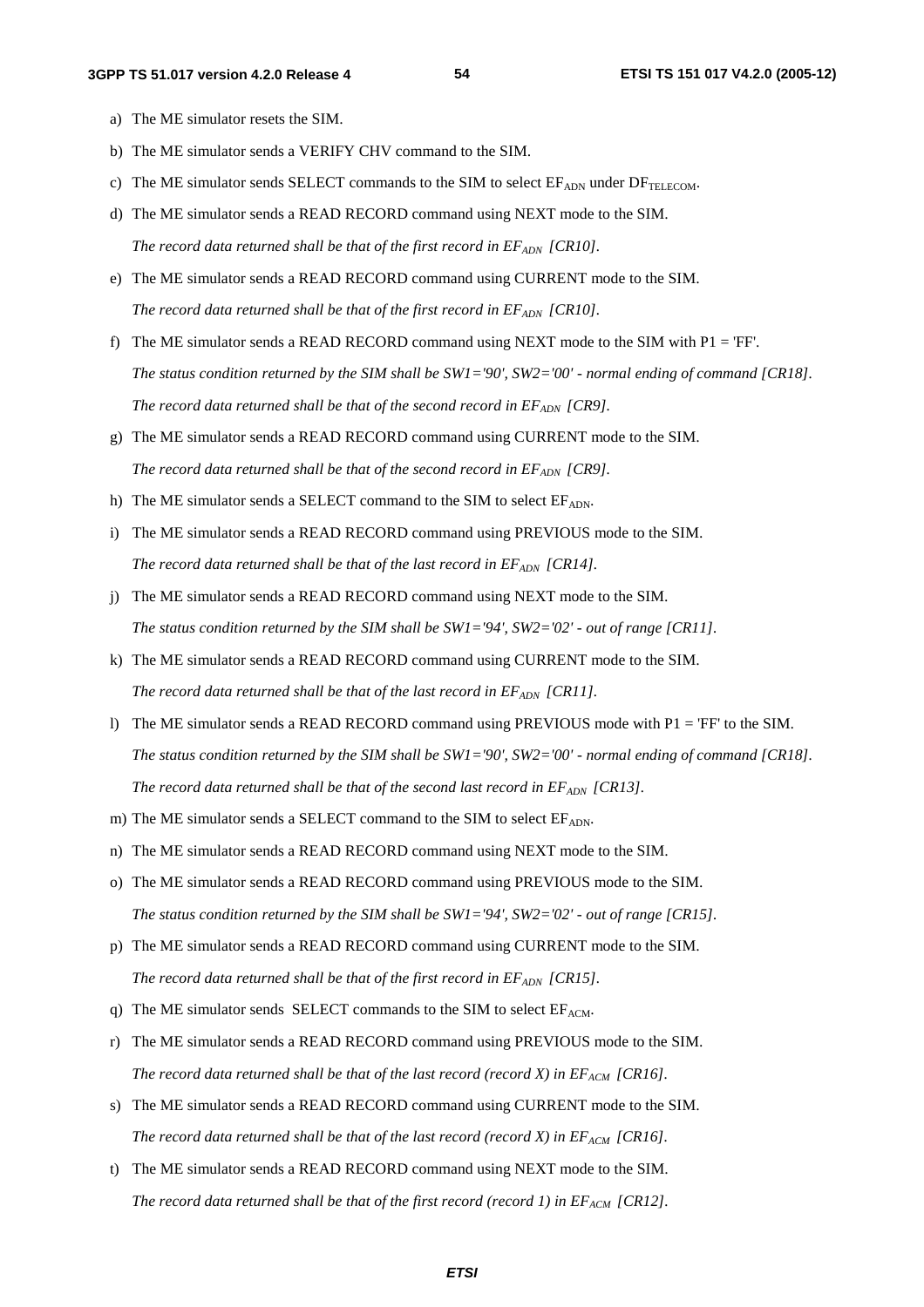a) The ME simulator resets the SIM.

b) The ME simulator sends a VERIFY CHV command to the SIM.

c) The ME simulator sends SELECT commands to the SIM to select $EF_{ADN}$ under $DF_{TELECOM}$.

d) The ME simulator sends a READ RECORD command using NEXT mode to the SIM.

   *The record data returned shall be that of the first record in $EF_{ADN}$ [CR10].*

e) The ME simulator sends a READ RECORD command using CURRENT mode to the SIM.

   *The record data returned shall be that of the first record in $EF_{ADN}$ [CR10].*

f) The ME simulator sends a READ RECORD command using NEXT mode to the SIM with P1 = 'FF'.

   *The status condition returned by the SIM shall be SW1='90', SW2='00' - normal ending of command [CR18].*

   *The record data returned shall be that of the second record in $EF_{ADN}$ [CR9].*

g) The ME simulator sends a READ RECORD command using CURRENT mode to the SIM.

   *The record data returned shall be that of the second record in $EF_{ADN}$ [CR9].*

h) The ME simulator sends a SELECT command to the SIM to select $EF_{ADN}$.

i) The ME simulator sends a READ RECORD command using PREVIOUS mode to the SIM.

   *The record data returned shall be that of the last record in $EF_{ADN}$ [CR14].*

j) The ME simulator sends a READ RECORD command using NEXT mode to the SIM.

   *The status condition returned by the SIM shall be SW1='94', SW2='02' - out of range [CR11].*

k) The ME simulator sends a READ RECORD command using CURRENT mode to the SIM.

   *The record data returned shall be that of the last record in $EF_{ADN}$ [CR11].*

l) The ME simulator sends a READ RECORD command using PREVIOUS mode with P1 = 'FF' to the SIM.

   *The status condition returned by the SIM shall be SW1='90', SW2='00' - normal ending of command [CR18].*

   *The record data returned shall be that of the second last record in $EF_{ADN}$ [CR13].*

m) The ME simulator sends a SELECT command to the SIM to select $EF_{ADN}$.

n) The ME simulator sends a READ RECORD command using NEXT mode to the SIM.

o) The ME simulator sends a READ RECORD command using PREVIOUS mode to the SIM.

   *The status condition returned by the SIM shall be SW1='94', SW2='02' - out of range [CR15].*

p) The ME simulator sends a READ RECORD command using CURRENT mode to the SIM.

   *The record data returned shall be that of the first record in $EF_{ADN}$ [CR15].*

q) The ME simulator sends SELECT commands to the SIM to select $EF_{ACM}$.

r) The ME simulator sends a READ RECORD command using PREVIOUS mode to the SIM.

   *The record data returned shall be that of the last record (record X) in $EF_{ACM}$ [CR16].*

s) The ME simulator sends a READ RECORD command using CURRENT mode to the SIM.

   *The record data returned shall be that of the last record (record X) in $EF_{ACM}$ [CR16].*

t) The ME simulator sends a READ RECORD command using NEXT mode to the SIM.

   *The record data returned shall be that of the first record (record 1) in $EF_{ACM}$ [CR12].*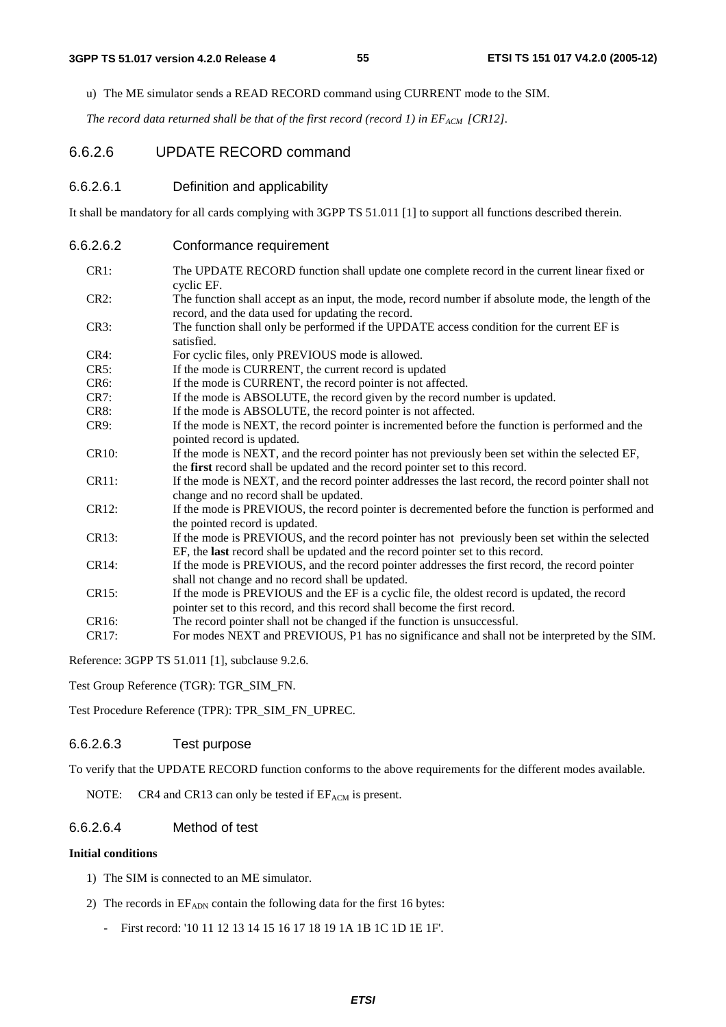u) The ME simulator sends a READ RECORD command using CURRENT mode to the SIM.

*The record data returned shall be that of the first record (record 1) in $EF_{ACM}$ [CR12].*

### 6.6.2.6 UPDATE RECORD command

#### 6.6.2.6.1 Definition and applicability

It shall be mandatory for all cards complying with 3GPP TS 51.011 [1] to support all functions described therein.

#### 6.6.2.6.2 Conformance requirement

| | |
|---|---|
| CR1: | The UPDATE RECORD function shall update one complete record in the current linear fixed or cyclic EF. |
| CR2: | The function shall accept as an input, the mode, record number if absolute mode, the length of the record, and the data used for updating the record. |
| CR3: | The function shall only be performed if the UPDATE access condition for the current EF is satisfied. |
| CR4: | For cyclic files, only PREVIOUS mode is allowed. |
| CR5: | If the mode is CURRENT, the current record is updated |
| CR6: | If the mode is CURRENT, the record pointer is not affected. |
| CR7: | If the mode is ABSOLUTE, the record given by the record number is updated. |
| CR8: | If the mode is ABSOLUTE, the record pointer is not affected. |
| CR9: | If the mode is NEXT, the record pointer is incremented before the function is performed and the pointed record is updated. |
| CR10: | If the mode is NEXT, and the record pointer has not previously been set within the selected EF, the **first** record shall be updated and the record pointer set to this record. |
| CR11: | If the mode is NEXT, and the record pointer addresses the last record, the record pointer shall not change and no record shall be updated. |
| CR12: | If the mode is PREVIOUS, the record pointer is decremented before the function is performed and the pointed record is updated. |
| CR13: | If the mode is PREVIOUS, and the record pointer has not previously been set within the selected EF, the **last** record shall be updated and the record pointer set to this record. |
| CR14: | If the mode is PREVIOUS, and the record pointer addresses the first record, the record pointer shall not change and no record shall be updated. |
| CR15: | If the mode is PREVIOUS and the EF is a cyclic file, the oldest record is updated, the record pointer set to this record, and this record shall become the first record. |
| CR16: | The record pointer shall not be changed if the function is unsuccessful. |
| CR17: | For modes NEXT and PREVIOUS, P1 has no significance and shall not be interpreted by the SIM. |

Reference: 3GPP TS 51.011 [1], subclause 9.2.6.

Test Group Reference (TGR): TGR_SIM_FN.

Test Procedure Reference (TPR): TPR_SIM_FN_UPREC.

#### 6.6.2.6.3 Test purpose

To verify that the UPDATE RECORD function conforms to the above requirements for the different modes available.

NOTE: CR4 and CR13 can only be tested if $EF_{ACM}$ is present.

#### 6.6.2.6.4 Method of test

**Initial conditions**

1) The SIM is connected to an ME simulator.

2) The records in $EF_{ADN}$ contain the following data for the first 16 bytes:

   - First record: '10 11 12 13 14 15 16 17 18 19 1A 1B 1C 1D 1E 1F'.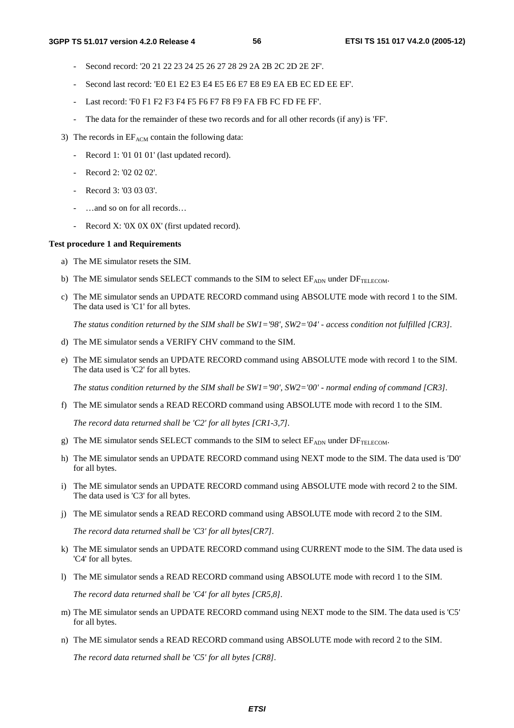- Second record: '20 21 22 23 24 25 26 27 28 29 2A 2B 2C 2D 2E 2F'.
- Second last record: 'E0 E1 E2 E3 E4 E5 E6 E7 E8 E9 EA EB EC ED EE EF'.
- Last record: 'F0 F1 F2 F3 F4 F5 F6 F7 F8 F9 FA FB FC FD FE FF'.
- The data for the remainder of these two records and for all other records (if any) is 'FF'.

3) The records in $EF_{ACM}$ contain the following data:

- Record 1: '01 01 01' (last updated record).
- Record 2: '02 02 02'.
- Record 3: '03 03 03'.
- …and so on for all records…
- Record X: '0X 0X 0X' (first updated record).

**Test procedure 1 and Requirements**

a) The ME simulator resets the SIM.

b) The ME simulator sends SELECT commands to the SIM to select $EF_{ADN}$ under $DF_{TELECOM}$.

c) The ME simulator sends an UPDATE RECORD command using ABSOLUTE mode with record 1 to the SIM. The data used is 'C1' for all bytes.

*The status condition returned by the SIM shall be SW1='98', SW2='04' - access condition not fulfilled [CR3].*

d) The ME simulator sends a VERIFY CHV command to the SIM.

e) The ME simulator sends an UPDATE RECORD command using ABSOLUTE mode with record 1 to the SIM. The data used is 'C2' for all bytes.

*The status condition returned by the SIM shall be SW1='90', SW2='00' - normal ending of command [CR3].*

f) The ME simulator sends a READ RECORD command using ABSOLUTE mode with record 1 to the SIM.

*The record data returned shall be 'C2' for all bytes [CR1-3,7].*

g) The ME simulator sends SELECT commands to the SIM to select $EF_{ADN}$ under $DF_{TELECOM}$.

h) The ME simulator sends an UPDATE RECORD command using NEXT mode to the SIM. The data used is 'D0' for all bytes.

i) The ME simulator sends an UPDATE RECORD command using ABSOLUTE mode with record 2 to the SIM. The data used is 'C3' for all bytes.

j) The ME simulator sends a READ RECORD command using ABSOLUTE mode with record 2 to the SIM.

*The record data returned shall be 'C3' for all bytes[CR7].*

k) The ME simulator sends an UPDATE RECORD command using CURRENT mode to the SIM. The data used is 'C4' for all bytes.

l) The ME simulator sends a READ RECORD command using ABSOLUTE mode with record 1 to the SIM.

*The record data returned shall be 'C4' for all bytes [CR5,8].*

m) The ME simulator sends an UPDATE RECORD command using NEXT mode to the SIM. The data used is 'C5' for all bytes.

n) The ME simulator sends a READ RECORD command using ABSOLUTE mode with record 2 to the SIM.

*The record data returned shall be 'C5' for all bytes [CR8].*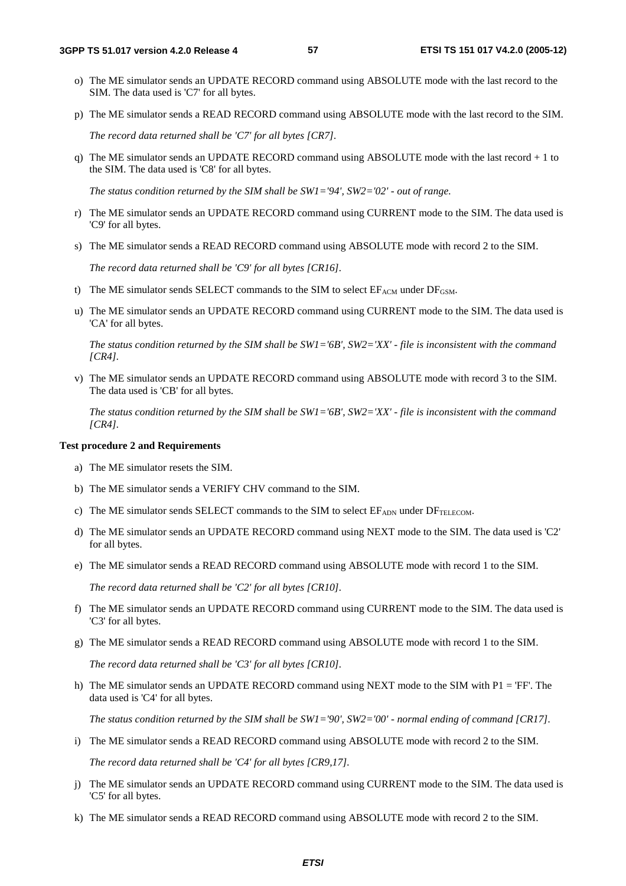o) The ME simulator sends an UPDATE RECORD command using ABSOLUTE mode with the last record to the SIM. The data used is 'C7' for all bytes.

p) The ME simulator sends a READ RECORD command using ABSOLUTE mode with the last record to the SIM.

   *The record data returned shall be 'C7' for all bytes [CR7].*

q) The ME simulator sends an UPDATE RECORD command using ABSOLUTE mode with the last record + 1 to the SIM. The data used is 'C8' for all bytes.

   *The status condition returned by the SIM shall be SW1='94', SW2='02' - out of range.*

r) The ME simulator sends an UPDATE RECORD command using CURRENT mode to the SIM. The data used is 'C9' for all bytes.

s) The ME simulator sends a READ RECORD command using ABSOLUTE mode with record 2 to the SIM.

   *The record data returned shall be 'C9' for all bytes [CR16].*

t) The ME simulator sends SELECT commands to the SIM to select $EF_{ACM}$ under $DF_{GSM}$.

u) The ME simulator sends an UPDATE RECORD command using CURRENT mode to the SIM. The data used is 'CA' for all bytes.

   *The status condition returned by the SIM shall be SW1='6B', SW2='XX' - file is inconsistent with the command [CR4].*

v) The ME simulator sends an UPDATE RECORD command using ABSOLUTE mode with record 3 to the SIM. The data used is 'CB' for all bytes.

   *The status condition returned by the SIM shall be SW1='6B', SW2='XX' - file is inconsistent with the command [CR4].*

**Test procedure 2 and Requirements**

a) The ME simulator resets the SIM.

b) The ME simulator sends a VERIFY CHV command to the SIM.

c) The ME simulator sends SELECT commands to the SIM to select $EF_{ADN}$ under $DF_{TELECOM}$.

d) The ME simulator sends an UPDATE RECORD command using NEXT mode to the SIM. The data used is 'C2' for all bytes.

e) The ME simulator sends a READ RECORD command using ABSOLUTE mode with record 1 to the SIM.

   *The record data returned shall be 'C2' for all bytes [CR10].*

f) The ME simulator sends an UPDATE RECORD command using CURRENT mode to the SIM. The data used is 'C3' for all bytes.

g) The ME simulator sends a READ RECORD command using ABSOLUTE mode with record 1 to the SIM.

   *The record data returned shall be 'C3' for all bytes [CR10].*

h) The ME simulator sends an UPDATE RECORD command using NEXT mode to the SIM with P1 = 'FF'. The data used is 'C4' for all bytes.

   *The status condition returned by the SIM shall be SW1='90', SW2='00' - normal ending of command [CR17].*

i) The ME simulator sends a READ RECORD command using ABSOLUTE mode with record 2 to the SIM.

   *The record data returned shall be 'C4' for all bytes [CR9,17].*

j) The ME simulator sends an UPDATE RECORD command using CURRENT mode to the SIM. The data used is 'C5' for all bytes.

k) The ME simulator sends a READ RECORD command using ABSOLUTE mode with record 2 to the SIM.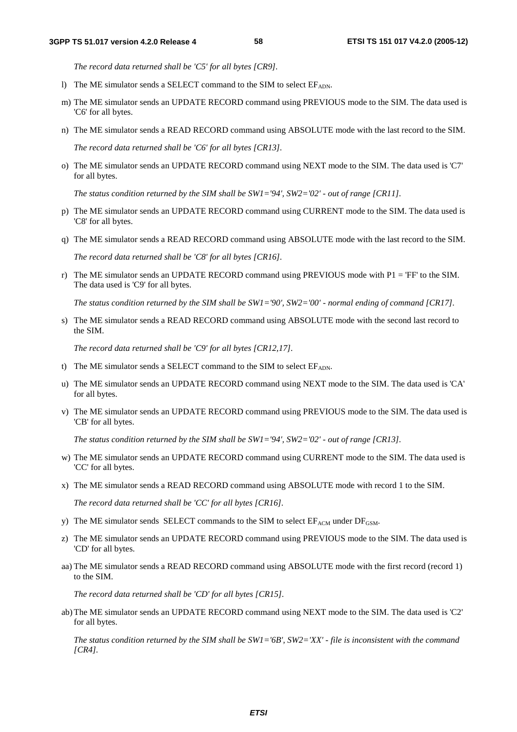*The record data returned shall be 'C5' for all bytes [CR9].*

l) The ME simulator sends a SELECT command to the SIM to select $EF_{ADN}$.

m) The ME simulator sends an UPDATE RECORD command using PREVIOUS mode to the SIM. The data used is 'C6' for all bytes.

n) The ME simulator sends a READ RECORD command using ABSOLUTE mode with the last record to the SIM.

   *The record data returned shall be 'C6' for all bytes [CR13].*

o) The ME simulator sends an UPDATE RECORD command using NEXT mode to the SIM. The data used is 'C7' for all bytes.

   *The status condition returned by the SIM shall be SW1='94', SW2='02' - out of range [CR11].*

p) The ME simulator sends an UPDATE RECORD command using CURRENT mode to the SIM. The data used is 'C8' for all bytes.

q) The ME simulator sends a READ RECORD command using ABSOLUTE mode with the last record to the SIM.

   *The record data returned shall be 'C8' for all bytes [CR16].*

r) The ME simulator sends an UPDATE RECORD command using PREVIOUS mode with P1 = 'FF' to the SIM. The data used is 'C9' for all bytes.

   *The status condition returned by the SIM shall be SW1='90', SW2='00' - normal ending of command [CR17].*

s) The ME simulator sends a READ RECORD command using ABSOLUTE mode with the second last record to the SIM.

   *The record data returned shall be 'C9' for all bytes [CR12,17].*

t) The ME simulator sends a SELECT command to the SIM to select $EF_{ADN}$.

u) The ME simulator sends an UPDATE RECORD command using NEXT mode to the SIM. The data used is 'CA' for all bytes.

v) The ME simulator sends an UPDATE RECORD command using PREVIOUS mode to the SIM. The data used is 'CB' for all bytes.

   *The status condition returned by the SIM shall be SW1='94', SW2='02' - out of range [CR13].*

w) The ME simulator sends an UPDATE RECORD command using CURRENT mode to the SIM. The data used is 'CC' for all bytes.

x) The ME simulator sends a READ RECORD command using ABSOLUTE mode with record 1 to the SIM.

   *The record data returned shall be 'CC' for all bytes [CR16].*

y) The ME simulator sends SELECT commands to the SIM to select $EF_{ACM}$ under $DF_{GSM}$.

z) The ME simulator sends an UPDATE RECORD command using PREVIOUS mode to the SIM. The data used is 'CD' for all bytes.

aa) The ME simulator sends a READ RECORD command using ABSOLUTE mode with the first record (record 1) to the SIM.

   *The record data returned shall be 'CD' for all bytes [CR15].*

ab) The ME simulator sends an UPDATE RECORD command using NEXT mode to the SIM. The data used is 'C2' for all bytes.

   *The status condition returned by the SIM shall be SW1='6B', SW2='XX' - file is inconsistent with the command [CR4].*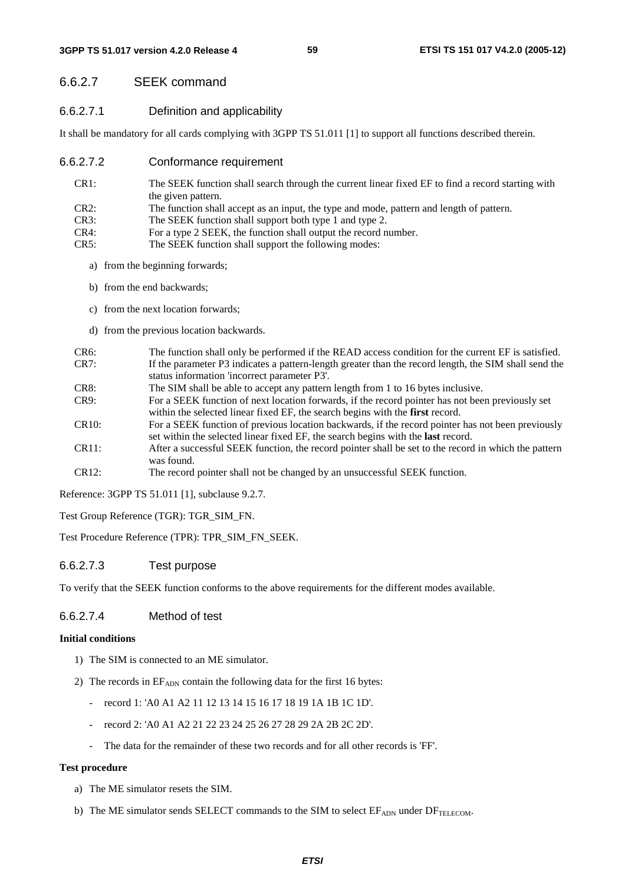### 6.6.2.7 SEEK command

#### 6.6.2.7.1 Definition and applicability

It shall be mandatory for all cards complying with 3GPP TS 51.011 [1] to support all functions described therein.

#### 6.6.2.7.2 Conformance requirement

CR1: The SEEK function shall search through the current linear fixed EF to find a record starting with the given pattern.

CR2: The function shall accept as an input, the type and mode, pattern and length of pattern.

CR3: The SEEK function shall support both type 1 and type 2.

CR4: For a type 2 SEEK, the function shall output the record number.

CR5: The SEEK function shall support the following modes:

a) from the beginning forwards;

b) from the end backwards;

c) from the next location forwards;

d) from the previous location backwards.

CR6: The function shall only be performed if the READ access condition for the current EF is satisfied.

CR7: If the parameter P3 indicates a pattern-length greater than the record length, the SIM shall send the status information 'incorrect parameter P3'.

CR8: The SIM shall be able to accept any pattern length from 1 to 16 bytes inclusive.

CR9: For a SEEK function of next location forwards, if the record pointer has not been previously set within the selected linear fixed EF, the search begins with the **first** record.

CR10: For a SEEK function of previous location backwards, if the record pointer has not been previously set within the selected linear fixed EF, the search begins with the **last** record.

CR11: After a successful SEEK function, the record pointer shall be set to the record in which the pattern was found.

CR12: The record pointer shall not be changed by an unsuccessful SEEK function.

Reference: 3GPP TS 51.011 [1], subclause 9.2.7.

Test Group Reference (TGR): TGR_SIM_FN.

Test Procedure Reference (TPR): TPR_SIM_FN_SEEK.

#### 6.6.2.7.3 Test purpose

To verify that the SEEK function conforms to the above requirements for the different modes available.

#### 6.6.2.7.4 Method of test

**Initial conditions**

1) The SIM is connected to an ME simulator.

2) The records in $EF_{ADN}$ contain the following data for the first 16 bytes:

   - record 1: 'A0 A1 A2 11 12 13 14 15 16 17 18 19 1A 1B 1C 1D'.
   - record 2: 'A0 A1 A2 21 22 23 24 25 26 27 28 29 2A 2B 2C 2D'.
   - The data for the remainder of these two records and for all other records is 'FF'.

**Test procedure**

a) The ME simulator resets the SIM.

b) The ME simulator sends SELECT commands to the SIM to select $EF_{ADN}$ under $DF_{TELECOM}$.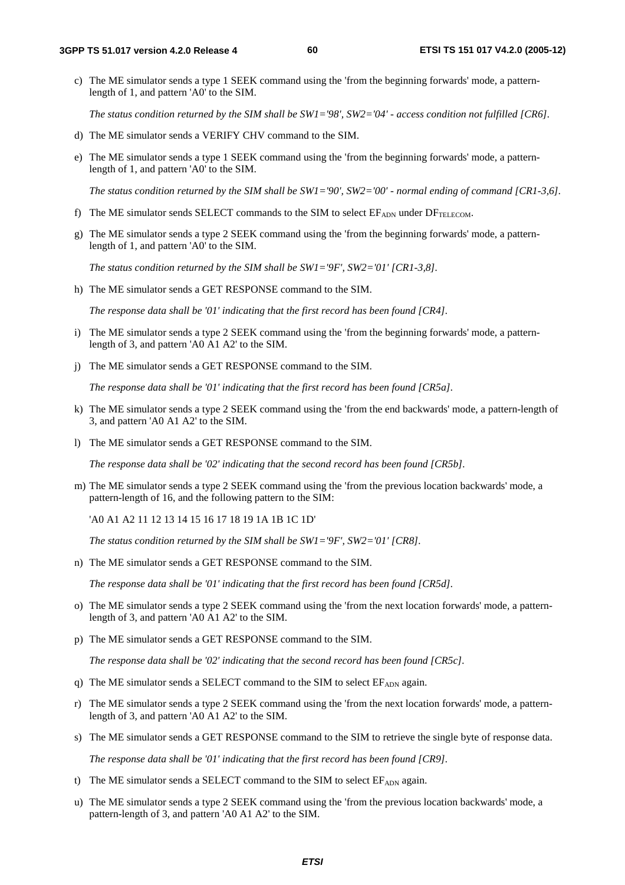c) The ME simulator sends a type 1 SEEK command using the 'from the beginning forwards' mode, a pattern-length of 1, and pattern 'A0' to the SIM.

   *The status condition returned by the SIM shall be SW1='98', SW2='04' - access condition not fulfilled [CR6].*

d) The ME simulator sends a VERIFY CHV command to the SIM.

e) The ME simulator sends a type 1 SEEK command using the 'from the beginning forwards' mode, a pattern-length of 1, and pattern 'A0' to the SIM.

   *The status condition returned by the SIM shall be SW1='90', SW2='00' - normal ending of command [CR1-3,6].*

f) The ME simulator sends SELECT commands to the SIM to select $EF_{ADN}$ under $DF_{TELECOM}$.

g) The ME simulator sends a type 2 SEEK command using the 'from the beginning forwards' mode, a pattern-length of 1, and pattern 'A0' to the SIM.

   *The status condition returned by the SIM shall be SW1='9F', SW2='01' [CR1-3,8].*

h) The ME simulator sends a GET RESPONSE command to the SIM.

   *The response data shall be '01' indicating that the first record has been found [CR4].*

i) The ME simulator sends a type 2 SEEK command using the 'from the beginning forwards' mode, a pattern-length of 3, and pattern 'A0 A1 A2' to the SIM.

j) The ME simulator sends a GET RESPONSE command to the SIM.

   *The response data shall be '01' indicating that the first record has been found [CR5a].*

k) The ME simulator sends a type 2 SEEK command using the 'from the end backwards' mode, a pattern-length of 3, and pattern 'A0 A1 A2' to the SIM.

l) The ME simulator sends a GET RESPONSE command to the SIM.

   *The response data shall be '02' indicating that the second record has been found [CR5b].*

m) The ME simulator sends a type 2 SEEK command using the 'from the previous location backwards' mode, a pattern-length of 16, and the following pattern to the SIM:

   'A0 A1 A2 11 12 13 14 15 16 17 18 19 1A 1B 1C 1D'

   *The status condition returned by the SIM shall be SW1='9F', SW2='01' [CR8].*

n) The ME simulator sends a GET RESPONSE command to the SIM.

   *The response data shall be '01' indicating that the first record has been found [CR5d].*

o) The ME simulator sends a type 2 SEEK command using the 'from the next location forwards' mode, a pattern-length of 3, and pattern 'A0 A1 A2' to the SIM.

p) The ME simulator sends a GET RESPONSE command to the SIM.

   *The response data shall be '02' indicating that the second record has been found [CR5c].*

q) The ME simulator sends a SELECT command to the SIM to select $EF_{ADN}$ again.

r) The ME simulator sends a type 2 SEEK command using the 'from the next location forwards' mode, a pattern-length of 3, and pattern 'A0 A1 A2' to the SIM.

s) The ME simulator sends a GET RESPONSE command to the SIM to retrieve the single byte of response data.

   *The response data shall be '01' indicating that the first record has been found [CR9].*

t) The ME simulator sends a SELECT command to the SIM to select $EF_{ADN}$ again.

u) The ME simulator sends a type 2 SEEK command using the 'from the previous location backwards' mode, a pattern-length of 3, and pattern 'A0 A1 A2' to the SIM.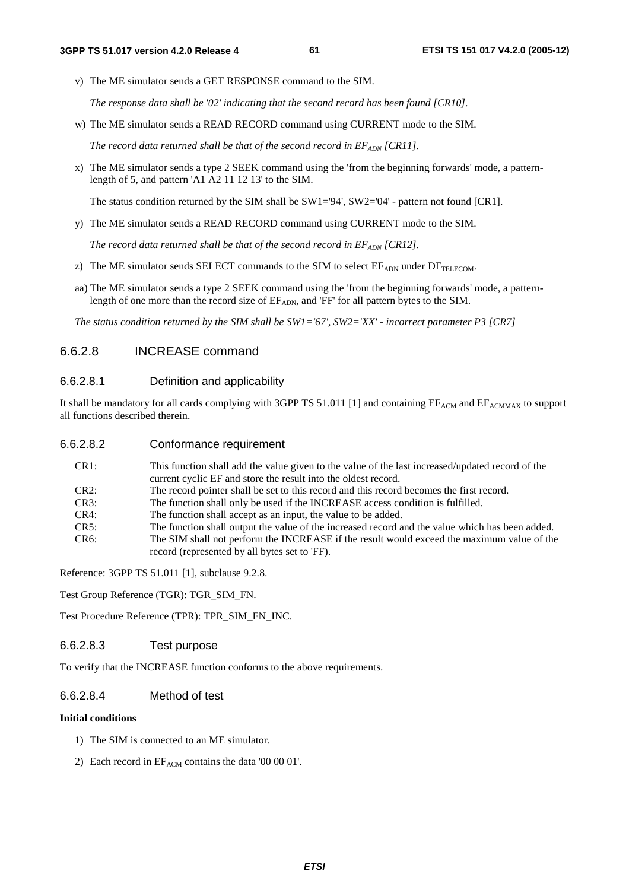v) The ME simulator sends a GET RESPONSE command to the SIM.

   *The response data shall be '02' indicating that the second record has been found [CR10].*

w) The ME simulator sends a READ RECORD command using CURRENT mode to the SIM.

   *The record data returned shall be that of the second record in $EF_{ADN}$ [CR11].*

x) The ME simulator sends a type 2 SEEK command using the 'from the beginning forwards' mode, a pattern-length of 5, and pattern 'A1 A2 11 12 13' to the SIM.

   The status condition returned by the SIM shall be SW1='94', SW2='04' - pattern not found [CR1].

y) The ME simulator sends a READ RECORD command using CURRENT mode to the SIM.

   *The record data returned shall be that of the second record in $EF_{ADN}$ [CR12].*

z) The ME simulator sends SELECT commands to the SIM to select $EF_{ADN}$ under $DF_{TELECOM}$.

aa) The ME simulator sends a type 2 SEEK command using the 'from the beginning forwards' mode, a pattern-length of one more than the record size of $EF_{ADN}$, and 'FF' for all pattern bytes to the SIM.

*The status condition returned by the SIM shall be SW1='67', SW2='XX' - incorrect parameter P3 [CR7]*

## 6.6.2.8 INCREASE command

### 6.6.2.8.1 Definition and applicability

It shall be mandatory for all cards complying with 3GPP TS 51.011 [1] and containing $EF_{ACM}$ and $EF_{ACMMAX}$ to support all functions described therein.

### 6.6.2.8.2 Conformance requirement

| | |
|---|---|
| CR1: | This function shall add the value given to the value of the last increased/updated record of the current cyclic EF and store the result into the oldest record. |
| CR2: | The record pointer shall be set to this record and this record becomes the first record. |
| CR3: | The function shall only be used if the INCREASE access condition is fulfilled. |
| CR4: | The function shall accept as an input, the value to be added. |
| CR5: | The function shall output the value of the increased record and the value which has been added. |
| CR6: | The SIM shall not perform the INCREASE if the result would exceed the maximum value of the record (represented by all bytes set to 'FF). |

Reference: 3GPP TS 51.011 [1], subclause 9.2.8.

Test Group Reference (TGR): TGR_SIM_FN.

Test Procedure Reference (TPR): TPR_SIM_FN_INC.

### 6.6.2.8.3 Test purpose

To verify that the INCREASE function conforms to the above requirements.

### 6.6.2.8.4 Method of test

**Initial conditions**

1) The SIM is connected to an ME simulator.

2) Each record in $EF_{ACM}$ contains the data '00 00 01'.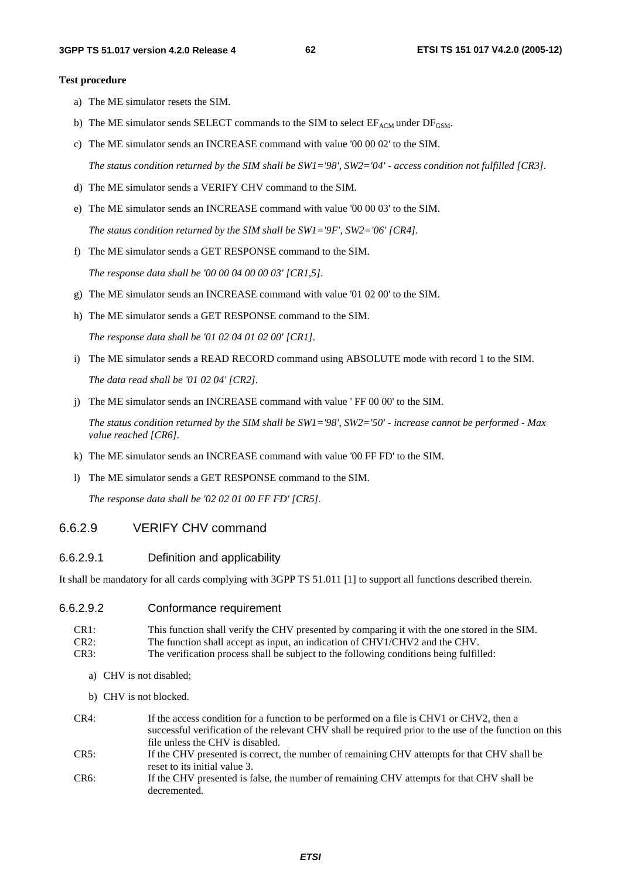**Test procedure**

a) The ME simulator resets the SIM.

b) The ME simulator sends SELECT commands to the SIM to select $EF_{ACM}$ under $DF_{GSM}$.

c) The ME simulator sends an INCREASE command with value '00 00 02' to the SIM.

   *The status condition returned by the SIM shall be SW1='98', SW2='04' - access condition not fulfilled [CR3].*

d) The ME simulator sends a VERIFY CHV command to the SIM.

e) The ME simulator sends an INCREASE command with value '00 00 03' to the SIM.

   *The status condition returned by the SIM shall be SW1='9F', SW2='06' [CR4].*

f) The ME simulator sends a GET RESPONSE command to the SIM.

   *The response data shall be '00 00 04 00 00 03' [CR1,5].*

g) The ME simulator sends an INCREASE command with value '01 02 00' to the SIM.

h) The ME simulator sends a GET RESPONSE command to the SIM.

   *The response data shall be '01 02 04 01 02 00' [CR1].*

i) The ME simulator sends a READ RECORD command using ABSOLUTE mode with record 1 to the SIM.

   *The data read shall be '01 02 04' [CR2].*

j) The ME simulator sends an INCREASE command with value ' FF 00 00' to the SIM.

   *The status condition returned by the SIM shall be SW1='98', SW2='50' - increase cannot be performed - Max value reached [CR6].*

k) The ME simulator sends an INCREASE command with value '00 FF FD' to the SIM.

l) The ME simulator sends a GET RESPONSE command to the SIM.

   *The response data shall be '02 02 01 00 FF FD' [CR5].*

### 6.6.2.9 VERIFY CHV command

#### 6.6.2.9.1 Definition and applicability

It shall be mandatory for all cards complying with 3GPP TS 51.011 [1] to support all functions described therein.

#### 6.6.2.9.2 Conformance requirement

CR1: This function shall verify the CHV presented by comparing it with the one stored in the SIM.

CR2: The function shall accept as input, an indication of CHV1/CHV2 and the CHV.

CR3: The verification process shall be subject to the following conditions being fulfilled:

a) CHV is not disabled;

b) CHV is not blocked.

CR4: If the access condition for a function to be performed on a file is CHV1 or CHV2, then a successful verification of the relevant CHV shall be required prior to the use of the function on this file unless the CHV is disabled.

CR5: If the CHV presented is correct, the number of remaining CHV attempts for that CHV shall be reset to its initial value 3.

CR6: If the CHV presented is false, the number of remaining CHV attempts for that CHV shall be decremented.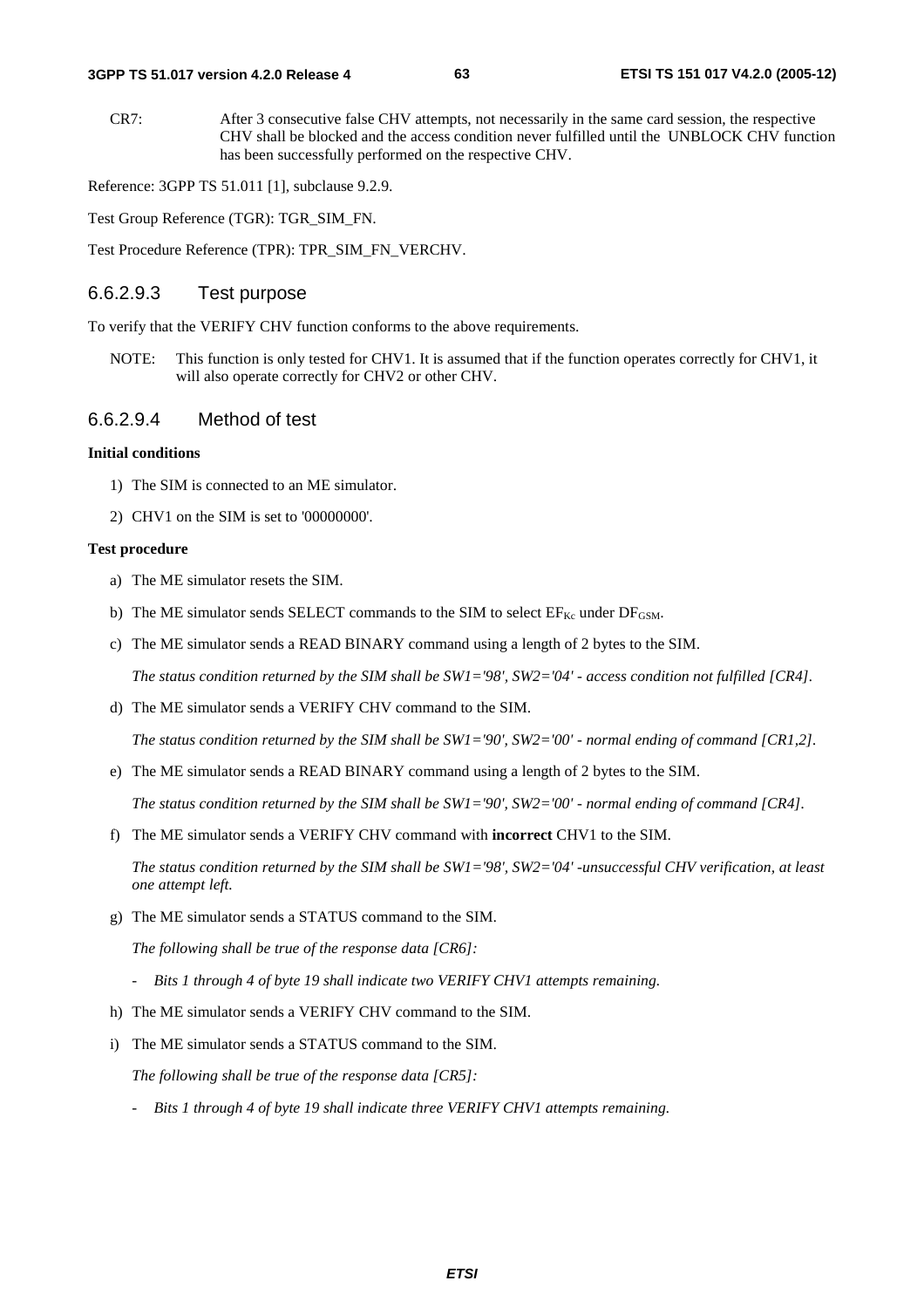CR7: After 3 consecutive false CHV attempts, not necessarily in the same card session, the respective CHV shall be blocked and the access condition never fulfilled until the UNBLOCK CHV function has been successfully performed on the respective CHV.

Reference: 3GPP TS 51.011 [1], subclause 9.2.9.

Test Group Reference (TGR): TGR_SIM_FN.

Test Procedure Reference (TPR): TPR_SIM_FN_VERCHV.

### 6.6.2.9.3 Test purpose

To verify that the VERIFY CHV function conforms to the above requirements.

NOTE: This function is only tested for CHV1. It is assumed that if the function operates correctly for CHV1, it will also operate correctly for CHV2 or other CHV.

### 6.6.2.9.4 Method of test

**Initial conditions**

1) The SIM is connected to an ME simulator.
2) CHV1 on the SIM is set to '00000000'.

**Test procedure**

a) The ME simulator resets the SIM.

b) The ME simulator sends SELECT commands to the SIM to select $EF_{Kc}$ under $DF_{GSM}$.

c) The ME simulator sends a READ BINARY command using a length of 2 bytes to the SIM.

   *The status condition returned by the SIM shall be SW1='98', SW2='04' - access condition not fulfilled [CR4].*

d) The ME simulator sends a VERIFY CHV command to the SIM.

   *The status condition returned by the SIM shall be SW1='90', SW2='00' - normal ending of command [CR1,2].*

e) The ME simulator sends a READ BINARY command using a length of 2 bytes to the SIM.

   *The status condition returned by the SIM shall be SW1='90', SW2='00' - normal ending of command [CR4].*

f) The ME simulator sends a VERIFY CHV command with **incorrect** CHV1 to the SIM.

   *The status condition returned by the SIM shall be SW1='98', SW2='04' -unsuccessful CHV verification, at least one attempt left.*

g) The ME simulator sends a STATUS command to the SIM.

   *The following shall be true of the response data [CR6]:*

   - *Bits 1 through 4 of byte 19 shall indicate two VERIFY CHV1 attempts remaining.*

h) The ME simulator sends a VERIFY CHV command to the SIM.

i) The ME simulator sends a STATUS command to the SIM.

   *The following shall be true of the response data [CR5]:*

   - *Bits 1 through 4 of byte 19 shall indicate three VERIFY CHV1 attempts remaining.*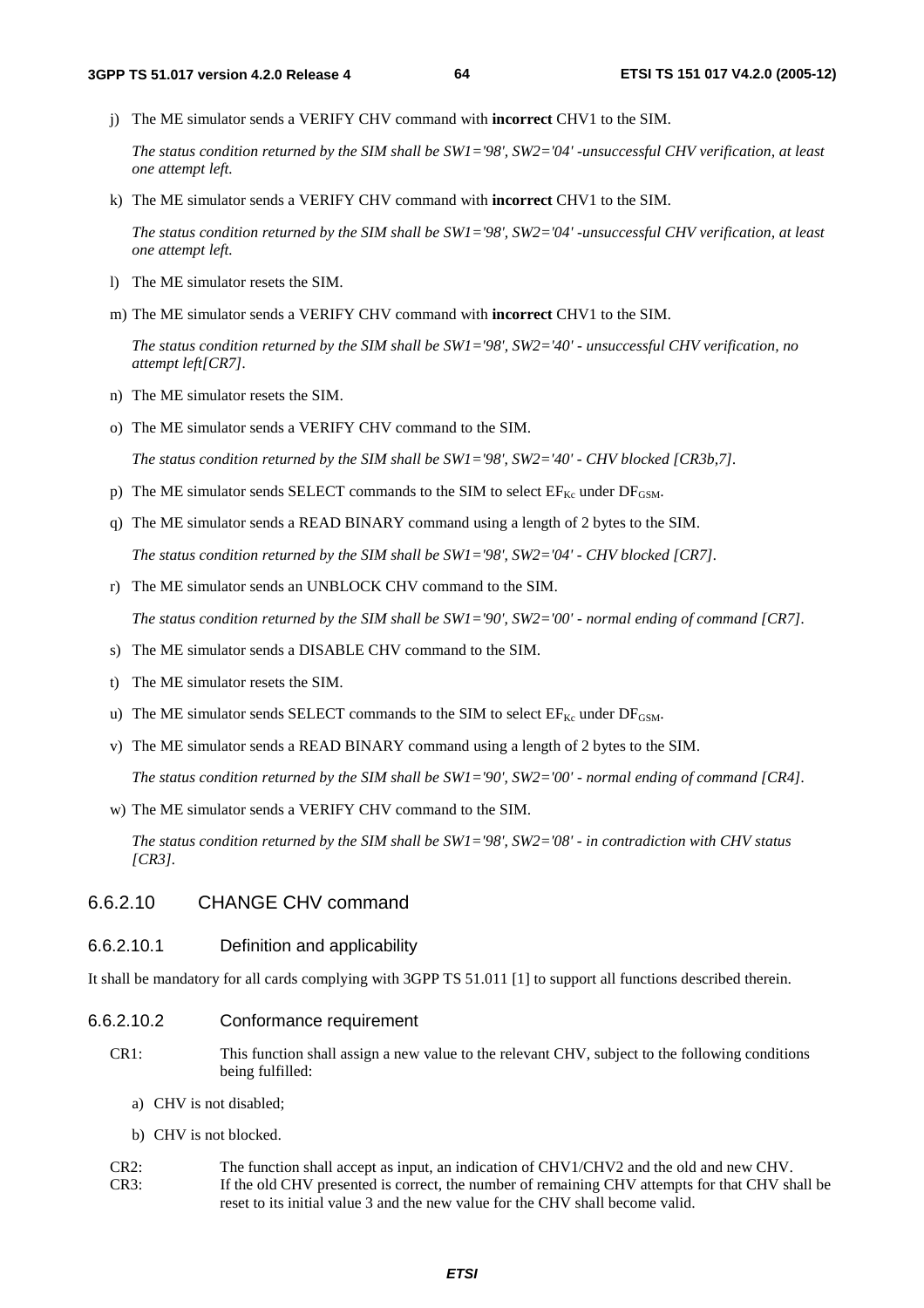j) The ME simulator sends a VERIFY CHV command with **incorrect** CHV1 to the SIM.

   *The status condition returned by the SIM shall be SW1='98', SW2='04' -unsuccessful CHV verification, at least one attempt left.*

k) The ME simulator sends a VERIFY CHV command with **incorrect** CHV1 to the SIM.

   *The status condition returned by the SIM shall be SW1='98', SW2='04' -unsuccessful CHV verification, at least one attempt left.*

l) The ME simulator resets the SIM.

m) The ME simulator sends a VERIFY CHV command with **incorrect** CHV1 to the SIM.

   *The status condition returned by the SIM shall be SW1='98', SW2='40' - unsuccessful CHV verification, no attempt left[CR7].*

n) The ME simulator resets the SIM.

o) The ME simulator sends a VERIFY CHV command to the SIM.

   *The status condition returned by the SIM shall be SW1='98', SW2='40' - CHV blocked [CR3b,7].*

p) The ME simulator sends SELECT commands to the SIM to select $EF_{Kc}$ under $DF_{GSM}$.

q) The ME simulator sends a READ BINARY command using a length of 2 bytes to the SIM.

   *The status condition returned by the SIM shall be SW1='98', SW2='04' - CHV blocked [CR7].*

r) The ME simulator sends an UNBLOCK CHV command to the SIM.

   *The status condition returned by the SIM shall be SW1='90', SW2='00' - normal ending of command [CR7].*

s) The ME simulator sends a DISABLE CHV command to the SIM.

t) The ME simulator resets the SIM.

u) The ME simulator sends SELECT commands to the SIM to select $EF_{Kc}$ under $DF_{GSM}$.

v) The ME simulator sends a READ BINARY command using a length of 2 bytes to the SIM.

   *The status condition returned by the SIM shall be SW1='90', SW2='00' - normal ending of command [CR4].*

w) The ME simulator sends a VERIFY CHV command to the SIM.

   *The status condition returned by the SIM shall be SW1='98', SW2='08' - in contradiction with CHV status [CR3].*

### 6.6.2.10 CHANGE CHV command

#### 6.6.2.10.1 Definition and applicability

It shall be mandatory for all cards complying with 3GPP TS 51.011 [1] to support all functions described therein.

#### 6.6.2.10.2 Conformance requirement

CR1: This function shall assign a new value to the relevant CHV, subject to the following conditions being fulfilled:

   a) CHV is not disabled;

   b) CHV is not blocked.

CR2: The function shall accept as input, an indication of CHV1/CHV2 and the old and new CHV.

CR3: If the old CHV presented is correct, the number of remaining CHV attempts for that CHV shall be reset to its initial value 3 and the new value for the CHV shall become valid.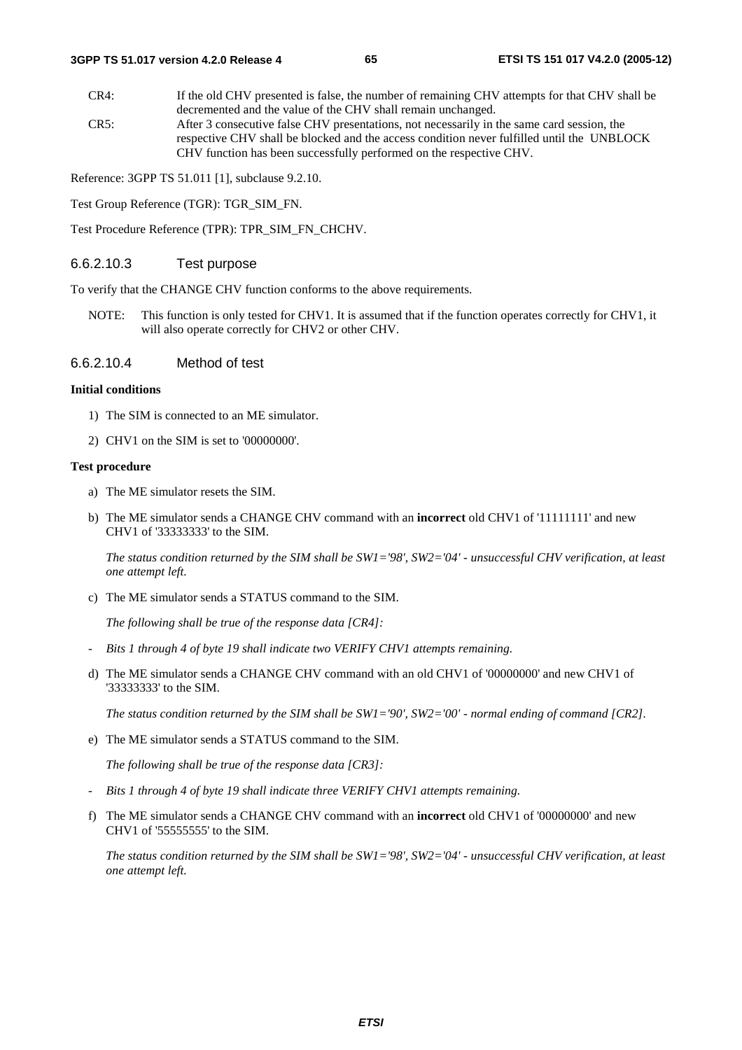CR4: If the old CHV presented is false, the number of remaining CHV attempts for that CHV shall be decremented and the value of the CHV shall remain unchanged.

CR5: After 3 consecutive false CHV presentations, not necessarily in the same card session, the respective CHV shall be blocked and the access condition never fulfilled until the UNBLOCK CHV function has been successfully performed on the respective CHV.

Reference: 3GPP TS 51.011 [1], subclause 9.2.10.

Test Group Reference (TGR): TGR_SIM_FN.

Test Procedure Reference (TPR): TPR_SIM_FN_CHCHV.

#### 6.6.2.10.3 Test purpose

To verify that the CHANGE CHV function conforms to the above requirements.

NOTE: This function is only tested for CHV1. It is assumed that if the function operates correctly for CHV1, it will also operate correctly for CHV2 or other CHV.

#### 6.6.2.10.4 Method of test

**Initial conditions**

1) The SIM is connected to an ME simulator.

2) CHV1 on the SIM is set to '00000000'.

**Test procedure**

a) The ME simulator resets the SIM.

b) The ME simulator sends a CHANGE CHV command with an **incorrect** old CHV1 of '11111111' and new CHV1 of '33333333' to the SIM.

   *The status condition returned by the SIM shall be SW1='98', SW2='04' - unsuccessful CHV verification, at least one attempt left.*

c) The ME simulator sends a STATUS command to the SIM.

   *The following shall be true of the response data [CR4]:*

- *Bits 1 through 4 of byte 19 shall indicate two VERIFY CHV1 attempts remaining.*

d) The ME simulator sends a CHANGE CHV command with an old CHV1 of '00000000' and new CHV1 of '33333333' to the SIM.

   *The status condition returned by the SIM shall be SW1='90', SW2='00' - normal ending of command [CR2].*

e) The ME simulator sends a STATUS command to the SIM.

   *The following shall be true of the response data [CR3]:*

- *Bits 1 through 4 of byte 19 shall indicate three VERIFY CHV1 attempts remaining.*

f) The ME simulator sends a CHANGE CHV command with an **incorrect** old CHV1 of '00000000' and new CHV1 of '55555555' to the SIM.

   *The status condition returned by the SIM shall be SW1='98', SW2='04' - unsuccessful CHV verification, at least one attempt left.*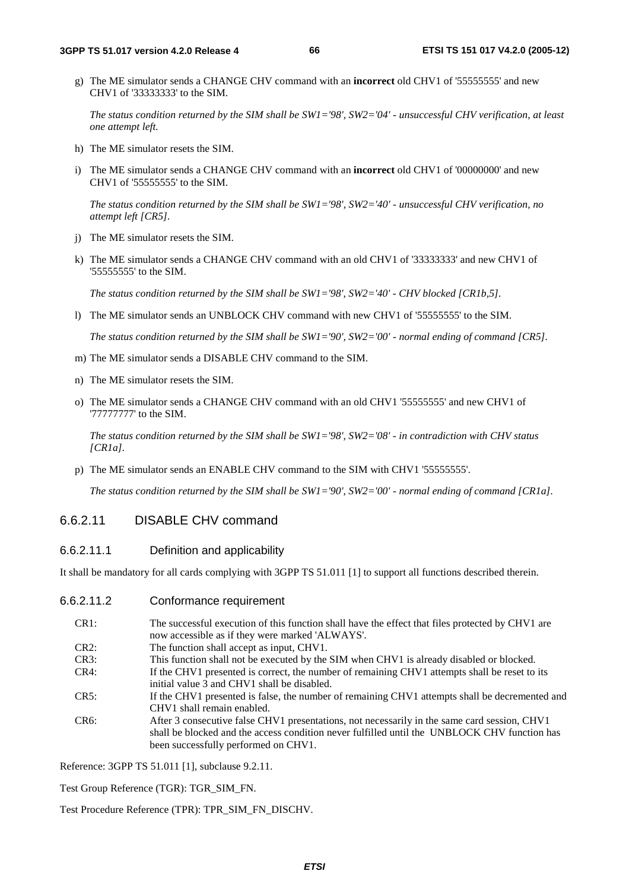g) The ME simulator sends a CHANGE CHV command with an **incorrect** old CHV1 of '55555555' and new CHV1 of '33333333' to the SIM.

   *The status condition returned by the SIM shall be SW1='98', SW2='04' - unsuccessful CHV verification, at least one attempt left.*

h) The ME simulator resets the SIM.

i) The ME simulator sends a CHANGE CHV command with an **incorrect** old CHV1 of '00000000' and new CHV1 of '55555555' to the SIM.

   *The status condition returned by the SIM shall be SW1='98', SW2='40' - unsuccessful CHV verification, no attempt left [CR5].*

j) The ME simulator resets the SIM.

k) The ME simulator sends a CHANGE CHV command with an old CHV1 of '33333333' and new CHV1 of '55555555' to the SIM.

   *The status condition returned by the SIM shall be SW1='98', SW2='40' - CHV blocked [CR1b,5].*

l) The ME simulator sends an UNBLOCK CHV command with new CHV1 of '55555555' to the SIM.

   *The status condition returned by the SIM shall be SW1='90', SW2='00' - normal ending of command [CR5].*

m) The ME simulator sends a DISABLE CHV command to the SIM.

n) The ME simulator resets the SIM.

o) The ME simulator sends a CHANGE CHV command with an old CHV1 '55555555' and new CHV1 of '77777777' to the SIM.

   *The status condition returned by the SIM shall be SW1='98', SW2='08' - in contradiction with CHV status [CR1a].*

p) The ME simulator sends an ENABLE CHV command to the SIM with CHV1 '55555555'.

   *The status condition returned by the SIM shall be SW1='90', SW2='00' - normal ending of command [CR1a].*

### 6.6.2.11 DISABLE CHV command

#### 6.6.2.11.1 Definition and applicability

It shall be mandatory for all cards complying with 3GPP TS 51.011 [1] to support all functions described therein.

#### 6.6.2.11.2 Conformance requirement

| | |
|---|---|
| CR1: | The successful execution of this function shall have the effect that files protected by CHV1 are now accessible as if they were marked 'ALWAYS'. |
| CR2: | The function shall accept as input, CHV1. |
| CR3: | This function shall not be executed by the SIM when CHV1 is already disabled or blocked. |
| CR4: | If the CHV1 presented is correct, the number of remaining CHV1 attempts shall be reset to its initial value 3 and CHV1 shall be disabled. |
| CR5: | If the CHV1 presented is false, the number of remaining CHV1 attempts shall be decremented and CHV1 shall remain enabled. |
| CR6: | After 3 consecutive false CHV1 presentations, not necessarily in the same card session, CHV1 shall be blocked and the access condition never fulfilled until the UNBLOCK CHV function has been successfully performed on CHV1. |

Reference: 3GPP TS 51.011 [1], subclause 9.2.11.

Test Group Reference (TGR): TGR_SIM_FN.

Test Procedure Reference (TPR): TPR_SIM_FN_DISCHV.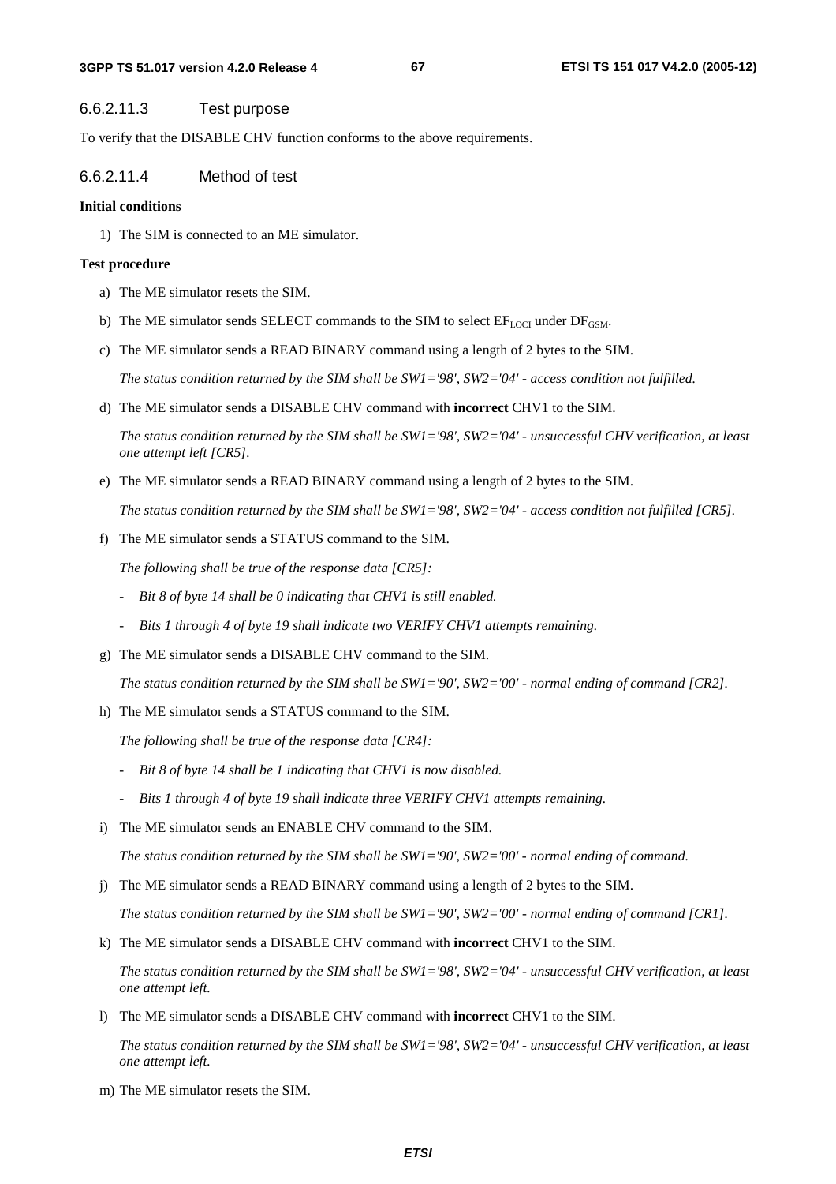#### 6.6.2.11.3 Test purpose

To verify that the DISABLE CHV function conforms to the above requirements.

#### 6.6.2.11.4 Method of test

**Initial conditions**

1) The SIM is connected to an ME simulator.

**Test procedure**

a) The ME simulator resets the SIM.

b) The ME simulator sends SELECT commands to the SIM to select $EF_{LOCI}$ under $DF_{GSM}$.

c) The ME simulator sends a READ BINARY command using a length of 2 bytes to the SIM.

*The status condition returned by the SIM shall be SW1='98', SW2='04' - access condition not fulfilled.*

d) The ME simulator sends a DISABLE CHV command with **incorrect** CHV1 to the SIM.

*The status condition returned by the SIM shall be SW1='98', SW2='04' - unsuccessful CHV verification, at least one attempt left [CR5].*

e) The ME simulator sends a READ BINARY command using a length of 2 bytes to the SIM.

*The status condition returned by the SIM shall be SW1='98', SW2='04' - access condition not fulfilled [CR5].*

f) The ME simulator sends a STATUS command to the SIM.

*The following shall be true of the response data [CR5]:*

- *Bit 8 of byte 14 shall be 0 indicating that CHV1 is still enabled.*
- *Bits 1 through 4 of byte 19 shall indicate two VERIFY CHV1 attempts remaining.*

g) The ME simulator sends a DISABLE CHV command to the SIM.

*The status condition returned by the SIM shall be SW1='90', SW2='00' - normal ending of command [CR2].*

h) The ME simulator sends a STATUS command to the SIM.

*The following shall be true of the response data [CR4]:*

- *Bit 8 of byte 14 shall be 1 indicating that CHV1 is now disabled.*
- *Bits 1 through 4 of byte 19 shall indicate three VERIFY CHV1 attempts remaining.*

i) The ME simulator sends an ENABLE CHV command to the SIM.

*The status condition returned by the SIM shall be SW1='90', SW2='00' - normal ending of command.*

j) The ME simulator sends a READ BINARY command using a length of 2 bytes to the SIM.

*The status condition returned by the SIM shall be SW1='90', SW2='00' - normal ending of command [CR1].*

k) The ME simulator sends a DISABLE CHV command with **incorrect** CHV1 to the SIM.

*The status condition returned by the SIM shall be SW1='98', SW2='04' - unsuccessful CHV verification, at least one attempt left.*

l) The ME simulator sends a DISABLE CHV command with **incorrect** CHV1 to the SIM.

*The status condition returned by the SIM shall be SW1='98', SW2='04' - unsuccessful CHV verification, at least one attempt left.*

m) The ME simulator resets the SIM.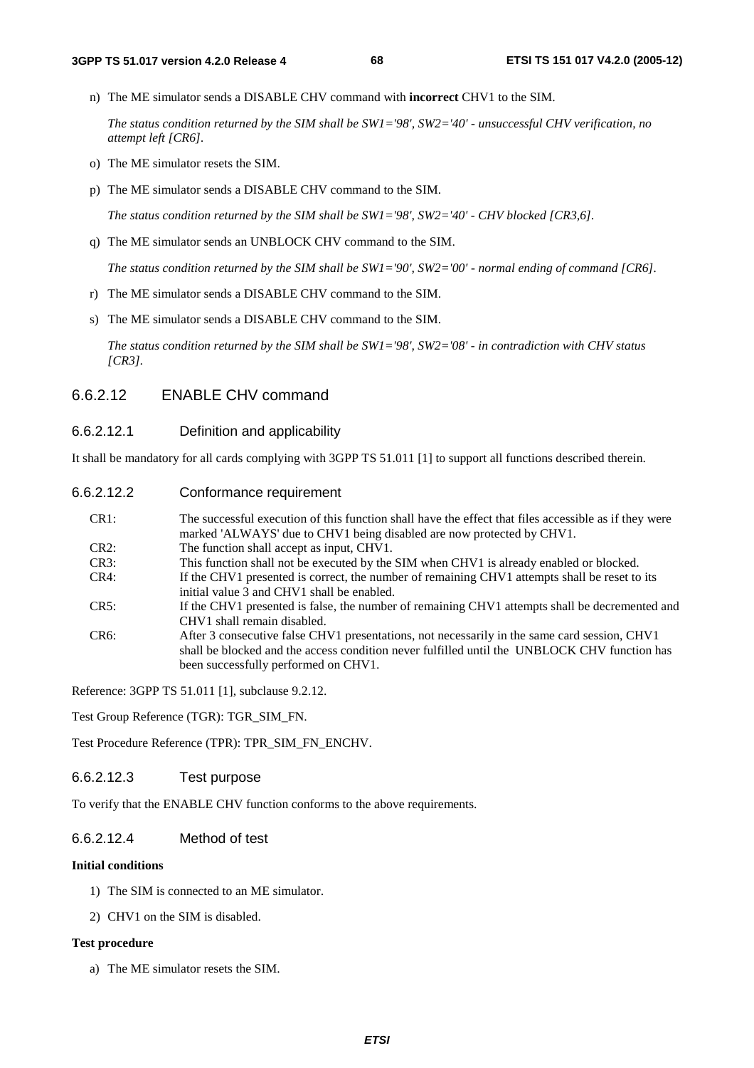n) The ME simulator sends a DISABLE CHV command with **incorrect** CHV1 to the SIM.

   *The status condition returned by the SIM shall be SW1='98', SW2='40' - unsuccessful CHV verification, no attempt left [CR6].*

o) The ME simulator resets the SIM.

p) The ME simulator sends a DISABLE CHV command to the SIM.

   *The status condition returned by the SIM shall be SW1='98', SW2='40' - CHV blocked [CR3,6].*

q) The ME simulator sends an UNBLOCK CHV command to the SIM.

   *The status condition returned by the SIM shall be SW1='90', SW2='00' - normal ending of command [CR6].*

r) The ME simulator sends a DISABLE CHV command to the SIM.

s) The ME simulator sends a DISABLE CHV command to the SIM.

   *The status condition returned by the SIM shall be SW1='98', SW2='08' - in contradiction with CHV status [CR3].*

#### 6.6.2.12 ENABLE CHV command

##### 6.6.2.12.1 Definition and applicability

It shall be mandatory for all cards complying with 3GPP TS 51.011 [1] to support all functions described therein.

##### 6.6.2.12.2 Conformance requirement

| | |
|---|---|
| CR1: | The successful execution of this function shall have the effect that files accessible as if they were marked 'ALWAYS' due to CHV1 being disabled are now protected by CHV1. |
| CR2: | The function shall accept as input, CHV1. |
| CR3: | This function shall not be executed by the SIM when CHV1 is already enabled or blocked. |
| CR4: | If the CHV1 presented is correct, the number of remaining CHV1 attempts shall be reset to its initial value 3 and CHV1 shall be enabled. |
| CR5: | If the CHV1 presented is false, the number of remaining CHV1 attempts shall be decremented and CHV1 shall remain disabled. |
| CR6: | After 3 consecutive false CHV1 presentations, not necessarily in the same card session, CHV1 shall be blocked and the access condition never fulfilled until the UNBLOCK CHV function has been successfully performed on CHV1. |

Reference: 3GPP TS 51.011 [1], subclause 9.2.12.

Test Group Reference (TGR): TGR_SIM_FN.

Test Procedure Reference (TPR): TPR_SIM_FN_ENCHV.

##### 6.6.2.12.3 Test purpose

To verify that the ENABLE CHV function conforms to the above requirements.

##### 6.6.2.12.4 Method of test

**Initial conditions**

1) The SIM is connected to an ME simulator.

2) CHV1 on the SIM is disabled.

**Test procedure**

a) The ME simulator resets the SIM.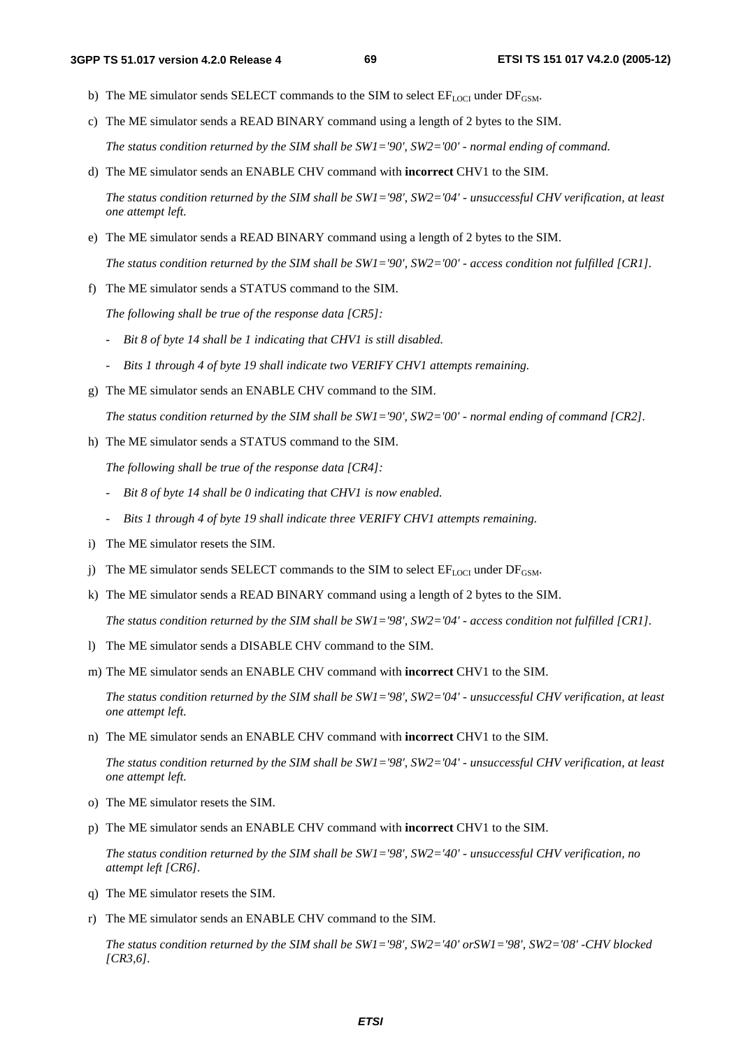b) The ME simulator sends SELECT commands to the SIM to select $EF_{LOCI}$ under $DF_{GSM}$.

c) The ME simulator sends a READ BINARY command using a length of 2 bytes to the SIM.

   *The status condition returned by the SIM shall be SW1='90', SW2='00' - normal ending of command.*

d) The ME simulator sends an ENABLE CHV command with **incorrect** CHV1 to the SIM.

   *The status condition returned by the SIM shall be SW1='98', SW2='04' - unsuccessful CHV verification, at least one attempt left.*

e) The ME simulator sends a READ BINARY command using a length of 2 bytes to the SIM.

   *The status condition returned by the SIM shall be SW1='90', SW2='00' - access condition not fulfilled [CR1].*

f) The ME simulator sends a STATUS command to the SIM.

   *The following shall be true of the response data [CR5]:*

   - *Bit 8 of byte 14 shall be 1 indicating that CHV1 is still disabled.*
   - *Bits 1 through 4 of byte 19 shall indicate two VERIFY CHV1 attempts remaining.*

g) The ME simulator sends an ENABLE CHV command to the SIM.

   *The status condition returned by the SIM shall be SW1='90', SW2='00' - normal ending of command [CR2].*

h) The ME simulator sends a STATUS command to the SIM.

   *The following shall be true of the response data [CR4]:*

   - *Bit 8 of byte 14 shall be 0 indicating that CHV1 is now enabled.*
   - *Bits 1 through 4 of byte 19 shall indicate three VERIFY CHV1 attempts remaining.*

i) The ME simulator resets the SIM.

j) The ME simulator sends SELECT commands to the SIM to select $EF_{LOCI}$ under $DF_{GSM}$.

k) The ME simulator sends a READ BINARY command using a length of 2 bytes to the SIM.

   *The status condition returned by the SIM shall be SW1='98', SW2='04' - access condition not fulfilled [CR1].*

l) The ME simulator sends a DISABLE CHV command to the SIM.

m) The ME simulator sends an ENABLE CHV command with **incorrect** CHV1 to the SIM.

   *The status condition returned by the SIM shall be SW1='98', SW2='04' - unsuccessful CHV verification, at least one attempt left.*

n) The ME simulator sends an ENABLE CHV command with **incorrect** CHV1 to the SIM.

   *The status condition returned by the SIM shall be SW1='98', SW2='04' - unsuccessful CHV verification, at least one attempt left.*

o) The ME simulator resets the SIM.

p) The ME simulator sends an ENABLE CHV command with **incorrect** CHV1 to the SIM.

   *The status condition returned by the SIM shall be SW1='98', SW2='40' - unsuccessful CHV verification, no attempt left [CR6].*

q) The ME simulator resets the SIM.

r) The ME simulator sends an ENABLE CHV command to the SIM.

   *The status condition returned by the SIM shall be SW1='98', SW2='40' orSW1='98', SW2='08' -CHV blocked [CR3,6].*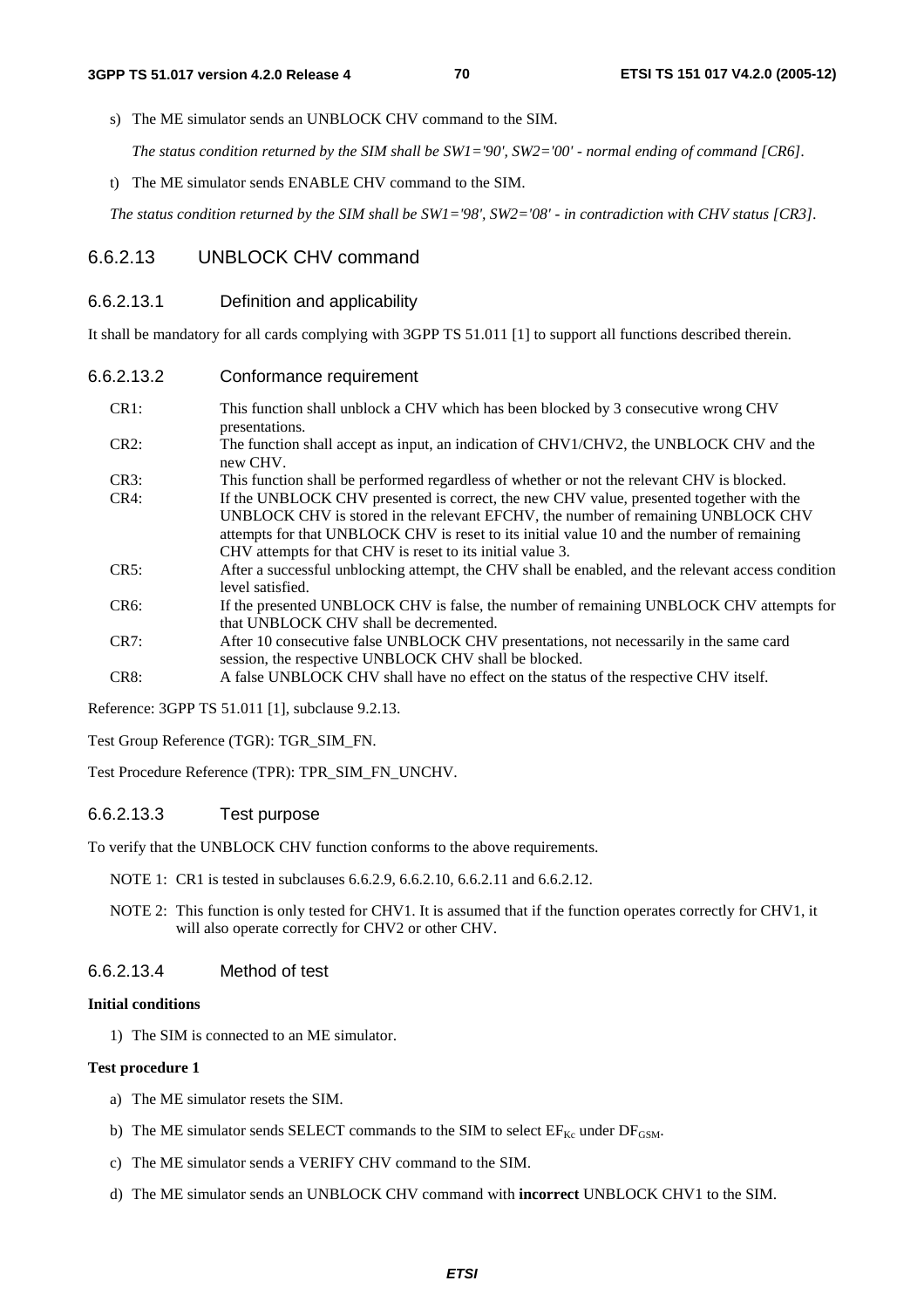s) The ME simulator sends an UNBLOCK CHV command to the SIM.

   *The status condition returned by the SIM shall be SW1='90', SW2='00' - normal ending of command [CR6].*

t) The ME simulator sends ENABLE CHV command to the SIM.

*The status condition returned by the SIM shall be SW1='98', SW2='08' - in contradiction with CHV status [CR3].*

### 6.6.2.13 UNBLOCK CHV command

#### 6.6.2.13.1 Definition and applicability

It shall be mandatory for all cards complying with 3GPP TS 51.011 [1] to support all functions described therein.

#### 6.6.2.13.2 Conformance requirement

| | |
|---|---|
| CR1: | This function shall unblock a CHV which has been blocked by 3 consecutive wrong CHV presentations. |
| CR2: | The function shall accept as input, an indication of CHV1/CHV2, the UNBLOCK CHV and the new CHV. |
| CR3: | This function shall be performed regardless of whether or not the relevant CHV is blocked. |
| CR4: | If the UNBLOCK CHV presented is correct, the new CHV value, presented together with the UNBLOCK CHV is stored in the relevant EFCHV, the number of remaining UNBLOCK CHV attempts for that UNBLOCK CHV is reset to its initial value 10 and the number of remaining CHV attempts for that CHV is reset to its initial value 3. |
| CR5: | After a successful unblocking attempt, the CHV shall be enabled, and the relevant access condition level satisfied. |
| CR6: | If the presented UNBLOCK CHV is false, the number of remaining UNBLOCK CHV attempts for that UNBLOCK CHV shall be decremented. |
| CR7: | After 10 consecutive false UNBLOCK CHV presentations, not necessarily in the same card session, the respective UNBLOCK CHV shall be blocked. |
| CR8: | A false UNBLOCK CHV shall have no effect on the status of the respective CHV itself. |

Reference: 3GPP TS 51.011 [1], subclause 9.2.13.

Test Group Reference (TGR): TGR_SIM_FN.

Test Procedure Reference (TPR): TPR_SIM_FN_UNCHV.

#### 6.6.2.13.3 Test purpose

To verify that the UNBLOCK CHV function conforms to the above requirements.

NOTE 1: CR1 is tested in subclauses 6.6.2.9, 6.6.2.10, 6.6.2.11 and 6.6.2.12.

NOTE 2: This function is only tested for CHV1. It is assumed that if the function operates correctly for CHV1, it will also operate correctly for CHV2 or other CHV.

#### 6.6.2.13.4 Method of test

**Initial conditions**

1) The SIM is connected to an ME simulator.

**Test procedure 1**

a) The ME simulator resets the SIM.

b) The ME simulator sends SELECT commands to the SIM to select $EF_{Kc}$ under $DF_{GSM}$.

c) The ME simulator sends a VERIFY CHV command to the SIM.

d) The ME simulator sends an UNBLOCK CHV command with **incorrect** UNBLOCK CHV1 to the SIM.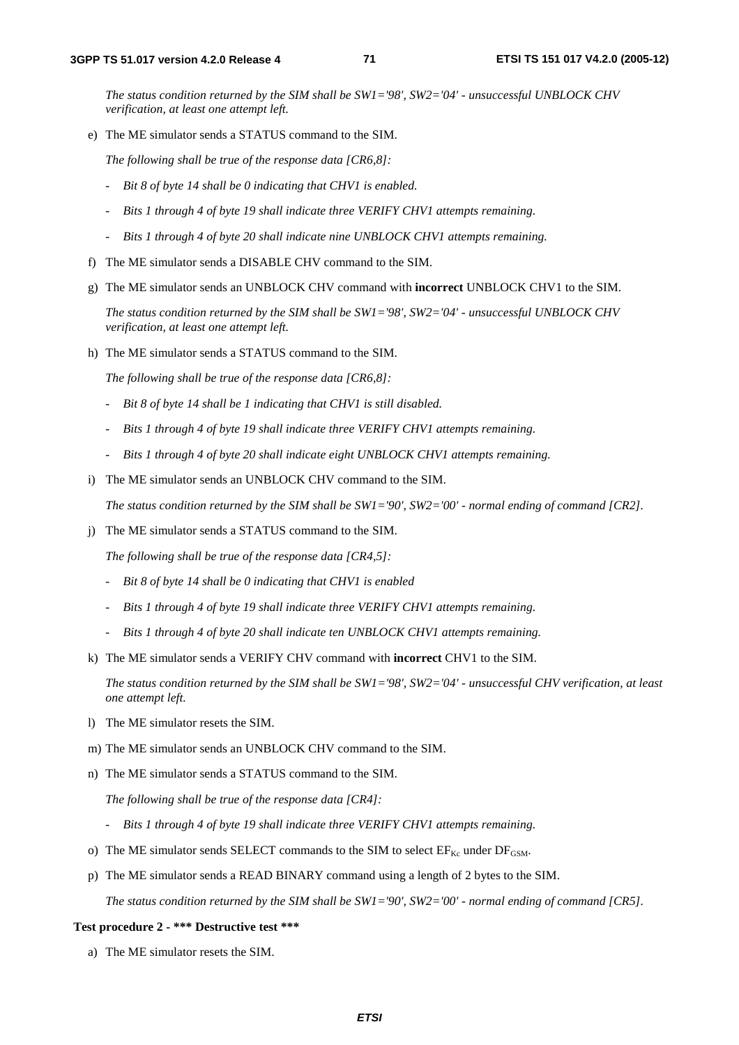*The status condition returned by the SIM shall be SW1='98', SW2='04' - unsuccessful UNBLOCK CHV verification, at least one attempt left.*

e) The ME simulator sends a STATUS command to the SIM.

   *The following shall be true of the response data [CR6,8]:*

   - *Bit 8 of byte 14 shall be 0 indicating that CHV1 is enabled.*
   - *Bits 1 through 4 of byte 19 shall indicate three VERIFY CHV1 attempts remaining.*
   - *Bits 1 through 4 of byte 20 shall indicate nine UNBLOCK CHV1 attempts remaining.*

f) The ME simulator sends a DISABLE CHV command to the SIM.

g) The ME simulator sends an UNBLOCK CHV command with **incorrect** UNBLOCK CHV1 to the SIM.

   *The status condition returned by the SIM shall be SW1='98', SW2='04' - unsuccessful UNBLOCK CHV verification, at least one attempt left.*

h) The ME simulator sends a STATUS command to the SIM.

   *The following shall be true of the response data [CR6,8]:*

   - *Bit 8 of byte 14 shall be 1 indicating that CHV1 is still disabled.*
   - *Bits 1 through 4 of byte 19 shall indicate three VERIFY CHV1 attempts remaining.*
   - *Bits 1 through 4 of byte 20 shall indicate eight UNBLOCK CHV1 attempts remaining.*

i) The ME simulator sends an UNBLOCK CHV command to the SIM.

   *The status condition returned by the SIM shall be SW1='90', SW2='00' - normal ending of command [CR2].*

j) The ME simulator sends a STATUS command to the SIM.

   *The following shall be true of the response data [CR4,5]:*

   - *Bit 8 of byte 14 shall be 0 indicating that CHV1 is enabled*
   - *Bits 1 through 4 of byte 19 shall indicate three VERIFY CHV1 attempts remaining.*
   - *Bits 1 through 4 of byte 20 shall indicate ten UNBLOCK CHV1 attempts remaining.*

k) The ME simulator sends a VERIFY CHV command with **incorrect** CHV1 to the SIM.

   *The status condition returned by the SIM shall be SW1='98', SW2='04' - unsuccessful CHV verification, at least one attempt left.*

l) The ME simulator resets the SIM.

m) The ME simulator sends an UNBLOCK CHV command to the SIM.

n) The ME simulator sends a STATUS command to the SIM.

   *The following shall be true of the response data [CR4]:*

   - *Bits 1 through 4 of byte 19 shall indicate three VERIFY CHV1 attempts remaining.*

o) The ME simulator sends SELECT commands to the SIM to select $EF_{Kc}$ under $DF_{GSM}$.

p) The ME simulator sends a READ BINARY command using a length of 2 bytes to the SIM.

   *The status condition returned by the SIM shall be SW1='90', SW2='00' - normal ending of command [CR5].*

**Test procedure 2 - \*\*\* Destructive test \*\*\***

a) The ME simulator resets the SIM.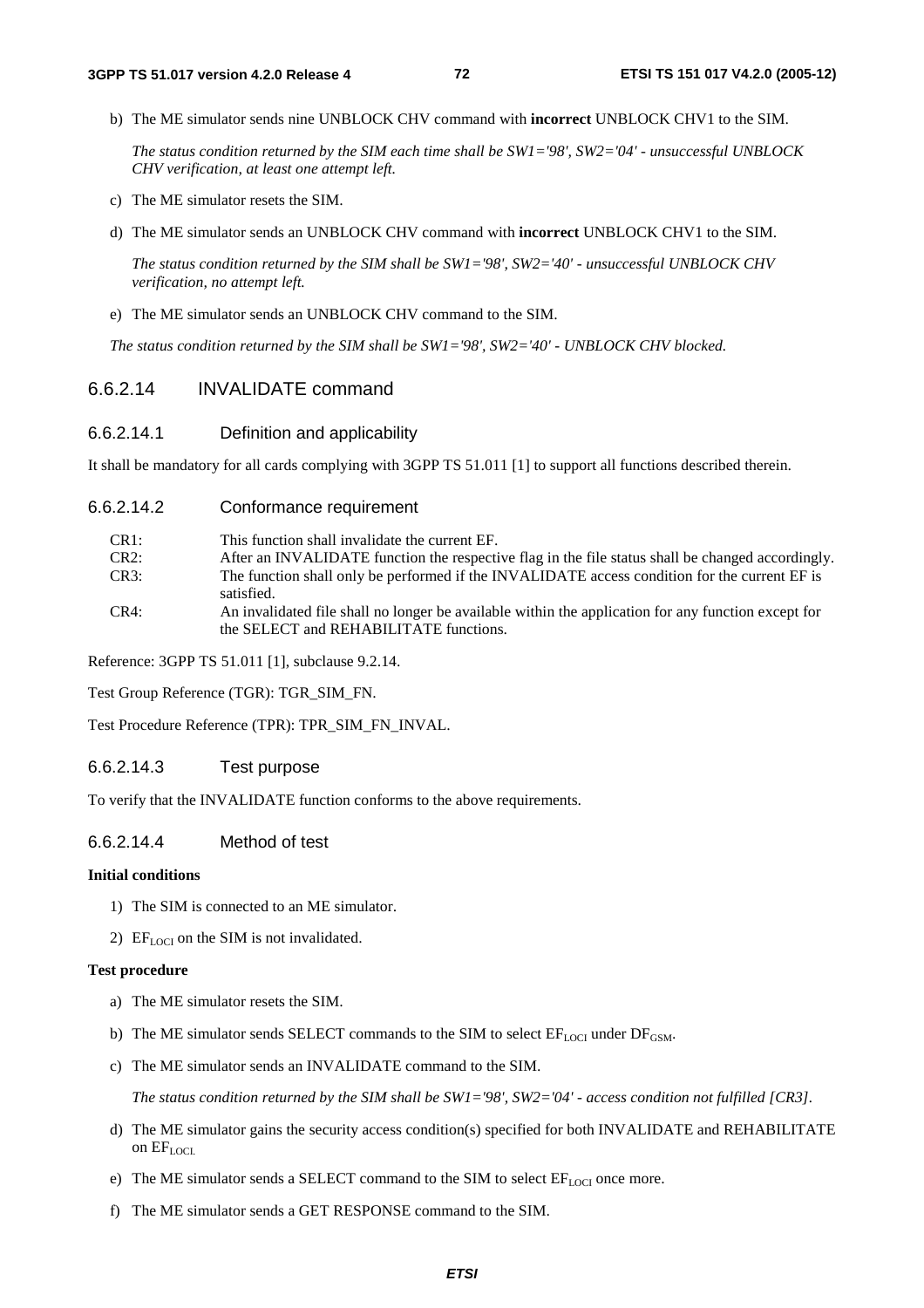b) The ME simulator sends nine UNBLOCK CHV command with **incorrect** UNBLOCK CHV1 to the SIM.

   *The status condition returned by the SIM each time shall be SW1='98', SW2='04' - unsuccessful UNBLOCK CHV verification, at least one attempt left.*

c) The ME simulator resets the SIM.

d) The ME simulator sends an UNBLOCK CHV command with **incorrect** UNBLOCK CHV1 to the SIM.

   *The status condition returned by the SIM shall be SW1='98', SW2='40' - unsuccessful UNBLOCK CHV verification, no attempt left.*

e) The ME simulator sends an UNBLOCK CHV command to the SIM.

*The status condition returned by the SIM shall be SW1='98', SW2='40' - UNBLOCK CHV blocked.*

### 6.6.2.14 INVALIDATE command

#### 6.6.2.14.1 Definition and applicability

It shall be mandatory for all cards complying with 3GPP TS 51.011 [1] to support all functions described therein.

#### 6.6.2.14.2 Conformance requirement

| | |
|---|---|
| CR1: | This function shall invalidate the current EF. |
| CR2: | After an INVALIDATE function the respective flag in the file status shall be changed accordingly. |
| CR3: | The function shall only be performed if the INVALIDATE access condition for the current EF is satisfied. |
| CR4: | An invalidated file shall no longer be available within the application for any function except for the SELECT and REHABILITATE functions. |

Reference: 3GPP TS 51.011 [1], subclause 9.2.14.

Test Group Reference (TGR): TGR_SIM_FN.

Test Procedure Reference (TPR): TPR_SIM_FN_INVAL.

#### 6.6.2.14.3 Test purpose

To verify that the INVALIDATE function conforms to the above requirements.

#### 6.6.2.14.4 Method of test

**Initial conditions**

1) The SIM is connected to an ME simulator.

2) $EF_{LOCI}$ on the SIM is not invalidated.

**Test procedure**

a) The ME simulator resets the SIM.

b) The ME simulator sends SELECT commands to the SIM to select $EF_{LOCI}$ under $DF_{GSM}$.

c) The ME simulator sends an INVALIDATE command to the SIM.

   *The status condition returned by the SIM shall be SW1='98', SW2='04' - access condition not fulfilled [CR3].*

d) The ME simulator gains the security access condition(s) specified for both INVALIDATE and REHABILITATE on $EF_{LOCI}$.

e) The ME simulator sends a SELECT command to the SIM to select $EF_{LOCI}$ once more.

f) The ME simulator sends a GET RESPONSE command to the SIM.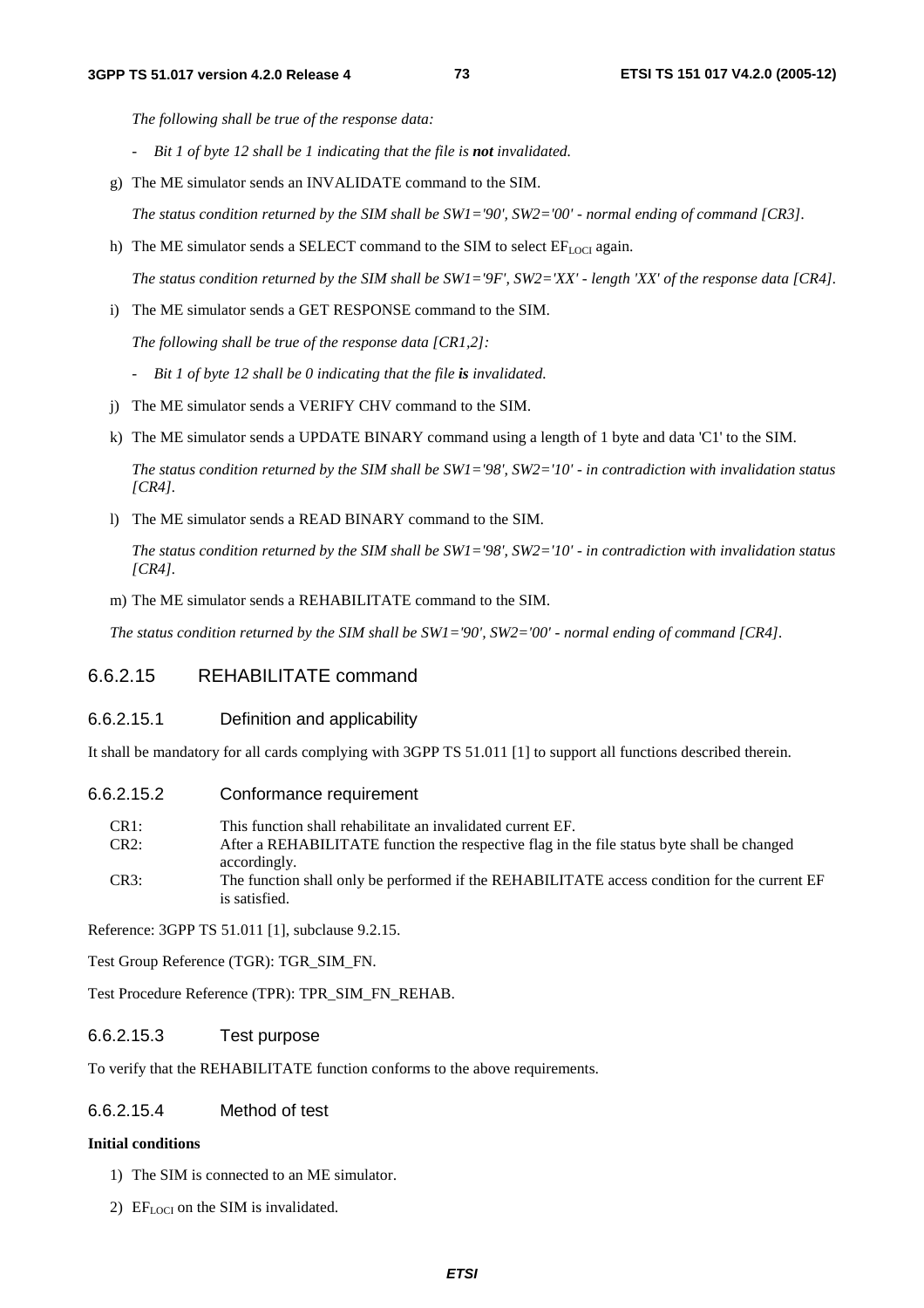*The following shall be true of the response data:*

- *Bit 1 of byte 12 shall be 1 indicating that the file is **not** invalidated.*

g) The ME simulator sends an INVALIDATE command to the SIM.

*The status condition returned by the SIM shall be SW1='90', SW2='00' - normal ending of command [CR3].*

h) The ME simulator sends a SELECT command to the SIM to select $EF_{LOCI}$ again.

*The status condition returned by the SIM shall be SW1='9F', SW2='XX' - length 'XX' of the response data [CR4].*

i) The ME simulator sends a GET RESPONSE command to the SIM.

*The following shall be true of the response data [CR1,2]:*

- *Bit 1 of byte 12 shall be 0 indicating that the file **is** invalidated.*

j) The ME simulator sends a VERIFY CHV command to the SIM.

k) The ME simulator sends a UPDATE BINARY command using a length of 1 byte and data 'C1' to the SIM.

*The status condition returned by the SIM shall be SW1='98', SW2='10' - in contradiction with invalidation status [CR4].*

l) The ME simulator sends a READ BINARY command to the SIM.

*The status condition returned by the SIM shall be SW1='98', SW2='10' - in contradiction with invalidation status [CR4].*

m) The ME simulator sends a REHABILITATE command to the SIM.

*The status condition returned by the SIM shall be SW1='90', SW2='00' - normal ending of command [CR4].*

### 6.6.2.15 REHABILITATE command

#### 6.6.2.15.1 Definition and applicability

It shall be mandatory for all cards complying with 3GPP TS 51.011 [1] to support all functions described therein.

#### 6.6.2.15.2 Conformance requirement

CR1: This function shall rehabilitate an invalidated current EF.

CR2: After a REHABILITATE function the respective flag in the file status byte shall be changed accordingly.

CR3: The function shall only be performed if the REHABILITATE access condition for the current EF is satisfied.

Reference: 3GPP TS 51.011 [1], subclause 9.2.15.

Test Group Reference (TGR): TGR_SIM_FN.

Test Procedure Reference (TPR): TPR_SIM_FN_REHAB.

#### 6.6.2.15.3 Test purpose

To verify that the REHABILITATE function conforms to the above requirements.

#### 6.6.2.15.4 Method of test

**Initial conditions**

1) The SIM is connected to an ME simulator.

2) $EF_{LOCI}$ on the SIM is invalidated.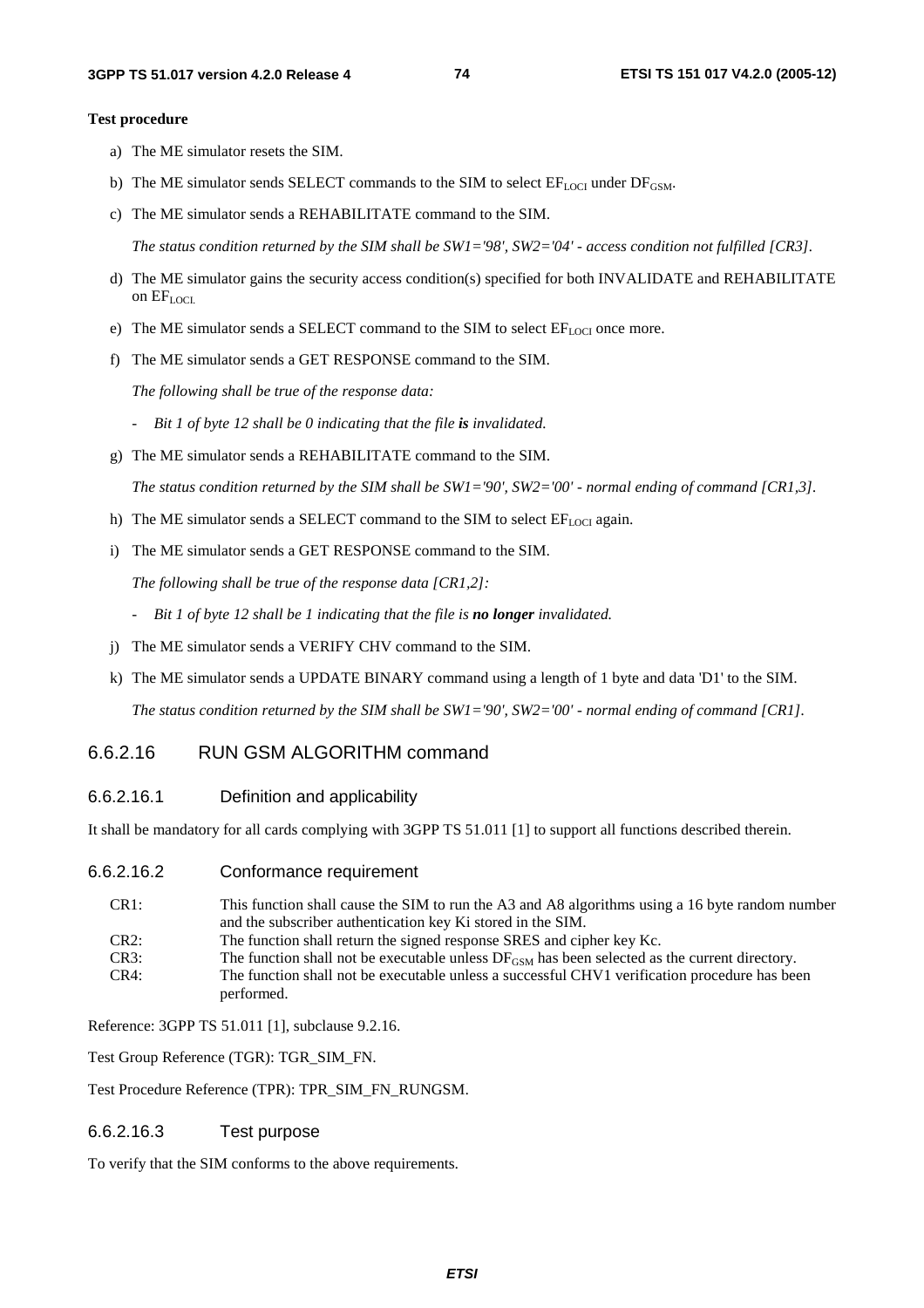**Test procedure**

a) The ME simulator resets the SIM.

b) The ME simulator sends SELECT commands to the SIM to select $EF_{LOCI}$ under $DF_{GSM}$.

c) The ME simulator sends a REHABILITATE command to the SIM.

   *The status condition returned by the SIM shall be SW1='98', SW2='04' - access condition not fulfilled [CR3].*

d) The ME simulator gains the security access condition(s) specified for both INVALIDATE and REHABILITATE on $EF_{LOCI}$.

e) The ME simulator sends a SELECT command to the SIM to select $EF_{LOCI}$ once more.

f) The ME simulator sends a GET RESPONSE command to the SIM.

   *The following shall be true of the response data:*

   - *Bit 1 of byte 12 shall be 0 indicating that the file **is** invalidated.*

g) The ME simulator sends a REHABILITATE command to the SIM.

   *The status condition returned by the SIM shall be SW1='90', SW2='00' - normal ending of command [CR1,3].*

h) The ME simulator sends a SELECT command to the SIM to select $EF_{LOCI}$ again.

i) The ME simulator sends a GET RESPONSE command to the SIM.

   *The following shall be true of the response data [CR1,2]:*

   - *Bit 1 of byte 12 shall be 1 indicating that the file is **no longer** invalidated.*

j) The ME simulator sends a VERIFY CHV command to the SIM.

k) The ME simulator sends a UPDATE BINARY command using a length of 1 byte and data 'D1' to the SIM.

   *The status condition returned by the SIM shall be SW1='90', SW2='00' - normal ending of command [CR1].*

### 6.6.2.16 RUN GSM ALGORITHM command

#### 6.6.2.16.1 Definition and applicability

It shall be mandatory for all cards complying with 3GPP TS 51.011 [1] to support all functions described therein.

#### 6.6.2.16.2 Conformance requirement

CR1: This function shall cause the SIM to run the A3 and A8 algorithms using a 16 byte random number and the subscriber authentication key Ki stored in the SIM.

CR2: The function shall return the signed response SRES and cipher key Kc.

CR3: The function shall not be executable unless $DF_{GSM}$ has been selected as the current directory.

CR4: The function shall not be executable unless a successful CHV1 verification procedure has been performed.

Reference: 3GPP TS 51.011 [1], subclause 9.2.16.

Test Group Reference (TGR): TGR_SIM_FN.

Test Procedure Reference (TPR): TPR_SIM_FN_RUNGSM.

#### 6.6.2.16.3 Test purpose

To verify that the SIM conforms to the above requirements.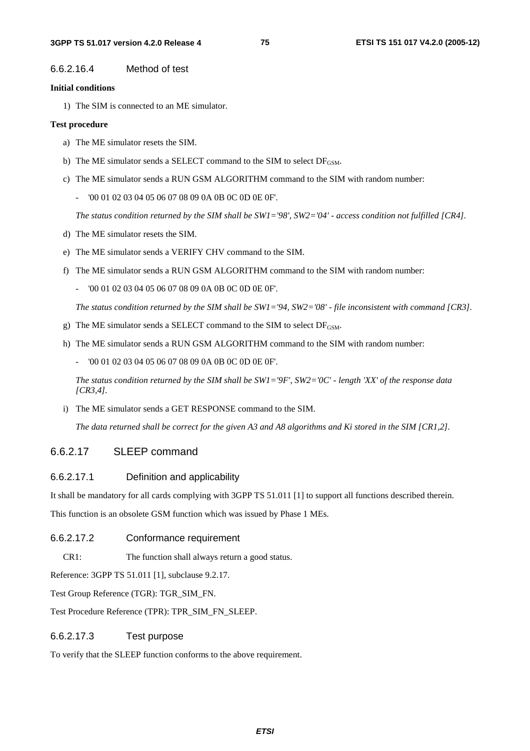#### 6.6.2.16.4 Method of test

**Initial conditions**

1) The SIM is connected to an ME simulator.

**Test procedure**

a) The ME simulator resets the SIM.

b) The ME simulator sends a SELECT command to the SIM to select $DF_{GSM}$.

c) The ME simulator sends a RUN GSM ALGORITHM command to the SIM with random number:

- '00 01 02 03 04 05 06 07 08 09 0A 0B 0C 0D 0E 0F'.

*The status condition returned by the SIM shall be SW1='98', SW2='04' - access condition not fulfilled [CR4].*

d) The ME simulator resets the SIM.

e) The ME simulator sends a VERIFY CHV command to the SIM.

f) The ME simulator sends a RUN GSM ALGORITHM command to the SIM with random number:

- '00 01 02 03 04 05 06 07 08 09 0A 0B 0C 0D 0E 0F'.

*The status condition returned by the SIM shall be SW1='94, SW2='08' - file inconsistent with command [CR3].*

g) The ME simulator sends a SELECT command to the SIM to select $DF_{GSM}$.

h) The ME simulator sends a RUN GSM ALGORITHM command to the SIM with random number:

- '00 01 02 03 04 05 06 07 08 09 0A 0B 0C 0D 0E 0F'.

*The status condition returned by the SIM shall be SW1='9F', SW2='0C' - length 'XX' of the response data [CR3,4].*

i) The ME simulator sends a GET RESPONSE command to the SIM.

*The data returned shall be correct for the given A3 and A8 algorithms and Ki stored in the SIM [CR1,2].*

### 6.6.2.17 SLEEP command

#### 6.6.2.17.1 Definition and applicability

It shall be mandatory for all cards complying with 3GPP TS 51.011 [1] to support all functions described therein.

This function is an obsolete GSM function which was issued by Phase 1 MEs.

#### 6.6.2.17.2 Conformance requirement

CR1: The function shall always return a good status.

Reference: 3GPP TS 51.011 [1], subclause 9.2.17.

Test Group Reference (TGR): TGR_SIM_FN.

Test Procedure Reference (TPR): TPR_SIM_FN_SLEEP.

#### 6.6.2.17.3 Test purpose

To verify that the SLEEP function conforms to the above requirement.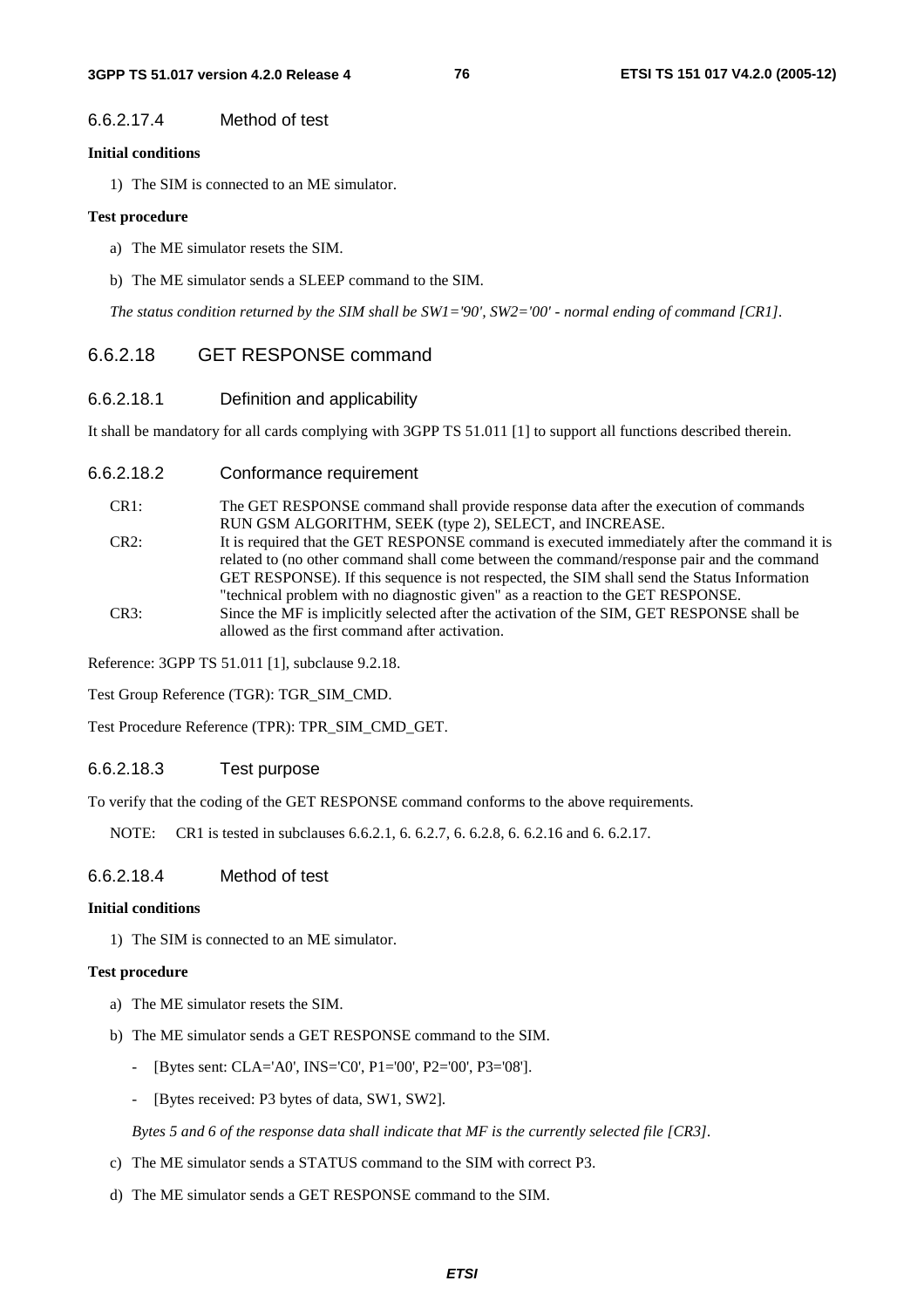#### 6.6.2.17.4 Method of test

**Initial conditions**

1) The SIM is connected to an ME simulator.

**Test procedure**

a) The ME simulator resets the SIM.

b) The ME simulator sends a SLEEP command to the SIM.

*The status condition returned by the SIM shall be SW1='90', SW2='00' - normal ending of command [CR1].*

### 6.6.2.18 GET RESPONSE command

#### 6.6.2.18.1 Definition and applicability

It shall be mandatory for all cards complying with 3GPP TS 51.011 [1] to support all functions described therein.

#### 6.6.2.18.2 Conformance requirement

CR1: The GET RESPONSE command shall provide response data after the execution of commands RUN GSM ALGORITHM, SEEK (type 2), SELECT, and INCREASE.

CR2: It is required that the GET RESPONSE command is executed immediately after the command it is related to (no other command shall come between the command/response pair and the command GET RESPONSE). If this sequence is not respected, the SIM shall send the Status Information "technical problem with no diagnostic given" as a reaction to the GET RESPONSE.

CR3: Since the MF is implicitly selected after the activation of the SIM, GET RESPONSE shall be allowed as the first command after activation.

Reference: 3GPP TS 51.011 [1], subclause 9.2.18.

Test Group Reference (TGR): TGR_SIM_CMD.

Test Procedure Reference (TPR): TPR_SIM_CMD_GET.

#### 6.6.2.18.3 Test purpose

To verify that the coding of the GET RESPONSE command conforms to the above requirements.

NOTE: CR1 is tested in subclauses 6.6.2.1, 6. 6.2.7, 6. 6.2.8, 6. 6.2.16 and 6. 6.2.17.

#### 6.6.2.18.4 Method of test

**Initial conditions**

1) The SIM is connected to an ME simulator.

**Test procedure**

a) The ME simulator resets the SIM.

b) The ME simulator sends a GET RESPONSE command to the SIM.

- [Bytes sent: CLA='A0', INS='C0', P1='00', P2='00', P3='08'].
- [Bytes received: P3 bytes of data, SW1, SW2].

*Bytes 5 and 6 of the response data shall indicate that MF is the currently selected file [CR3].*

c) The ME simulator sends a STATUS command to the SIM with correct P3.

d) The ME simulator sends a GET RESPONSE command to the SIM.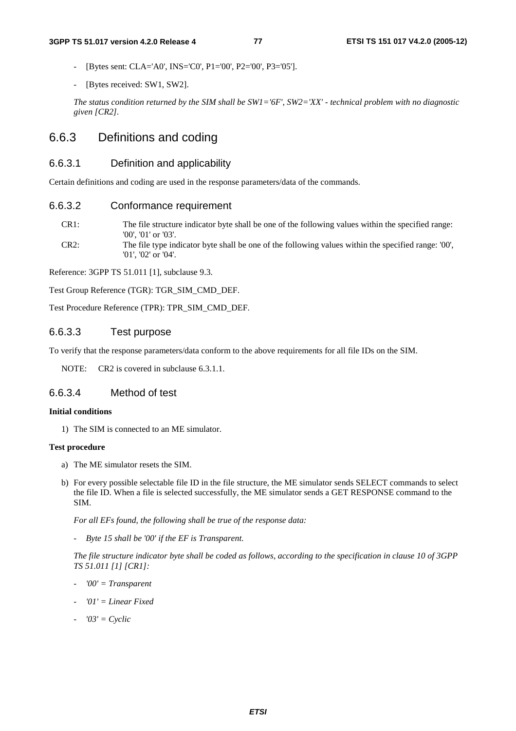- [Bytes sent: CLA='A0', INS='C0', P1='00', P2='00', P3='05'].
- [Bytes received: SW1, SW2].

*The status condition returned by the SIM shall be SW1='6F', SW2='XX' - technical problem with no diagnostic given [CR2].*

## 6.6.3 Definitions and coding

### 6.6.3.1 Definition and applicability

Certain definitions and coding are used in the response parameters/data of the commands.

### 6.6.3.2 Conformance requirement

CR1: The file structure indicator byte shall be one of the following values within the specified range: '00', '01' or '03'.

CR2: The file type indicator byte shall be one of the following values within the specified range: '00', '01', '02' or '04'.

Reference: 3GPP TS 51.011 [1], subclause 9.3.

Test Group Reference (TGR): TGR_SIM_CMD_DEF.

Test Procedure Reference (TPR): TPR_SIM_CMD_DEF.

### 6.6.3.3 Test purpose

To verify that the response parameters/data conform to the above requirements for all file IDs on the SIM.

NOTE: CR2 is covered in subclause 6.3.1.1.

### 6.6.3.4 Method of test

**Initial conditions**

1) The SIM is connected to an ME simulator.

**Test procedure**

a) The ME simulator resets the SIM.

b) For every possible selectable file ID in the file structure, the ME simulator sends SELECT commands to select the file ID. When a file is selected successfully, the ME simulator sends a GET RESPONSE command to the SIM.

*For all EFs found, the following shall be true of the response data:*

- *Byte 15 shall be '00' if the EF is Transparent.*

*The file structure indicator byte shall be coded as follows, according to the specification in clause 10 of 3GPP TS 51.011 [1] [CR1]:*

- *'00' = Transparent*
- *'01' = Linear Fixed*
- *'03' = Cyclic*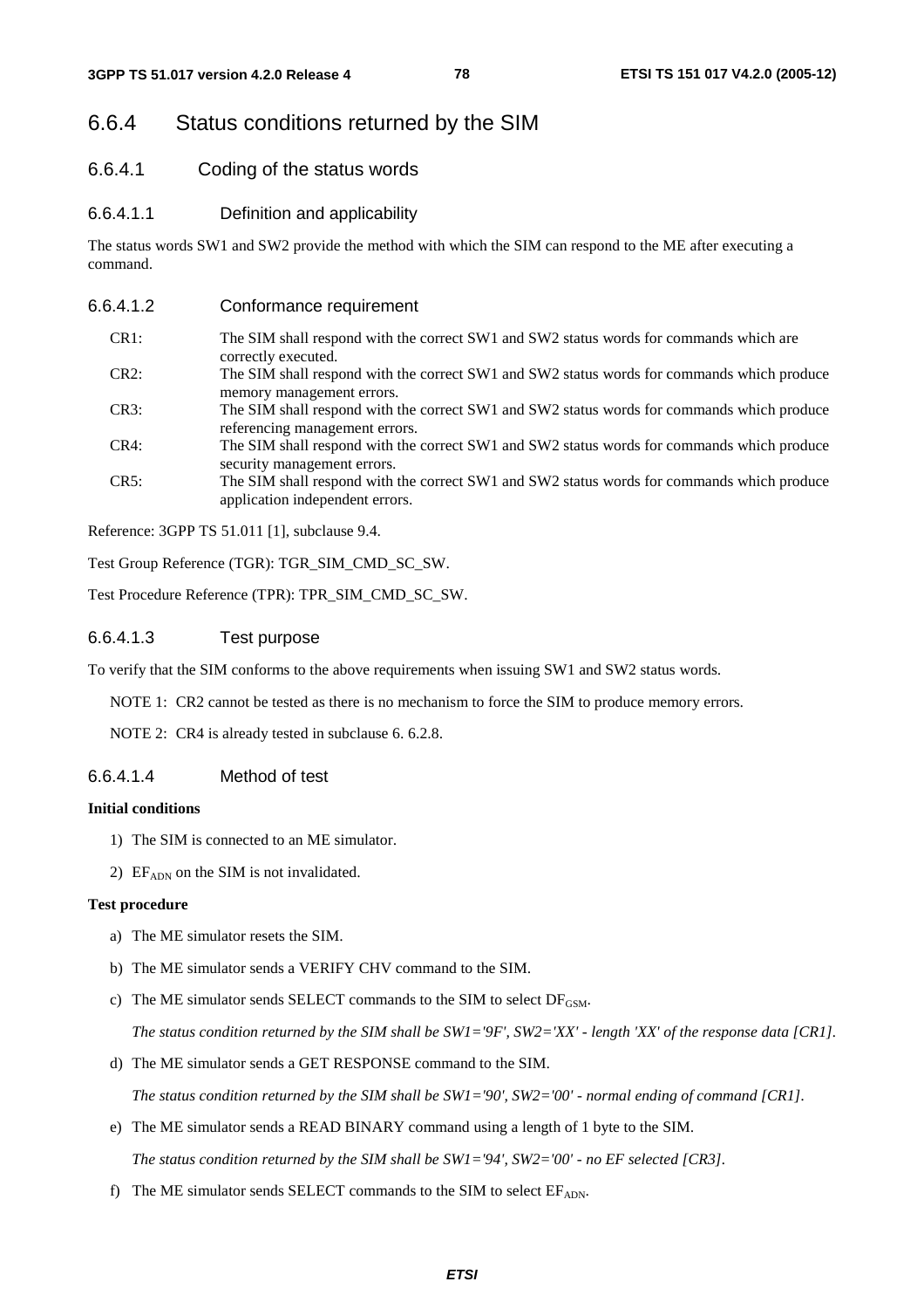## 6.6.4 Status conditions returned by the SIM

### 6.6.4.1 Coding of the status words

#### 6.6.4.1.1 Definition and applicability

The status words SW1 and SW2 provide the method with which the SIM can respond to the ME after executing a command.

#### 6.6.4.1.2 Conformance requirement

CR1: The SIM shall respond with the correct SW1 and SW2 status words for commands which are correctly executed.

CR2: The SIM shall respond with the correct SW1 and SW2 status words for commands which produce memory management errors.

CR3: The SIM shall respond with the correct SW1 and SW2 status words for commands which produce referencing management errors.

CR4: The SIM shall respond with the correct SW1 and SW2 status words for commands which produce security management errors.

CR5: The SIM shall respond with the correct SW1 and SW2 status words for commands which produce application independent errors.

Reference: 3GPP TS 51.011 [1], subclause 9.4.

Test Group Reference (TGR): TGR_SIM_CMD_SC_SW.

Test Procedure Reference (TPR): TPR_SIM_CMD_SC_SW.

#### 6.6.4.1.3 Test purpose

To verify that the SIM conforms to the above requirements when issuing SW1 and SW2 status words.

NOTE 1: CR2 cannot be tested as there is no mechanism to force the SIM to produce memory errors.

NOTE 2: CR4 is already tested in subclause 6. 6.2.8.

#### 6.6.4.1.4 Method of test

**Initial conditions**

1) The SIM is connected to an ME simulator.

2) $EF_{ADN}$ on the SIM is not invalidated.

**Test procedure**

a) The ME simulator resets the SIM.

b) The ME simulator sends a VERIFY CHV command to the SIM.

c) The ME simulator sends SELECT commands to the SIM to select $DF_{GSM}$.

*The status condition returned by the SIM shall be SW1='9F', SW2='XX' - length 'XX' of the response data [CR1].*

d) The ME simulator sends a GET RESPONSE command to the SIM.

*The status condition returned by the SIM shall be SW1='90', SW2='00' - normal ending of command [CR1].*

e) The ME simulator sends a READ BINARY command using a length of 1 byte to the SIM.

*The status condition returned by the SIM shall be SW1='94', SW2='00' - no EF selected [CR3].*

f) The ME simulator sends SELECT commands to the SIM to select $EF_{ADN}$.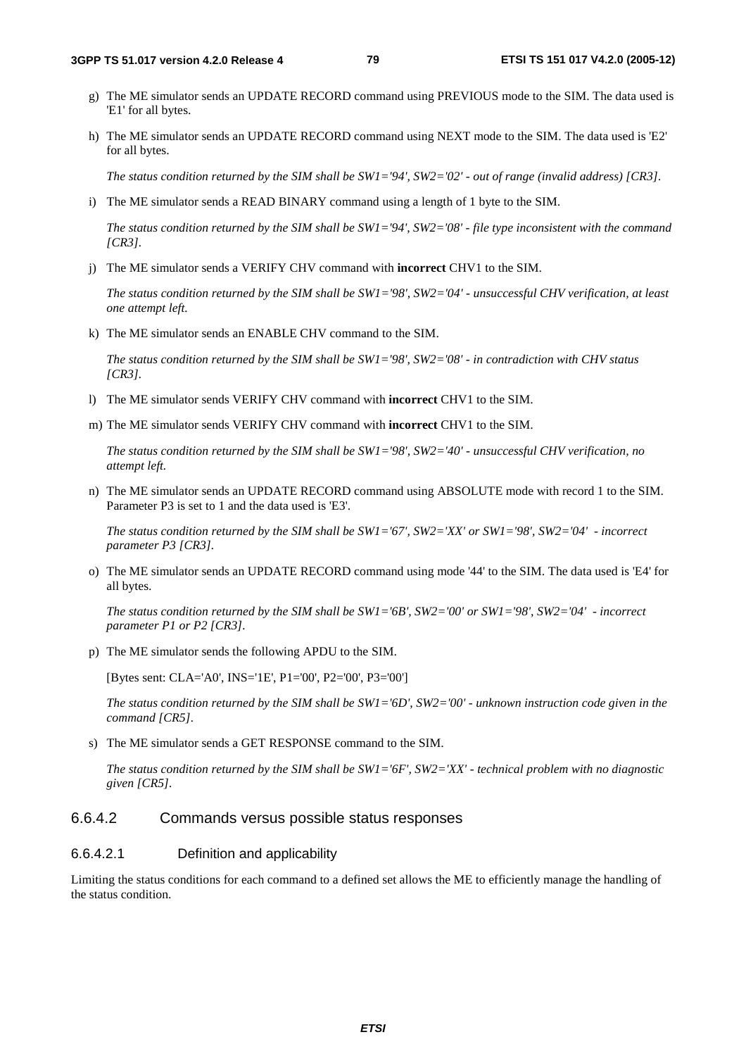g) The ME simulator sends an UPDATE RECORD command using PREVIOUS mode to the SIM. The data used is 'E1' for all bytes.

h) The ME simulator sends an UPDATE RECORD command using NEXT mode to the SIM. The data used is 'E2' for all bytes.

   *The status condition returned by the SIM shall be SW1='94', SW2='02' - out of range (invalid address) [CR3].*

i) The ME simulator sends a READ BINARY command using a length of 1 byte to the SIM.

   *The status condition returned by the SIM shall be SW1='94', SW2='08' - file type inconsistent with the command [CR3].*

j) The ME simulator sends a VERIFY CHV command with **incorrect** CHV1 to the SIM.

   *The status condition returned by the SIM shall be SW1='98', SW2='04' - unsuccessful CHV verification, at least one attempt left.*

k) The ME simulator sends an ENABLE CHV command to the SIM.

   *The status condition returned by the SIM shall be SW1='98', SW2='08' - in contradiction with CHV status [CR3].*

l) The ME simulator sends VERIFY CHV command with **incorrect** CHV1 to the SIM.

m) The ME simulator sends VERIFY CHV command with **incorrect** CHV1 to the SIM.

   *The status condition returned by the SIM shall be SW1='98', SW2='40' - unsuccessful CHV verification, no attempt left.*

n) The ME simulator sends an UPDATE RECORD command using ABSOLUTE mode with record 1 to the SIM. Parameter P3 is set to 1 and the data used is 'E3'.

   *The status condition returned by the SIM shall be SW1='67', SW2='XX' or SW1='98', SW2='04' - incorrect parameter P3 [CR3].*

o) The ME simulator sends an UPDATE RECORD command using mode '44' to the SIM. The data used is 'E4' for all bytes.

   *The status condition returned by the SIM shall be SW1='6B', SW2='00' or SW1='98', SW2='04' - incorrect parameter P1 or P2 [CR3].*

p) The ME simulator sends the following APDU to the SIM.

   [Bytes sent: CLA='A0', INS='1E', P1='00', P2='00', P3='00']

   *The status condition returned by the SIM shall be SW1='6D', SW2='00' - unknown instruction code given in the command [CR5].*

s) The ME simulator sends a GET RESPONSE command to the SIM.

   *The status condition returned by the SIM shall be SW1='6F', SW2='XX' - technical problem with no diagnostic given [CR5].*

### 6.6.4.2 Commands versus possible status responses

#### 6.6.4.2.1 Definition and applicability

Limiting the status conditions for each command to a defined set allows the ME to efficiently manage the handling of the status condition.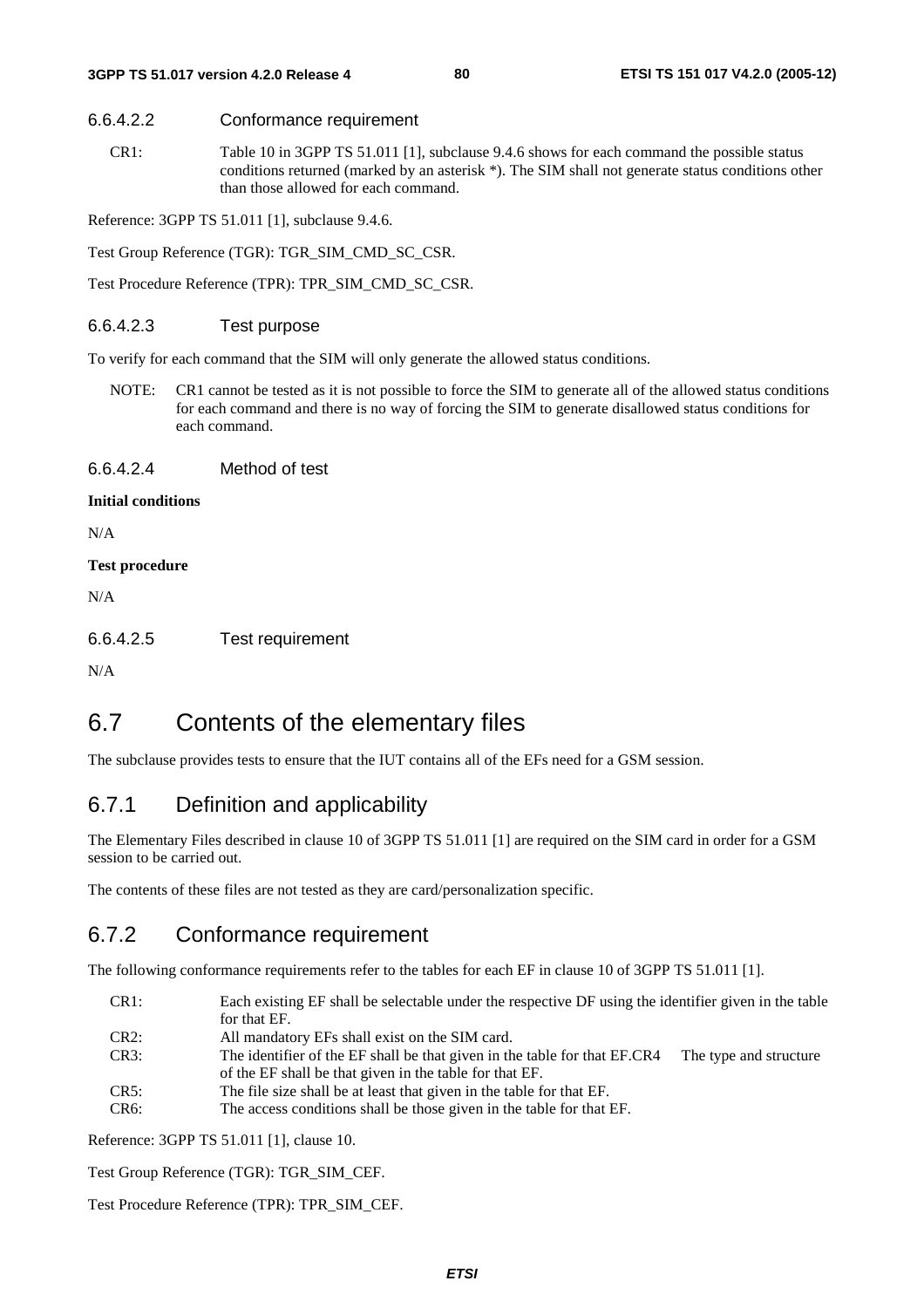#### 6.6.4.2.2 Conformance requirement

CR1: Table 10 in 3GPP TS 51.011 [1], subclause 9.4.6 shows for each command the possible status conditions returned (marked by an asterisk *). The SIM shall not generate status conditions other than those allowed for each command.

Reference: 3GPP TS 51.011 [1], subclause 9.4.6.

Test Group Reference (TGR): TGR_SIM_CMD_SC_CSR.

Test Procedure Reference (TPR): TPR_SIM_CMD_SC_CSR.

#### 6.6.4.2.3 Test purpose

To verify for each command that the SIM will only generate the allowed status conditions.

NOTE: CR1 cannot be tested as it is not possible to force the SIM to generate all of the allowed status conditions for each command and there is no way of forcing the SIM to generate disallowed status conditions for each command.

#### 6.6.4.2.4 Method of test

**Initial conditions**

N/A

**Test procedure**

N/A

#### 6.6.4.2.5 Test requirement

N/A

## 6.7 Contents of the elementary files

The subclause provides tests to ensure that the IUT contains all of the EFs need for a GSM session.

### 6.7.1 Definition and applicability

The Elementary Files described in clause 10 of 3GPP TS 51.011 [1] are required on the SIM card in order for a GSM session to be carried out.

The contents of these files are not tested as they are card/personalization specific.

### 6.7.2 Conformance requirement

The following conformance requirements refer to the tables for each EF in clause 10 of 3GPP TS 51.011 [1].

CR1: Each existing EF shall be selectable under the respective DF using the identifier given in the table for that EF.

CR2: All mandatory EFs shall exist on the SIM card.

CR3: The identifier of the EF shall be that given in the table for that EF.CR4 The type and structure of the EF shall be that given in the table for that EF.

CR5: The file size shall be at least that given in the table for that EF.

CR6: The access conditions shall be those given in the table for that EF.

Reference: 3GPP TS 51.011 [1], clause 10.

Test Group Reference (TGR): TGR_SIM_CEF.

Test Procedure Reference (TPR): TPR_SIM_CEF.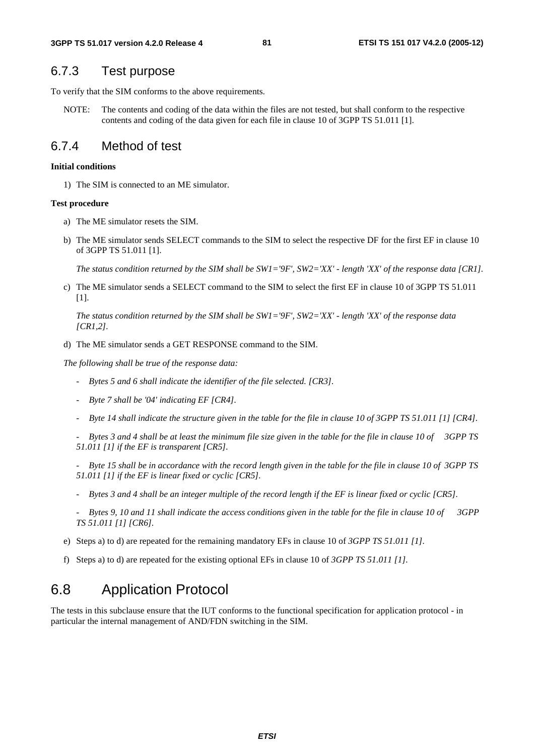## 6.7.3 Test purpose

To verify that the SIM conforms to the above requirements.

NOTE: The contents and coding of the data within the files are not tested, but shall conform to the respective contents and coding of the data given for each file in clause 10 of 3GPP TS 51.011 [1].

## 6.7.4 Method of test

**Initial conditions**

1) The SIM is connected to an ME simulator.

**Test procedure**

a) The ME simulator resets the SIM.

b) The ME simulator sends SELECT commands to the SIM to select the respective DF for the first EF in clause 10 of 3GPP TS 51.011 [1].

*The status condition returned by the SIM shall be SW1='9F', SW2='XX' - length 'XX' of the response data [CR1].*

c) The ME simulator sends a SELECT command to the SIM to select the first EF in clause 10 of 3GPP TS 51.011 [1].

*The status condition returned by the SIM shall be SW1='9F', SW2='XX' - length 'XX' of the response data [CR1,2].*

d) The ME simulator sends a GET RESPONSE command to the SIM.

*The following shall be true of the response data:*

- *Bytes 5 and 6 shall indicate the identifier of the file selected. [CR3].*
- *Byte 7 shall be '04' indicating EF [CR4].*
- *Byte 14 shall indicate the structure given in the table for the file in clause 10 of 3GPP TS 51.011 [1] [CR4].*
- *Bytes 3 and 4 shall be at least the minimum file size given in the table for the file in clause 10 of 3GPP TS 51.011 [1] if the EF is transparent [CR5].*
- *Byte 15 shall be in accordance with the record length given in the table for the file in clause 10 of 3GPP TS 51.011 [1] if the EF is linear fixed or cyclic [CR5].*
- *Bytes 3 and 4 shall be an integer multiple of the record length if the EF is linear fixed or cyclic [CR5].*
- *Bytes 9, 10 and 11 shall indicate the access conditions given in the table for the file in clause 10 of 3GPP TS 51.011 [1] [CR6].*

e) Steps a) to d) are repeated for the remaining mandatory EFs in clause 10 of *3GPP TS 51.011 [1].*

f) Steps a) to d) are repeated for the existing optional EFs in clause 10 of *3GPP TS 51.011 [1].*

# 6.8 Application Protocol

The tests in this subclause ensure that the IUT conforms to the functional specification for application protocol - in particular the internal management of AND/FDN switching in the SIM.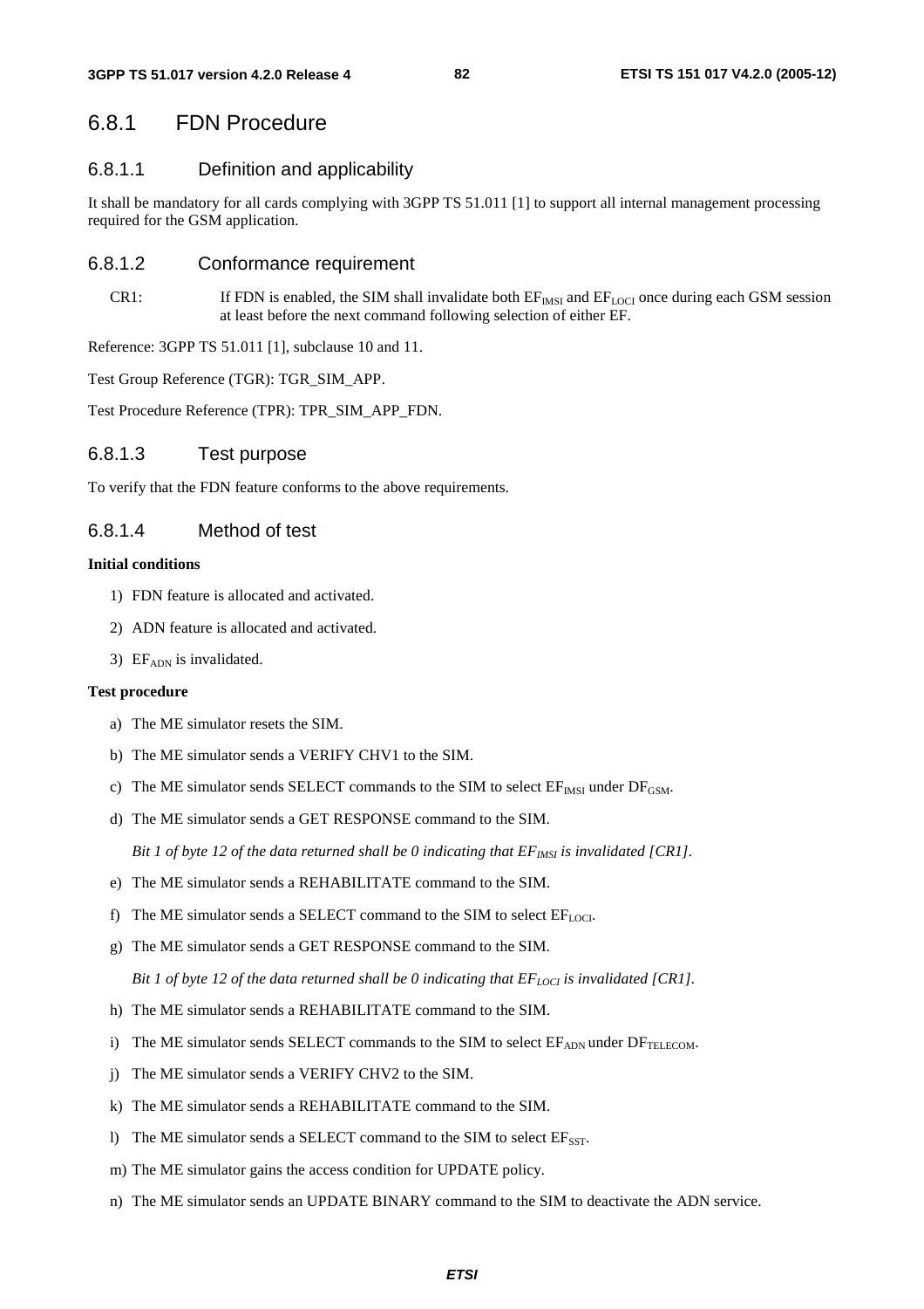## 6.8.1 FDN Procedure

### 6.8.1.1 Definition and applicability

It shall be mandatory for all cards complying with 3GPP TS 51.011 [1] to support all internal management processing required for the GSM application.

### 6.8.1.2 Conformance requirement

CR1: If FDN is enabled, the SIM shall invalidate both $EF_{IMSI}$ and $EF_{LOCI}$ once during each GSM session at least before the next command following selection of either EF.

Reference: 3GPP TS 51.011 [1], subclause 10 and 11.

Test Group Reference (TGR): TGR_SIM_APP.

Test Procedure Reference (TPR): TPR_SIM_APP_FDN.

### 6.8.1.3 Test purpose

To verify that the FDN feature conforms to the above requirements.

### 6.8.1.4 Method of test

**Initial conditions**

1) FDN feature is allocated and activated.

2) ADN feature is allocated and activated.

3) $EF_{ADN}$ is invalidated.

**Test procedure**

a) The ME simulator resets the SIM.

b) The ME simulator sends a VERIFY CHV1 to the SIM.

c) The ME simulator sends SELECT commands to the SIM to select $EF_{IMSI}$ under $DF_{GSM}$.

d) The ME simulator sends a GET RESPONSE command to the SIM.

   *Bit 1 of byte 12 of the data returned shall be 0 indicating that $EF_{IMSI}$ is invalidated [CR1].*

e) The ME simulator sends a REHABILITATE command to the SIM.

f) The ME simulator sends a SELECT command to the SIM to select $EF_{LOCI}$.

g) The ME simulator sends a GET RESPONSE command to the SIM.

   *Bit 1 of byte 12 of the data returned shall be 0 indicating that $EF_{LOCI}$ is invalidated [CR1].*

h) The ME simulator sends a REHABILITATE command to the SIM.

i) The ME simulator sends SELECT commands to the SIM to select $EF_{ADN}$ under $DF_{TELECOM}$.

j) The ME simulator sends a VERIFY CHV2 to the SIM.

k) The ME simulator sends a REHABILITATE command to the SIM.

l) The ME simulator sends a SELECT command to the SIM to select $EF_{SST}$.

m) The ME simulator gains the access condition for UPDATE policy.

n) The ME simulator sends an UPDATE BINARY command to the SIM to deactivate the ADN service.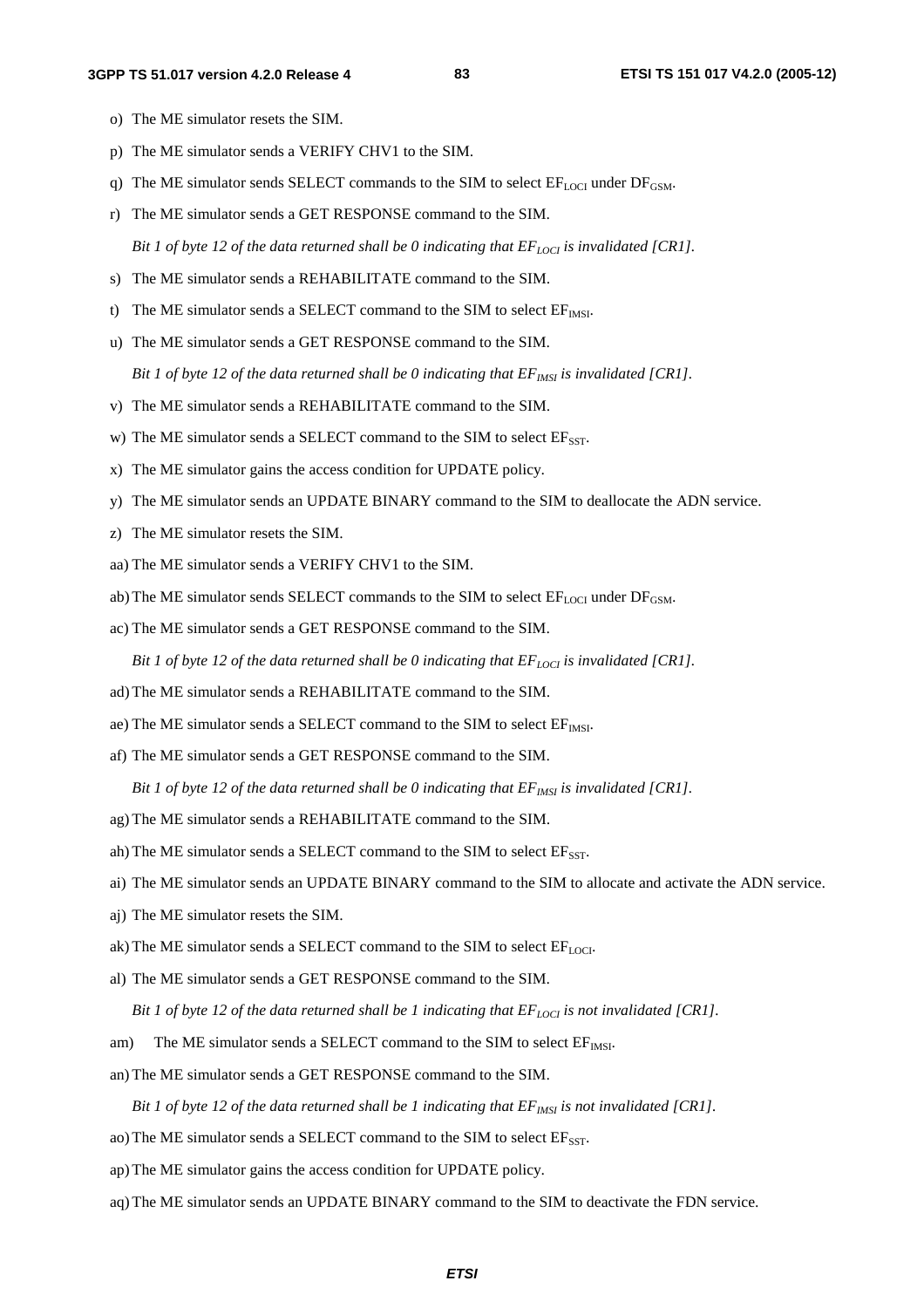o) The ME simulator resets the SIM.

p) The ME simulator sends a VERIFY CHV1 to the SIM.

q) The ME simulator sends SELECT commands to the SIM to select $EF_{LOCI}$ under $DF_{GSM}$.

r) The ME simulator sends a GET RESPONSE command to the SIM.

*Bit 1 of byte 12 of the data returned shall be 0 indicating that $EF_{LOCI}$ is invalidated [CR1].*

s) The ME simulator sends a REHABILITATE command to the SIM.

t) The ME simulator sends a SELECT command to the SIM to select $EF_{IMSI}$.

u) The ME simulator sends a GET RESPONSE command to the SIM.

*Bit 1 of byte 12 of the data returned shall be 0 indicating that $EF_{IMSI}$ is invalidated [CR1].*

v) The ME simulator sends a REHABILITATE command to the SIM.

w) The ME simulator sends a SELECT command to the SIM to select $EF_{SST}$.

x) The ME simulator gains the access condition for UPDATE policy.

y) The ME simulator sends an UPDATE BINARY command to the SIM to deallocate the ADN service.

z) The ME simulator resets the SIM.

aa) The ME simulator sends a VERIFY CHV1 to the SIM.

ab) The ME simulator sends SELECT commands to the SIM to select $EF_{LOCI}$ under $DF_{GSM}$.

ac) The ME simulator sends a GET RESPONSE command to the SIM.

*Bit 1 of byte 12 of the data returned shall be 0 indicating that $EF_{LOCI}$ is invalidated [CR1].*

ad) The ME simulator sends a REHABILITATE command to the SIM.

ae) The ME simulator sends a SELECT command to the SIM to select $EF_{IMSI}$.

af) The ME simulator sends a GET RESPONSE command to the SIM.

*Bit 1 of byte 12 of the data returned shall be 0 indicating that $EF_{IMSI}$ is invalidated [CR1].*

ag) The ME simulator sends a REHABILITATE command to the SIM.

ah) The ME simulator sends a SELECT command to the SIM to select $EF_{SST}$.

ai) The ME simulator sends an UPDATE BINARY command to the SIM to allocate and activate the ADN service.

aj) The ME simulator resets the SIM.

ak) The ME simulator sends a SELECT command to the SIM to select $EF_{LOCI}$.

al) The ME simulator sends a GET RESPONSE command to the SIM.

*Bit 1 of byte 12 of the data returned shall be 1 indicating that $EF_{LOCI}$ is not invalidated [CR1].*

am) The ME simulator sends a SELECT command to the SIM to select $EF_{IMSI}$.

an) The ME simulator sends a GET RESPONSE command to the SIM.

*Bit 1 of byte 12 of the data returned shall be 1 indicating that $EF_{IMSI}$ is not invalidated [CR1].*

ao) The ME simulator sends a SELECT command to the SIM to select $EF_{SST}$.

ap) The ME simulator gains the access condition for UPDATE policy.

aq) The ME simulator sends an UPDATE BINARY command to the SIM to deactivate the FDN service.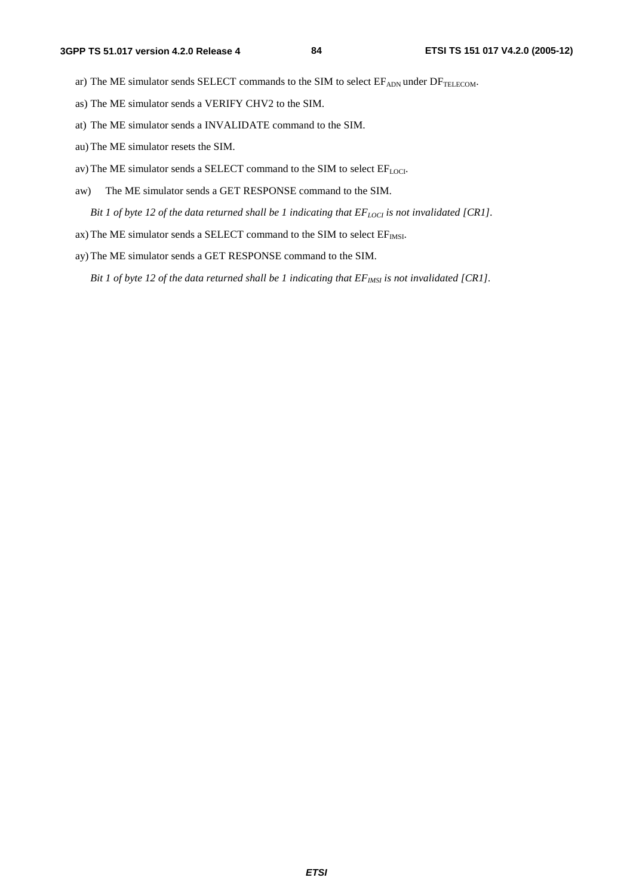ar) The ME simulator sends SELECT commands to the SIM to select $EF_{ADN}$ under $DF_{TELECOM}$.

as) The ME simulator sends a VERIFY CHV2 to the SIM.

at) The ME simulator sends a INVALIDATE command to the SIM.

au) The ME simulator resets the SIM.

av) The ME simulator sends a SELECT command to the SIM to select $EF_{LOCI}$.

aw) The ME simulator sends a GET RESPONSE command to the SIM.

*Bit 1 of byte 12 of the data returned shall be 1 indicating that $EF_{LOCI}$ is not invalidated [CR1].*

ax) The ME simulator sends a SELECT command to the SIM to select $EF_{IMSI}$.

ay) The ME simulator sends a GET RESPONSE command to the SIM.

*Bit 1 of byte 12 of the data returned shall be 1 indicating that $EF_{IMSI}$ is not invalidated [CR1].*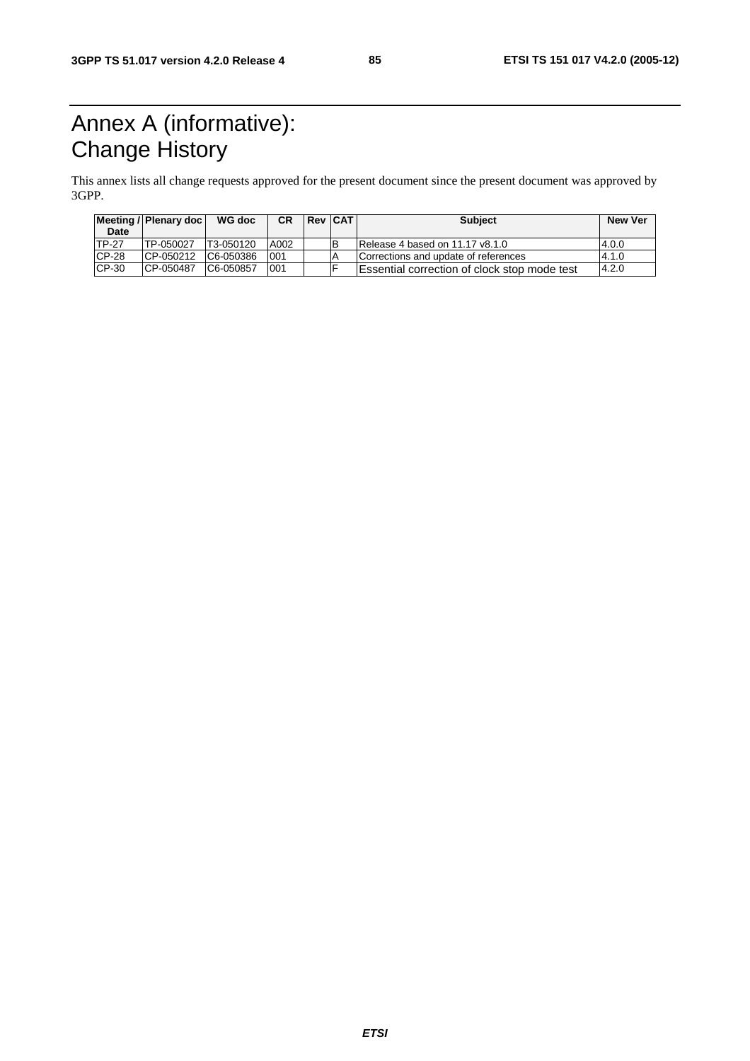# Annex A (informative): Change History

This annex lists all change requests approved for the present document since the present document was approved by 3GPP.

| Meeting / Date | Plenary doc | WG doc | CR | Rev | CAT | Subject | New Ver |
|---|---|---|---|---|---|---|---|
| TP-27 | TP-050027 | T3-050120 | A002 | | B | Release 4 based on 11.17 v8.1.0 | 4.0.0 |
| CP-28 | CP-050212 | C6-050386 | 001 | | A | Corrections and update of references | 4.1.0 |
| CP-30 | CP-050487 | C6-050857 | 001 | | F | Essential correction of clock stop mode test | 4.2.0 |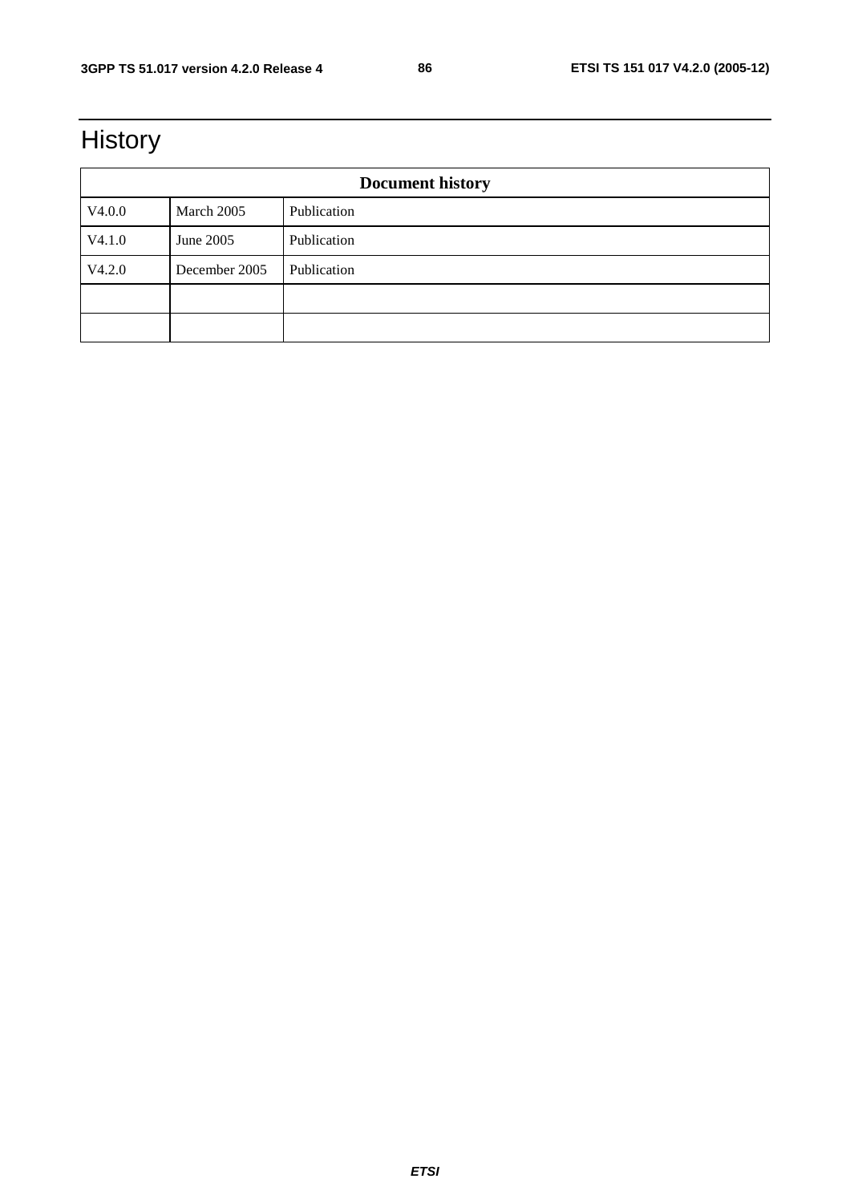# History

| Document history | | |
|---|---|---|
| V4.0.0 | March 2005 | Publication |
| V4.1.0 | June 2005 | Publication |
| V4.2.0 | December 2005 | Publication |
| | | |
| | | |